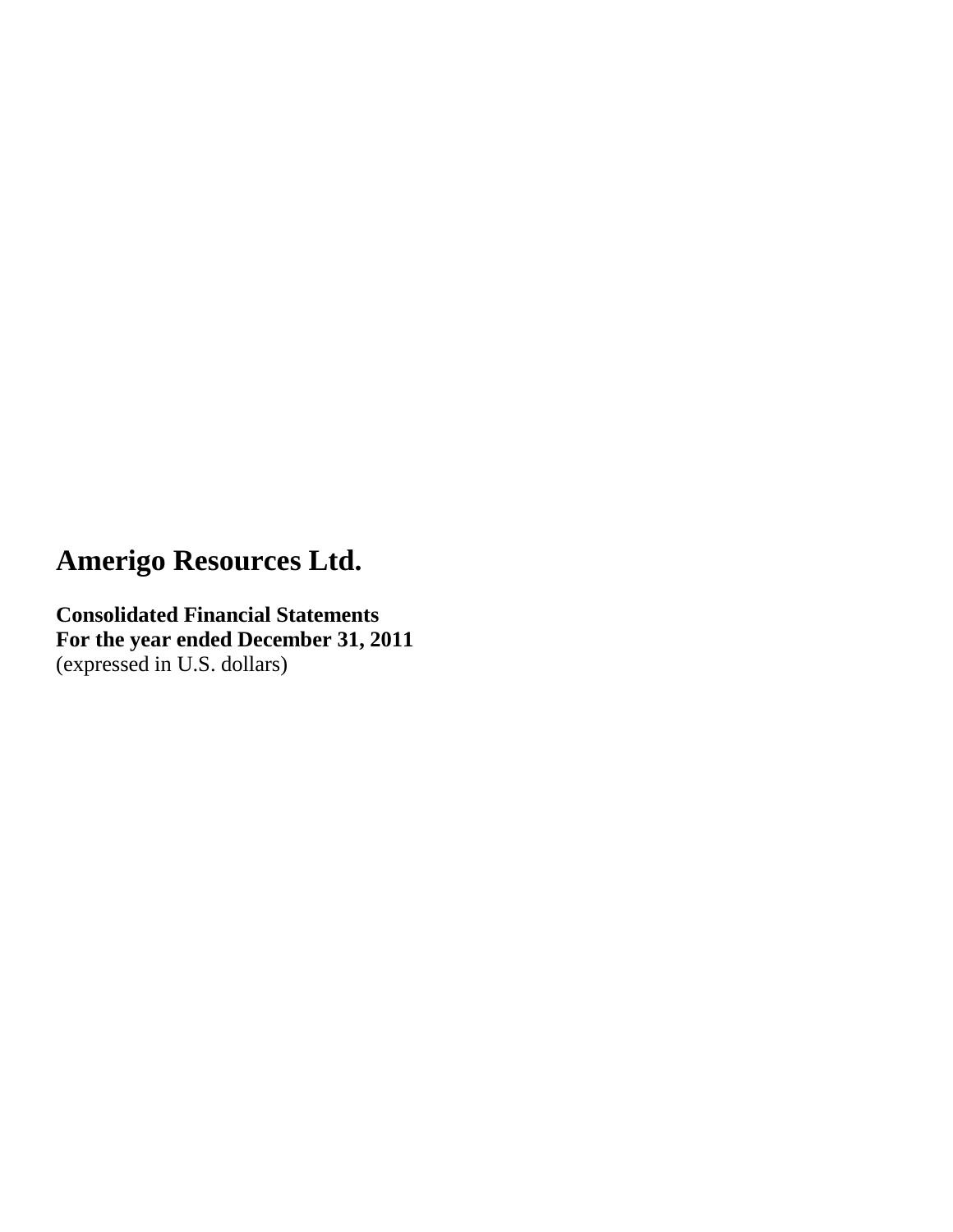# Amerigo Resources Ltd.

**Consolidated Financial Statements**
**For the year ended December 31, 2011**
(expressed in U.S. dollars)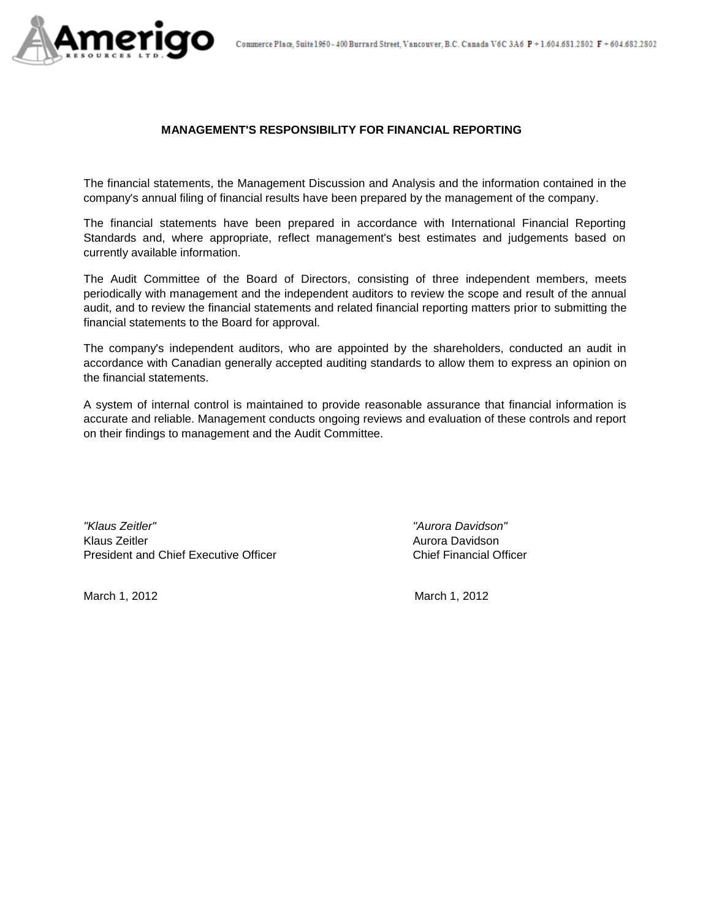Commerce Place, Suite 1950 - 400 Burrard Street, Vancouver, B.C. Canada V6C 3A6 P + 1.604.681.2802 F + 604.682.2802

## MANAGEMENT'S RESPONSIBILITY FOR FINANCIAL REPORTING

The financial statements, the Management Discussion and Analysis and the information contained in the company's annual filing of financial results have been prepared by the management of the company.

The financial statements have been prepared in accordance with International Financial Reporting Standards and, where appropriate, reflect management's best estimates and judgements based on currently available information.

The Audit Committee of the Board of Directors, consisting of three independent members, meets periodically with management and the independent auditors to review the scope and result of the annual audit, and to review the financial statements and related financial reporting matters prior to submitting the financial statements to the Board for approval.

The company's independent auditors, who are appointed by the shareholders, conducted an audit in accordance with Canadian generally accepted auditing standards to allow them to express an opinion on the financial statements.

A system of internal control is maintained to provide reasonable assurance that financial information is accurate and reliable. Management conducts ongoing reviews and evaluation of these controls and report on their findings to management and the Audit Committee.

*"Klaus Zeitler"*
Klaus Zeitler
President and Chief Executive Officer

March 1, 2012

*"Aurora Davidson"*
Aurora Davidson
Chief Financial Officer

March 1, 2012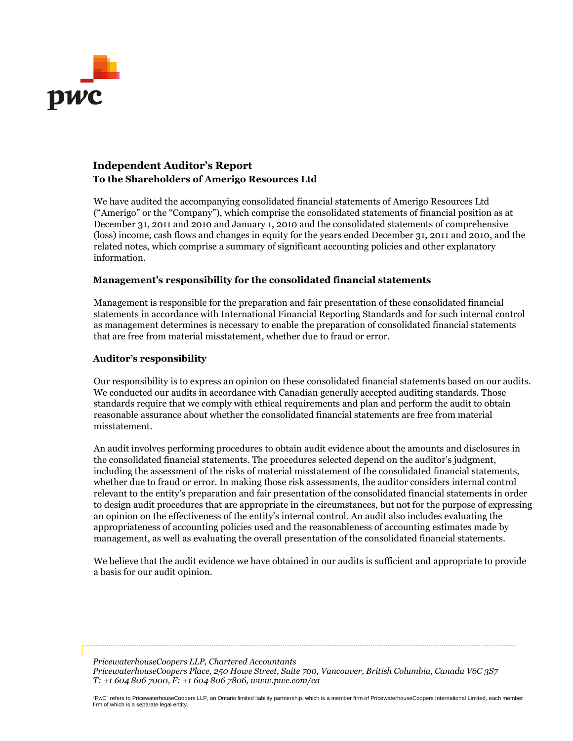# Independent Auditor's Report

**To the Shareholders of Amerigo Resources Ltd**

We have audited the accompanying consolidated financial statements of Amerigo Resources Ltd ("Amerigo" or the "Company"), which comprise the consolidated statements of financial position as at December 31, 2011 and 2010 and January 1, 2010 and the consolidated statements of comprehensive (loss) income, cash flows and changes in equity for the years ended December 31, 2011 and 2010, and the related notes, which comprise a summary of significant accounting policies and other explanatory information.

## Management's responsibility for the consolidated financial statements

Management is responsible for the preparation and fair presentation of these consolidated financial statements in accordance with International Financial Reporting Standards and for such internal control as management determines is necessary to enable the preparation of consolidated financial statements that are free from material misstatement, whether due to fraud or error.

## Auditor's responsibility

Our responsibility is to express an opinion on these consolidated financial statements based on our audits. We conducted our audits in accordance with Canadian generally accepted auditing standards. Those standards require that we comply with ethical requirements and plan and perform the audit to obtain reasonable assurance about whether the consolidated financial statements are free from material misstatement.

An audit involves performing procedures to obtain audit evidence about the amounts and disclosures in the consolidated financial statements. The procedures selected depend on the auditor's judgment, including the assessment of the risks of material misstatement of the consolidated financial statements, whether due to fraud or error. In making those risk assessments, the auditor considers internal control relevant to the entity's preparation and fair presentation of the consolidated financial statements in order to design audit procedures that are appropriate in the circumstances, but not for the purpose of expressing an opinion on the effectiveness of the entity's internal control. An audit also includes evaluating the appropriateness of accounting policies used and the reasonableness of accounting estimates made by management, as well as evaluating the overall presentation of the consolidated financial statements.

We believe that the audit evidence we have obtained in our audits is sufficient and appropriate to provide a basis for our audit opinion.

*PricewaterhouseCoopers LLP, Chartered Accountants*
*PricewaterhouseCoopers Place, 250 Howe Street, Suite 700, Vancouver, British Columbia, Canada V6C 3S7*
*T: +1 604 806 7000, F: +1 604 806 7806, www.pwc.com/ca*

"PwC" refers to PricewaterhouseCoopers LLP, an Ontario limited liability partnership, which is a member firm of PricewaterhouseCoopers International Limited, each member firm of which is a separate legal entity.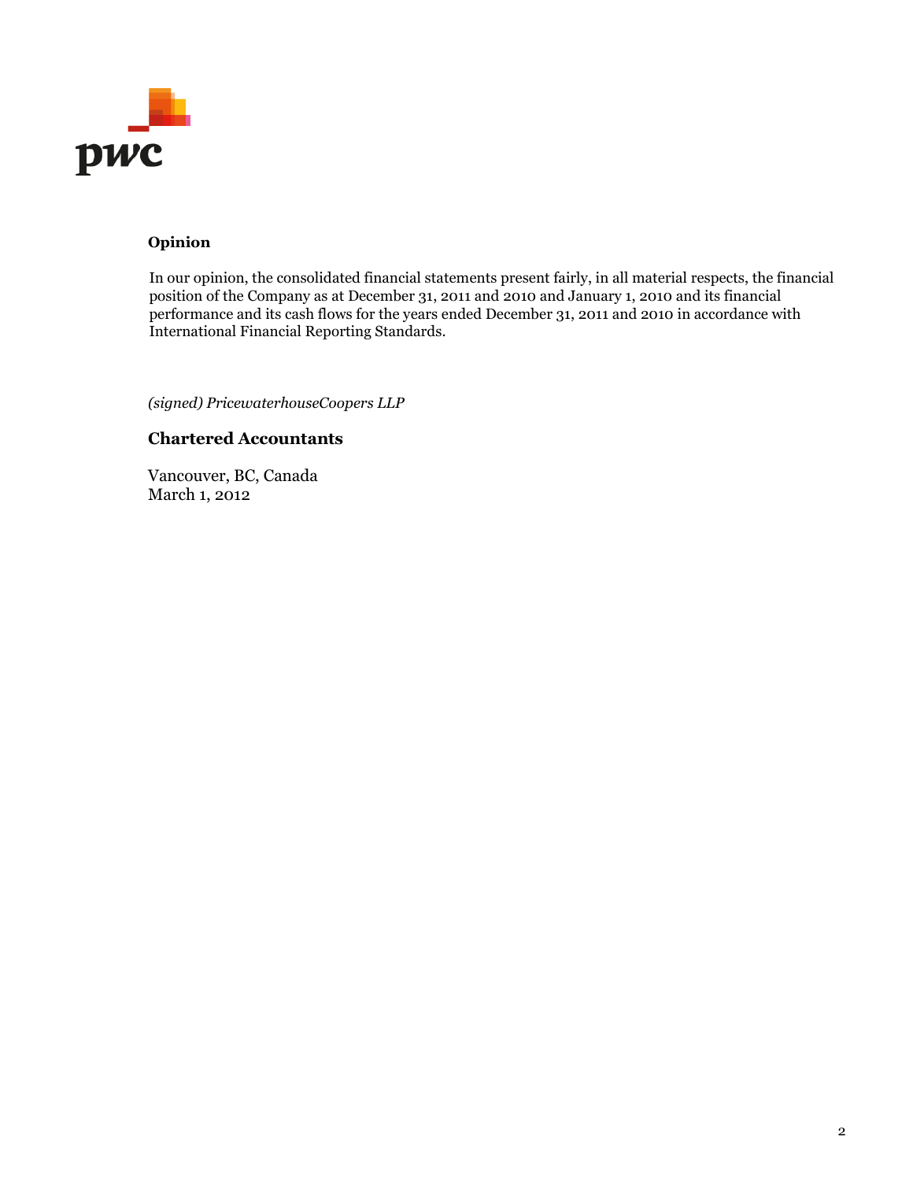## Opinion

In our opinion, the consolidated financial statements present fairly, in all material respects, the financial position of the Company as at December 31, 2011 and 2010 and January 1, 2010 and its financial performance and its cash flows for the years ended December 31, 2011 and 2010 in accordance with International Financial Reporting Standards.

*(signed) PricewaterhouseCoopers LLP*

**Chartered Accountants**

Vancouver, BC, Canada
March 1, 2012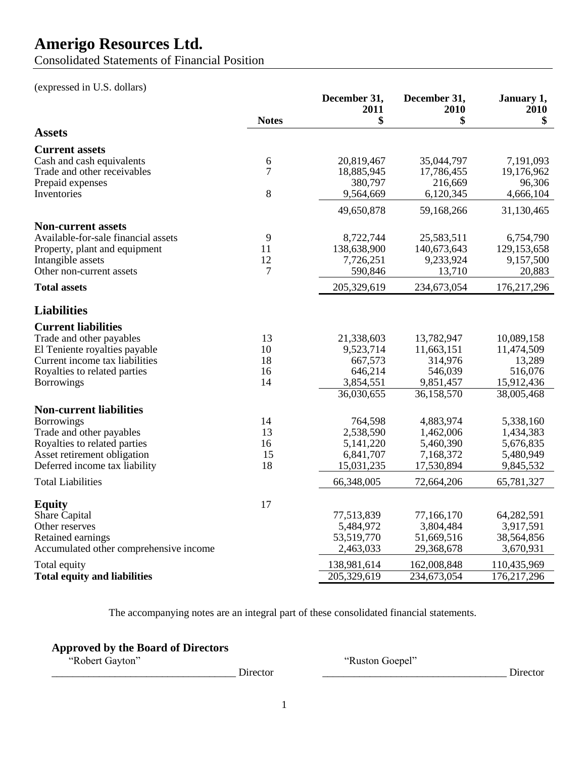# Amerigo Resources Ltd.

Consolidated Statements of Financial Position

(expressed in U.S. dollars)

| | Notes | December 31, 2011 $ | December 31, 2010 $ | January 1, 2010 $ |
|---|---|---|---|---|
| **Assets** | | | | |
| **Current assets** | | | | |
| Cash and cash equivalents | 6 | 20,819,467 | 35,044,797 | 7,191,093 |
| Trade and other receivables | 7 | 18,885,945 | 17,786,455 | 19,176,962 |
| Prepaid expenses | | 380,797 | 216,669 | 96,306 |
| Inventories | 8 | 9,564,669 | 6,120,345 | 4,666,104 |
| | | 49,650,878 | 59,168,266 | 31,130,465 |
| **Non-current assets** | | | | |
| Available-for-sale financial assets | 9 | 8,722,744 | 25,583,511 | 6,754,790 |
| Property, plant and equipment | 11 | 138,638,900 | 140,673,643 | 129,153,658 |
| Intangible assets | 12 | 7,726,251 | 9,233,924 | 9,157,500 |
| Other non-current assets | 7 | 590,846 | 13,710 | 20,883 |
| **Total assets** | | 205,329,619 | 234,673,054 | 176,217,296 |
| **Liabilities** | | | | |
| **Current liabilities** | | | | |
| Trade and other payables | 13 | 21,338,603 | 13,782,947 | 10,089,158 |
| El Teniente royalties payable | 10 | 9,523,714 | 11,663,151 | 11,474,509 |
| Current income tax liabilities | 18 | 667,573 | 314,976 | 13,289 |
| Royalties to related parties | 16 | 646,214 | 546,039 | 516,076 |
| Borrowings | 14 | 3,854,551 | 9,851,457 | 15,912,436 |
| | | 36,030,655 | 36,158,570 | 38,005,468 |
| **Non-current liabilities** | | | | |
| Borrowings | 14 | 764,598 | 4,883,974 | 5,338,160 |
| Trade and other payables | 13 | 2,538,590 | 1,462,006 | 1,434,383 |
| Royalties to related parties | 16 | 5,141,220 | 5,460,390 | 5,676,835 |
| Asset retirement obligation | 15 | 6,841,707 | 7,168,372 | 5,480,949 |
| Deferred income tax liability | 18 | 15,031,235 | 17,530,894 | 9,845,532 |
| Total Liabilities | | 66,348,005 | 72,664,206 | 65,781,327 |
| **Equity** | 17 | | | |
| Share Capital | | 77,513,839 | 77,166,170 | 64,282,591 |
| Other reserves | | 5,484,972 | 3,804,484 | 3,917,591 |
| Retained earnings | | 53,519,770 | 51,669,516 | 38,564,856 |
| Accumulated other comprehensive income | | 2,463,033 | 29,368,678 | 3,670,931 |
| Total equity | | 138,981,614 | 162,008,848 | 110,435,969 |
| **Total equity and liabilities** | | 205,329,619 | 234,673,054 | 176,217,296 |

The accompanying notes are an integral part of these consolidated financial statements.

**Approved by the Board of Directors**

"Robert Gayton" \_\_\_\_\_\_\_\_\_\_ Director

"Ruston Goepel" \_\_\_\_\_\_\_\_\_\_ Director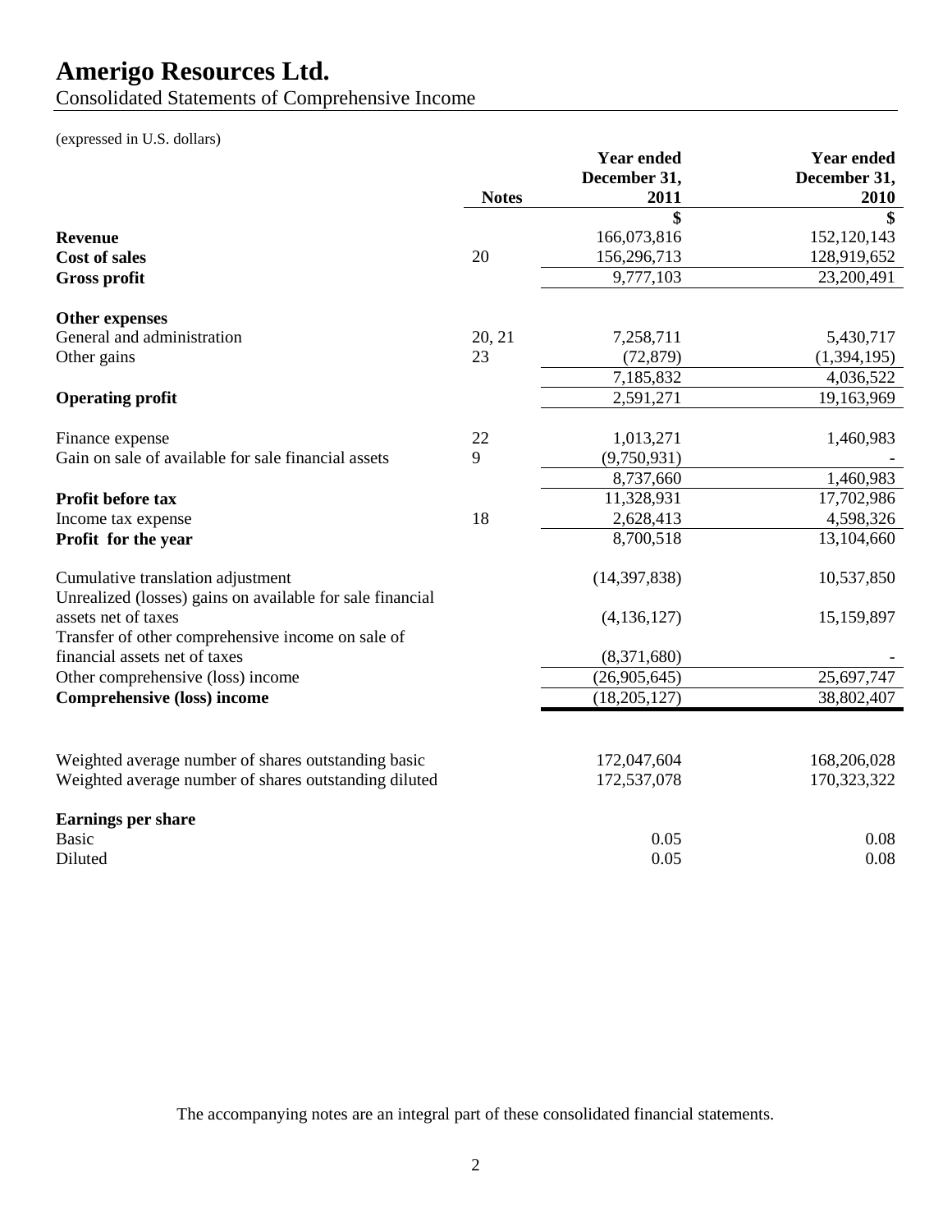# Amerigo Resources Ltd.

Consolidated Statements of Comprehensive Income

(expressed in U.S. dollars)

| | Notes | Year ended December 31, 2011 | Year ended December 31, 2010 |
|---|---|---|---|
| | | $ | $ |
| **Revenue** | | 166,073,816 | 152,120,143 |
| **Cost of sales** | 20 | 156,296,713 | 128,919,652 |
| **Gross profit** | | 9,777,103 | 23,200,491 |
| | | | |
| **Other expenses** | | | |
| General and administration | 20, 21 | 7,258,711 | 5,430,717 |
| Other gains | 23 | (72,879) | (1,394,195) |
| | | 7,185,832 | 4,036,522 |
| **Operating profit** | | 2,591,271 | 19,163,969 |
| | | | |
| Finance expense | 22 | 1,013,271 | 1,460,983 |
| Gain on sale of available for sale financial assets | 9 | (9,750,931) | - |
| | | 8,737,660 | 1,460,983 |
| **Profit before tax** | | 11,328,931 | 17,702,986 |
| Income tax expense | 18 | 2,628,413 | 4,598,326 |
| **Profit for the year** | | 8,700,518 | 13,104,660 |
| | | | |
| Cumulative translation adjustment | | (14,397,838) | 10,537,850 |
| Unrealized (losses) gains on available for sale financial assets net of taxes | | (4,136,127) | 15,159,897 |
| Transfer of other comprehensive income on sale of financial assets net of taxes | | (8,371,680) | - |
| Other comprehensive (loss) income | | (26,905,645) | 25,697,747 |
| **Comprehensive (loss) income** | | (18,205,127) | 38,802,407 |
| | | | |
| Weighted average number of shares outstanding basic | | 172,047,604 | 168,206,028 |
| Weighted average number of shares outstanding diluted | | 172,537,078 | 170,323,322 |
| | | | |
| **Earnings per share** | | | |
| Basic | | 0.05 | 0.08 |
| Diluted | | 0.05 | 0.08 |

The accompanying notes are an integral part of these consolidated financial statements.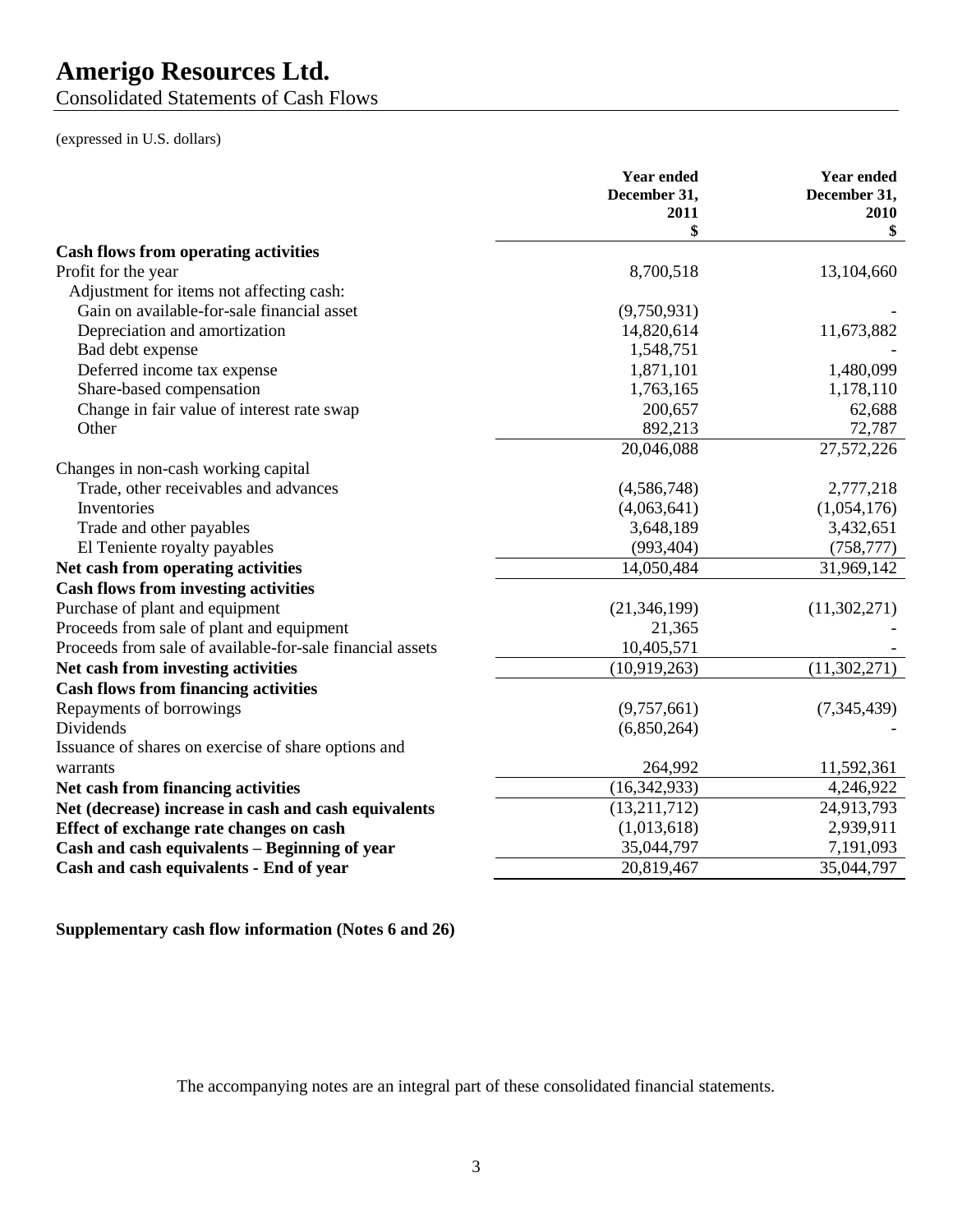# Amerigo Resources Ltd.

Consolidated Statements of Cash Flows

(expressed in U.S. dollars)

| | Year ended December 31, 2011 $ | Year ended December 31, 2010 $ |
|---|---|---|
| **Cash flows from operating activities** | | |
| Profit for the year | 8,700,518 | 13,104,660 |
| Adjustment for items not affecting cash: | | |
| Gain on available-for-sale financial asset | (9,750,931) | - |
| Depreciation and amortization | 14,820,614 | 11,673,882 |
| Bad debt expense | 1,548,751 | - |
| Deferred income tax expense | 1,871,101 | 1,480,099 |
| Share-based compensation | 1,763,165 | 1,178,110 |
| Change in fair value of interest rate swap | 200,657 | 62,688 |
| Other | 892,213 | 72,787 |
| | 20,046,088 | 27,572,226 |
| Changes in non-cash working capital | | |
| Trade, other receivables and advances | (4,586,748) | 2,777,218 |
| Inventories | (4,063,641) | (1,054,176) |
| Trade and other payables | 3,648,189 | 3,432,651 |
| El Teniente royalty payables | (993,404) | (758,777) |
| **Net cash from operating activities** | 14,050,484 | 31,969,142 |
| **Cash flows from investing activities** | | |
| Purchase of plant and equipment | (21,346,199) | (11,302,271) |
| Proceeds from sale of plant and equipment | 21,365 | - |
| Proceeds from sale of available-for-sale financial assets | 10,405,571 | - |
| **Net cash from investing activities** | (10,919,263) | (11,302,271) |
| **Cash flows from financing activities** | | |
| Repayments of borrowings | (9,757,661) | (7,345,439) |
| Dividends | (6,850,264) | - |
| Issuance of shares on exercise of share options and warrants | 264,992 | 11,592,361 |
| **Net cash from financing activities** | (16,342,933) | 4,246,922 |
| **Net (decrease) increase in cash and cash equivalents** | (13,211,712) | 24,913,793 |
| **Effect of exchange rate changes on cash** | (1,013,618) | 2,939,911 |
| **Cash and cash equivalents – Beginning of year** | 35,044,797 | 7,191,093 |
| **Cash and cash equivalents - End of year** | 20,819,467 | 35,044,797 |

**Supplementary cash flow information (Notes 6 and 26)**

The accompanying notes are an integral part of these consolidated financial statements.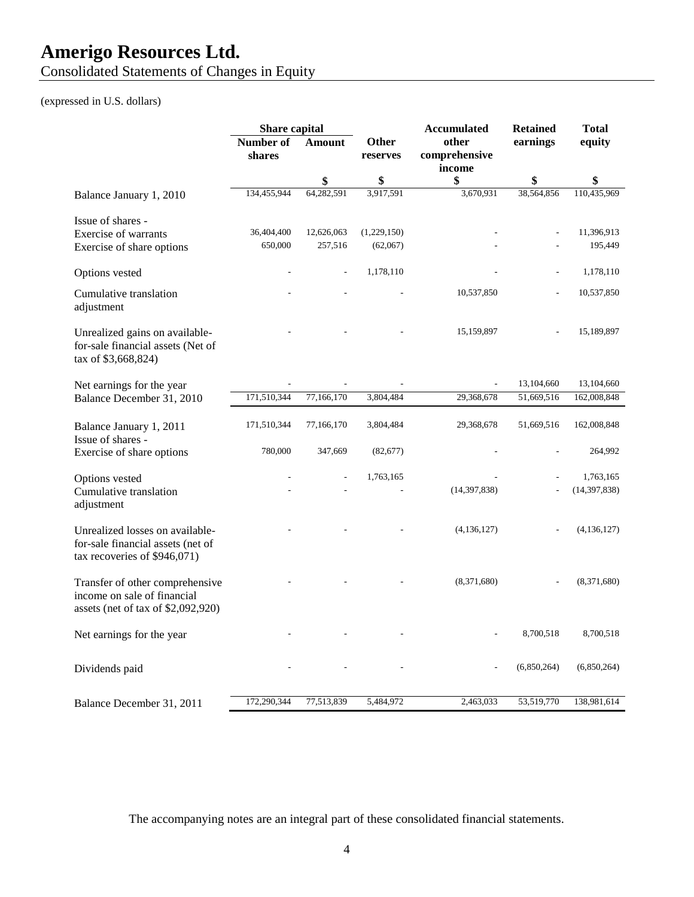# Amerigo Resources Ltd.

Consolidated Statements of Changes in Equity

(expressed in U.S. dollars)

| | Share capital | | Other reserves | Accumulated other comprehensive income | Retained earnings | Total equity |
|---|---|---|---|---|---|---|
| | Number of shares | Amount | | | | |
| | | $ | $ | $ | $ | $ |
| Balance January 1, 2010 | 134,455,944 | 64,282,591 | 3,917,591 | 3,670,931 | 38,564,856 | 110,435,969 |
| Issue of shares - | | | | | | |
| Exercise of warrants | 36,404,400 | 12,626,063 | (1,229,150) | - | - | 11,396,913 |
| Exercise of share options | 650,000 | 257,516 | (62,067) | - | - | 195,449 |
| Options vested | - | - | 1,178,110 | - | - | 1,178,110 |
| Cumulative translation adjustment | - | - | - | 10,537,850 | - | 10,537,850 |
| Unrealized gains on available-for-sale financial assets (Net of tax of $3,668,824) | - | - | - | 15,159,897 | - | 15,189,897 |
| Net earnings for the year | - | - | - | - | 13,104,660 | 13,104,660 |
| Balance December 31, 2010 | 171,510,344 | 77,166,170 | 3,804,484 | 29,368,678 | 51,669,516 | 162,008,848 |
| Balance January 1, 2011 | 171,510,344 | 77,166,170 | 3,804,484 | 29,368,678 | 51,669,516 | 162,008,848 |
| Issue of shares - | | | | | | |
| Exercise of share options | 780,000 | 347,669 | (82,677) | - | - | 264,992 |
| Options vested | - | - | 1,763,165 | - | - | 1,763,165 |
| Cumulative translation adjustment | - | - | - | (14,397,838) | - | (14,397,838) |
| Unrealized losses on available-for-sale financial assets (net of tax recoveries of $946,071) | - | - | - | (4,136,127) | - | (4,136,127) |
| Transfer of other comprehensive income on sale of financial assets (net of tax of $2,092,920) | - | - | - | (8,371,680) | - | (8,371,680) |
| Net earnings for the year | - | - | - | - | 8,700,518 | 8,700,518 |
| Dividends paid | - | - | - | - | (6,850,264) | (6,850,264) |
| Balance December 31, 2011 | 172,290,344 | 77,513,839 | 5,484,972 | 2,463,033 | 53,519,770 | 138,981,614 |

The accompanying notes are an integral part of these consolidated financial statements.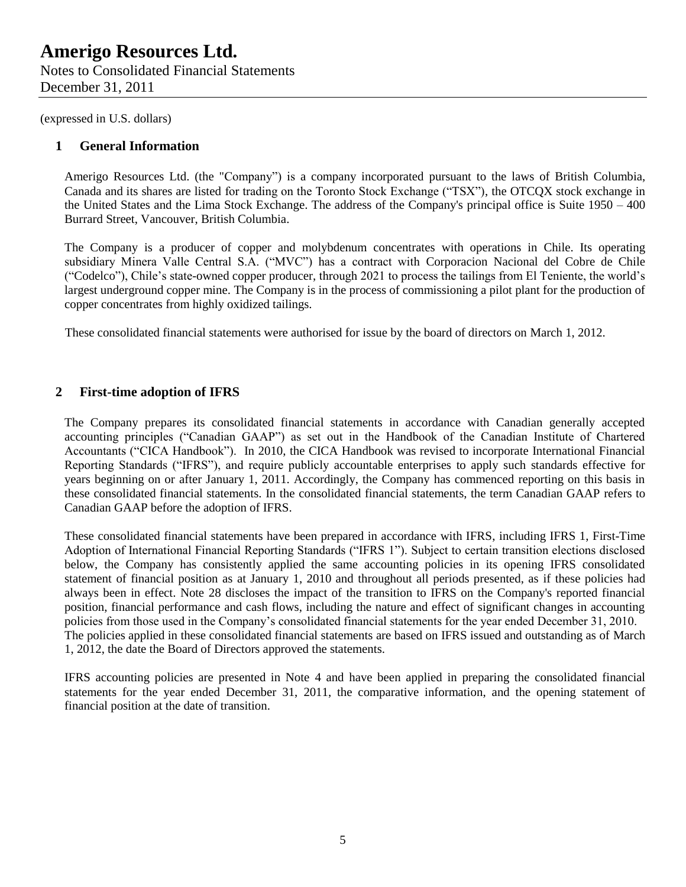(expressed in U.S. dollars)

## 1 General Information

Amerigo Resources Ltd. (the "Company") is a company incorporated pursuant to the laws of British Columbia, Canada and its shares are listed for trading on the Toronto Stock Exchange ("TSX"), the OTCQX stock exchange in the United States and the Lima Stock Exchange. The address of the Company's principal office is Suite 1950 – 400 Burrard Street, Vancouver, British Columbia.

The Company is a producer of copper and molybdenum concentrates with operations in Chile. Its operating subsidiary Minera Valle Central S.A. ("MVC") has a contract with Corporacion Nacional del Cobre de Chile ("Codelco"), Chile's state-owned copper producer, through 2021 to process the tailings from El Teniente, the world's largest underground copper mine. The Company is in the process of commissioning a pilot plant for the production of copper concentrates from highly oxidized tailings.

These consolidated financial statements were authorised for issue by the board of directors on March 1, 2012.

## 2 First-time adoption of IFRS

The Company prepares its consolidated financial statements in accordance with Canadian generally accepted accounting principles ("Canadian GAAP") as set out in the Handbook of the Canadian Institute of Chartered Accountants ("CICA Handbook"). In 2010, the CICA Handbook was revised to incorporate International Financial Reporting Standards ("IFRS"), and require publicly accountable enterprises to apply such standards effective for years beginning on or after January 1, 2011. Accordingly, the Company has commenced reporting on this basis in these consolidated financial statements. In the consolidated financial statements, the term Canadian GAAP refers to Canadian GAAP before the adoption of IFRS.

These consolidated financial statements have been prepared in accordance with IFRS, including IFRS 1, First-Time Adoption of International Financial Reporting Standards ("IFRS 1"). Subject to certain transition elections disclosed below, the Company has consistently applied the same accounting policies in its opening IFRS consolidated statement of financial position as at January 1, 2010 and throughout all periods presented, as if these policies had always been in effect. Note 28 discloses the impact of the transition to IFRS on the Company's reported financial position, financial performance and cash flows, including the nature and effect of significant changes in accounting policies from those used in the Company's consolidated financial statements for the year ended December 31, 2010. The policies applied in these consolidated financial statements are based on IFRS issued and outstanding as of March 1, 2012, the date the Board of Directors approved the statements.

IFRS accounting policies are presented in Note 4 and have been applied in preparing the consolidated financial statements for the year ended December 31, 2011, the comparative information, and the opening statement of financial position at the date of transition.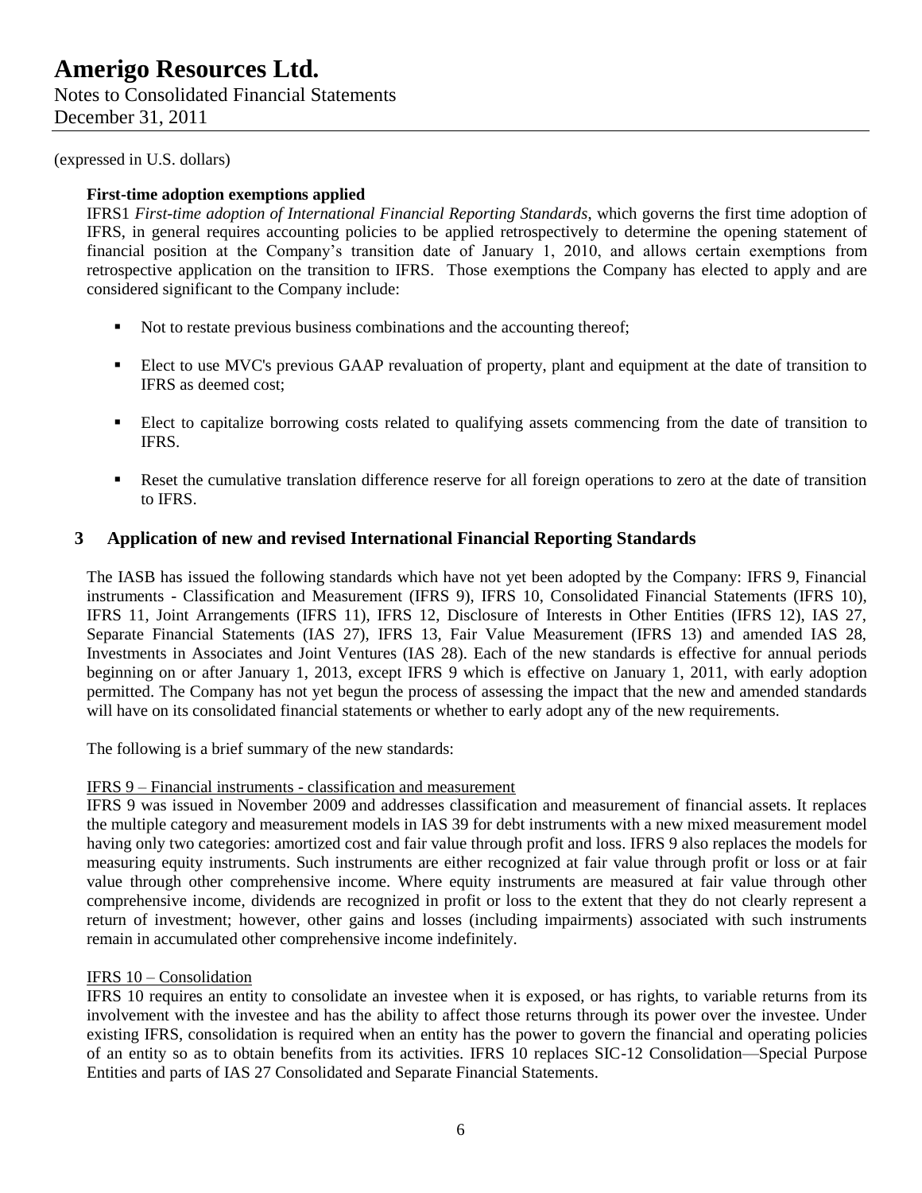(expressed in U.S. dollars)

**First-time adoption exemptions applied**

IFRS1 *First-time adoption of International Financial Reporting Standards*, which governs the first time adoption of IFRS, in general requires accounting policies to be applied retrospectively to determine the opening statement of financial position at the Company's transition date of January 1, 2010, and allows certain exemptions from retrospective application on the transition to IFRS. Those exemptions the Company has elected to apply and are considered significant to the Company include:

- Not to restate previous business combinations and the accounting thereof;
- Elect to use MVC's previous GAAP revaluation of property, plant and equipment at the date of transition to IFRS as deemed cost;
- Elect to capitalize borrowing costs related to qualifying assets commencing from the date of transition to IFRS.
- Reset the cumulative translation difference reserve for all foreign operations to zero at the date of transition to IFRS.

## 3 Application of new and revised International Financial Reporting Standards

The IASB has issued the following standards which have not yet been adopted by the Company: IFRS 9, Financial instruments - Classification and Measurement (IFRS 9), IFRS 10, Consolidated Financial Statements (IFRS 10), IFRS 11, Joint Arrangements (IFRS 11), IFRS 12, Disclosure of Interests in Other Entities (IFRS 12), IAS 27, Separate Financial Statements (IAS 27), IFRS 13, Fair Value Measurement (IFRS 13) and amended IAS 28, Investments in Associates and Joint Ventures (IAS 28). Each of the new standards is effective for annual periods beginning on or after January 1, 2013, except IFRS 9 which is effective on January 1, 2011, with early adoption permitted. The Company has not yet begun the process of assessing the impact that the new and amended standards will have on its consolidated financial statements or whether to early adopt any of the new requirements.

The following is a brief summary of the new standards:

IFRS 9 – Financial instruments - classification and measurement

IFRS 9 was issued in November 2009 and addresses classification and measurement of financial assets. It replaces the multiple category and measurement models in IAS 39 for debt instruments with a new mixed measurement model having only two categories: amortized cost and fair value through profit and loss. IFRS 9 also replaces the models for measuring equity instruments. Such instruments are either recognized at fair value through profit or loss or at fair value through other comprehensive income. Where equity instruments are measured at fair value through other comprehensive income, dividends are recognized in profit or loss to the extent that they do not clearly represent a return of investment; however, other gains and losses (including impairments) associated with such instruments remain in accumulated other comprehensive income indefinitely.

IFRS 10 – Consolidation

IFRS 10 requires an entity to consolidate an investee when it is exposed, or has rights, to variable returns from its involvement with the investee and has the ability to affect those returns through its power over the investee. Under existing IFRS, consolidation is required when an entity has the power to govern the financial and operating policies of an entity so as to obtain benefits from its activities. IFRS 10 replaces SIC-12 Consolidation—Special Purpose Entities and parts of IAS 27 Consolidated and Separate Financial Statements.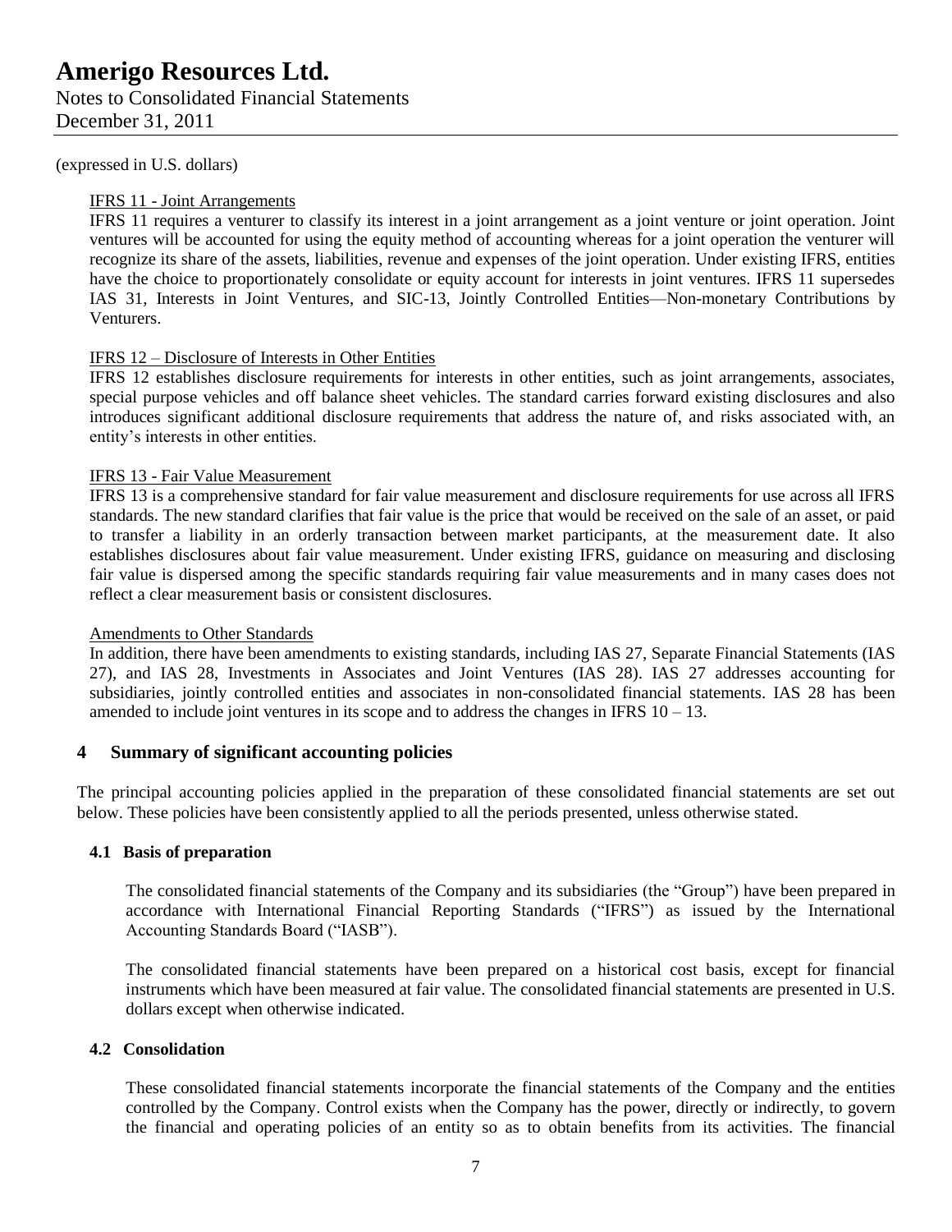(expressed in U.S. dollars)

IFRS 11 - Joint Arrangements

IFRS 11 requires a venturer to classify its interest in a joint arrangement as a joint venture or joint operation. Joint ventures will be accounted for using the equity method of accounting whereas for a joint operation the venturer will recognize its share of the assets, liabilities, revenue and expenses of the joint operation. Under existing IFRS, entities have the choice to proportionately consolidate or equity account for interests in joint ventures. IFRS 11 supersedes IAS 31, Interests in Joint Ventures, and SIC-13, Jointly Controlled Entities—Non-monetary Contributions by Venturers.

IFRS 12 – Disclosure of Interests in Other Entities

IFRS 12 establishes disclosure requirements for interests in other entities, such as joint arrangements, associates, special purpose vehicles and off balance sheet vehicles. The standard carries forward existing disclosures and also introduces significant additional disclosure requirements that address the nature of, and risks associated with, an entity's interests in other entities.

IFRS 13 - Fair Value Measurement

IFRS 13 is a comprehensive standard for fair value measurement and disclosure requirements for use across all IFRS standards. The new standard clarifies that fair value is the price that would be received on the sale of an asset, or paid to transfer a liability in an orderly transaction between market participants, at the measurement date. It also establishes disclosures about fair value measurement. Under existing IFRS, guidance on measuring and disclosing fair value is dispersed among the specific standards requiring fair value measurements and in many cases does not reflect a clear measurement basis or consistent disclosures.

Amendments to Other Standards

In addition, there have been amendments to existing standards, including IAS 27, Separate Financial Statements (IAS 27), and IAS 28, Investments in Associates and Joint Ventures (IAS 28). IAS 27 addresses accounting for subsidiaries, jointly controlled entities and associates in non-consolidated financial statements. IAS 28 has been amended to include joint ventures in its scope and to address the changes in IFRS 10 – 13.

## 4 Summary of significant accounting policies

The principal accounting policies applied in the preparation of these consolidated financial statements are set out below. These policies have been consistently applied to all the periods presented, unless otherwise stated.

### 4.1 Basis of preparation

The consolidated financial statements of the Company and its subsidiaries (the "Group") have been prepared in accordance with International Financial Reporting Standards ("IFRS") as issued by the International Accounting Standards Board ("IASB").

The consolidated financial statements have been prepared on a historical cost basis, except for financial instruments which have been measured at fair value. The consolidated financial statements are presented in U.S. dollars except when otherwise indicated.

### 4.2 Consolidation

These consolidated financial statements incorporate the financial statements of the Company and the entities controlled by the Company. Control exists when the Company has the power, directly or indirectly, to govern the financial and operating policies of an entity so as to obtain benefits from its activities. The financial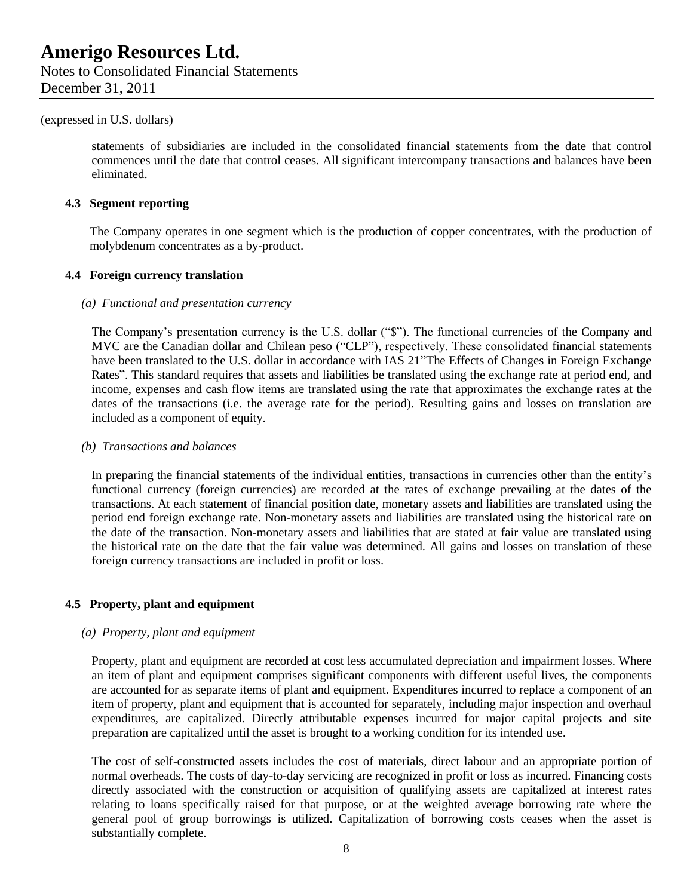(expressed in U.S. dollars)

statements of subsidiaries are included in the consolidated financial statements from the date that control commences until the date that control ceases. All significant intercompany transactions and balances have been eliminated.

### 4.3 Segment reporting

The Company operates in one segment which is the production of copper concentrates, with the production of molybdenum concentrates as a by-product.

### 4.4 Foreign currency translation

*(a) Functional and presentation currency*

The Company's presentation currency is the U.S. dollar ("$"). The functional currencies of the Company and MVC are the Canadian dollar and Chilean peso ("CLP"), respectively. These consolidated financial statements have been translated to the U.S. dollar in accordance with IAS 21"The Effects of Changes in Foreign Exchange Rates". This standard requires that assets and liabilities be translated using the exchange rate at period end, and income, expenses and cash flow items are translated using the rate that approximates the exchange rates at the dates of the transactions (i.e. the average rate for the period). Resulting gains and losses on translation are included as a component of equity.

*(b) Transactions and balances*

In preparing the financial statements of the individual entities, transactions in currencies other than the entity's functional currency (foreign currencies) are recorded at the rates of exchange prevailing at the dates of the transactions. At each statement of financial position date, monetary assets and liabilities are translated using the period end foreign exchange rate. Non-monetary assets and liabilities are translated using the historical rate on the date of the transaction. Non-monetary assets and liabilities that are stated at fair value are translated using the historical rate on the date that the fair value was determined. All gains and losses on translation of these foreign currency transactions are included in profit or loss.

### 4.5 Property, plant and equipment

*(a) Property, plant and equipment*

Property, plant and equipment are recorded at cost less accumulated depreciation and impairment losses. Where an item of plant and equipment comprises significant components with different useful lives, the components are accounted for as separate items of plant and equipment. Expenditures incurred to replace a component of an item of property, plant and equipment that is accounted for separately, including major inspection and overhaul expenditures, are capitalized. Directly attributable expenses incurred for major capital projects and site preparation are capitalized until the asset is brought to a working condition for its intended use.

The cost of self-constructed assets includes the cost of materials, direct labour and an appropriate portion of normal overheads. The costs of day-to-day servicing are recognized in profit or loss as incurred. Financing costs directly associated with the construction or acquisition of qualifying assets are capitalized at interest rates relating to loans specifically raised for that purpose, or at the weighted average borrowing rate where the general pool of group borrowings is utilized. Capitalization of borrowing costs ceases when the asset is substantially complete.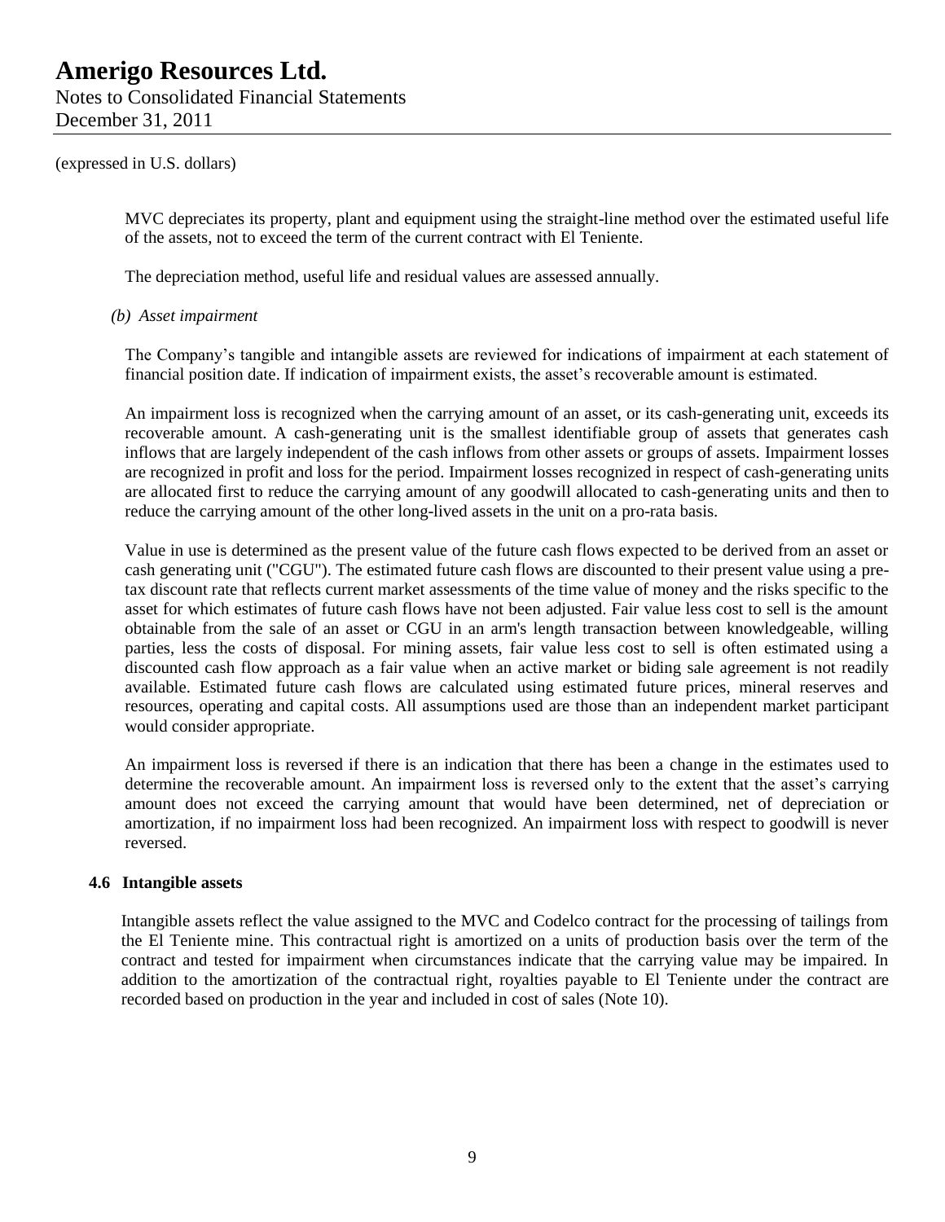(expressed in U.S. dollars)

MVC depreciates its property, plant and equipment using the straight-line method over the estimated useful life of the assets, not to exceed the term of the current contract with El Teniente.

The depreciation method, useful life and residual values are assessed annually.

*(b) Asset impairment*

The Company's tangible and intangible assets are reviewed for indications of impairment at each statement of financial position date. If indication of impairment exists, the asset's recoverable amount is estimated.

An impairment loss is recognized when the carrying amount of an asset, or its cash-generating unit, exceeds its recoverable amount. A cash-generating unit is the smallest identifiable group of assets that generates cash inflows that are largely independent of the cash inflows from other assets or groups of assets. Impairment losses are recognized in profit and loss for the period. Impairment losses recognized in respect of cash-generating units are allocated first to reduce the carrying amount of any goodwill allocated to cash-generating units and then to reduce the carrying amount of the other long-lived assets in the unit on a pro-rata basis.

Value in use is determined as the present value of the future cash flows expected to be derived from an asset or cash generating unit ("CGU"). The estimated future cash flows are discounted to their present value using a pre-tax discount rate that reflects current market assessments of the time value of money and the risks specific to the asset for which estimates of future cash flows have not been adjusted. Fair value less cost to sell is the amount obtainable from the sale of an asset or CGU in an arm's length transaction between knowledgeable, willing parties, less the costs of disposal. For mining assets, fair value less cost to sell is often estimated using a discounted cash flow approach as a fair value when an active market or biding sale agreement is not readily available. Estimated future cash flows are calculated using estimated future prices, mineral reserves and resources, operating and capital costs. All assumptions used are those than an independent market participant would consider appropriate.

An impairment loss is reversed if there is an indication that there has been a change in the estimates used to determine the recoverable amount. An impairment loss is reversed only to the extent that the asset's carrying amount does not exceed the carrying amount that would have been determined, net of depreciation or amortization, if no impairment loss had been recognized. An impairment loss with respect to goodwill is never reversed.

### 4.6 Intangible assets

Intangible assets reflect the value assigned to the MVC and Codelco contract for the processing of tailings from the El Teniente mine. This contractual right is amortized on a units of production basis over the term of the contract and tested for impairment when circumstances indicate that the carrying value may be impaired. In addition to the amortization of the contractual right, royalties payable to El Teniente under the contract are recorded based on production in the year and included in cost of sales (Note 10).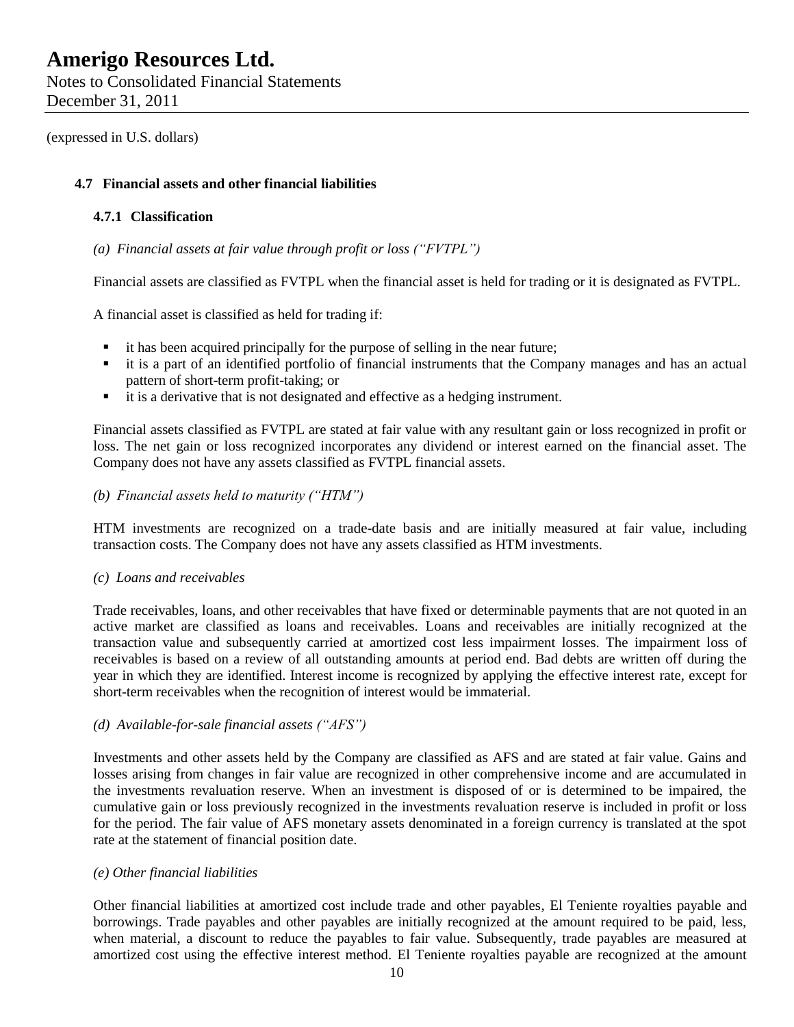### 4.7 Financial assets and other financial liabilities

#### 4.7.1 Classification

*(a) Financial assets at fair value through profit or loss ("FVTPL")*

Financial assets are classified as FVTPL when the financial asset is held for trading or it is designated as FVTPL.

A financial asset is classified as held for trading if:

- it has been acquired principally for the purpose of selling in the near future;
- it is a part of an identified portfolio of financial instruments that the Company manages and has an actual pattern of short-term profit-taking; or
- it is a derivative that is not designated and effective as a hedging instrument.

Financial assets classified as FVTPL are stated at fair value with any resultant gain or loss recognized in profit or loss. The net gain or loss recognized incorporates any dividend or interest earned on the financial asset. The Company does not have any assets classified as FVTPL financial assets.

*(b) Financial assets held to maturity ("HTM")*

HTM investments are recognized on a trade-date basis and are initially measured at fair value, including transaction costs. The Company does not have any assets classified as HTM investments.

*(c) Loans and receivables*

Trade receivables, loans, and other receivables that have fixed or determinable payments that are not quoted in an active market are classified as loans and receivables. Loans and receivables are initially recognized at the transaction value and subsequently carried at amortized cost less impairment losses. The impairment loss of receivables is based on a review of all outstanding amounts at period end. Bad debts are written off during the year in which they are identified. Interest income is recognized by applying the effective interest rate, except for short-term receivables when the recognition of interest would be immaterial.

*(d) Available-for-sale financial assets ("AFS")*

Investments and other assets held by the Company are classified as AFS and are stated at fair value. Gains and losses arising from changes in fair value are recognized in other comprehensive income and are accumulated in the investments revaluation reserve. When an investment is disposed of or is determined to be impaired, the cumulative gain or loss previously recognized in the investments revaluation reserve is included in profit or loss for the period. The fair value of AFS monetary assets denominated in a foreign currency is translated at the spot rate at the statement of financial position date.

*(e) Other financial liabilities*

Other financial liabilities at amortized cost include trade and other payables, El Teniente royalties payable and borrowings. Trade payables and other payables are initially recognized at the amount required to be paid, less, when material, a discount to reduce the payables to fair value. Subsequently, trade payables are measured at amortized cost using the effective interest method. El Teniente royalties payable are recognized at the amount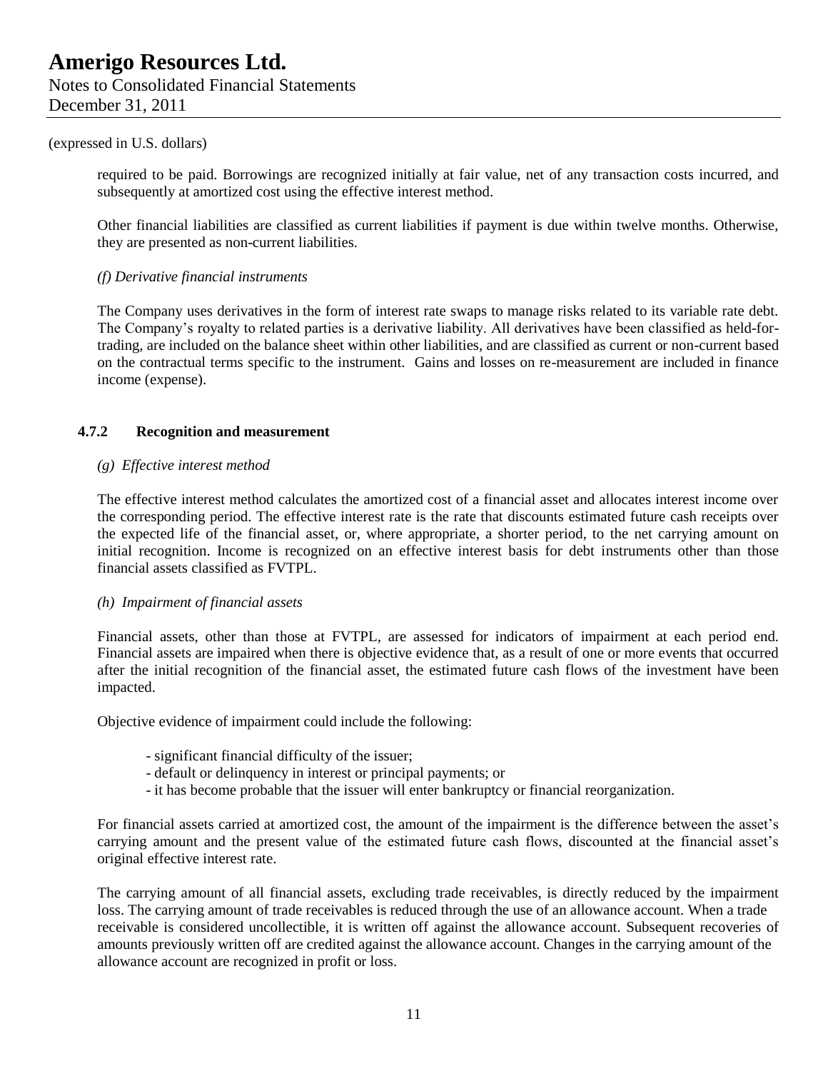required to be paid. Borrowings are recognized initially at fair value, net of any transaction costs incurred, and subsequently at amortized cost using the effective interest method.

Other financial liabilities are classified as current liabilities if payment is due within twelve months. Otherwise, they are presented as non-current liabilities.

*(f) Derivative financial instruments*

The Company uses derivatives in the form of interest rate swaps to manage risks related to its variable rate debt. The Company's royalty to related parties is a derivative liability. All derivatives have been classified as held-for-trading, are included on the balance sheet within other liabilities, and are classified as current or non-current based on the contractual terms specific to the instrument. Gains and losses on re-measurement are included in finance income (expense).

### 4.7.2 Recognition and measurement

*(g) Effective interest method*

The effective interest method calculates the amortized cost of a financial asset and allocates interest income over the corresponding period. The effective interest rate is the rate that discounts estimated future cash receipts over the expected life of the financial asset, or, where appropriate, a shorter period, to the net carrying amount on initial recognition. Income is recognized on an effective interest basis for debt instruments other than those financial assets classified as FVTPL.

*(h) Impairment of financial assets*

Financial assets, other than those at FVTPL, are assessed for indicators of impairment at each period end. Financial assets are impaired when there is objective evidence that, as a result of one or more events that occurred after the initial recognition of the financial asset, the estimated future cash flows of the investment have been impacted.

Objective evidence of impairment could include the following:

- significant financial difficulty of the issuer;
- default or delinquency in interest or principal payments; or
- it has become probable that the issuer will enter bankruptcy or financial reorganization.

For financial assets carried at amortized cost, the amount of the impairment is the difference between the asset's carrying amount and the present value of the estimated future cash flows, discounted at the financial asset's original effective interest rate.

The carrying amount of all financial assets, excluding trade receivables, is directly reduced by the impairment loss. The carrying amount of trade receivables is reduced through the use of an allowance account. When a trade receivable is considered uncollectible, it is written off against the allowance account. Subsequent recoveries of amounts previously written off are credited against the allowance account. Changes in the carrying amount of the allowance account are recognized in profit or loss.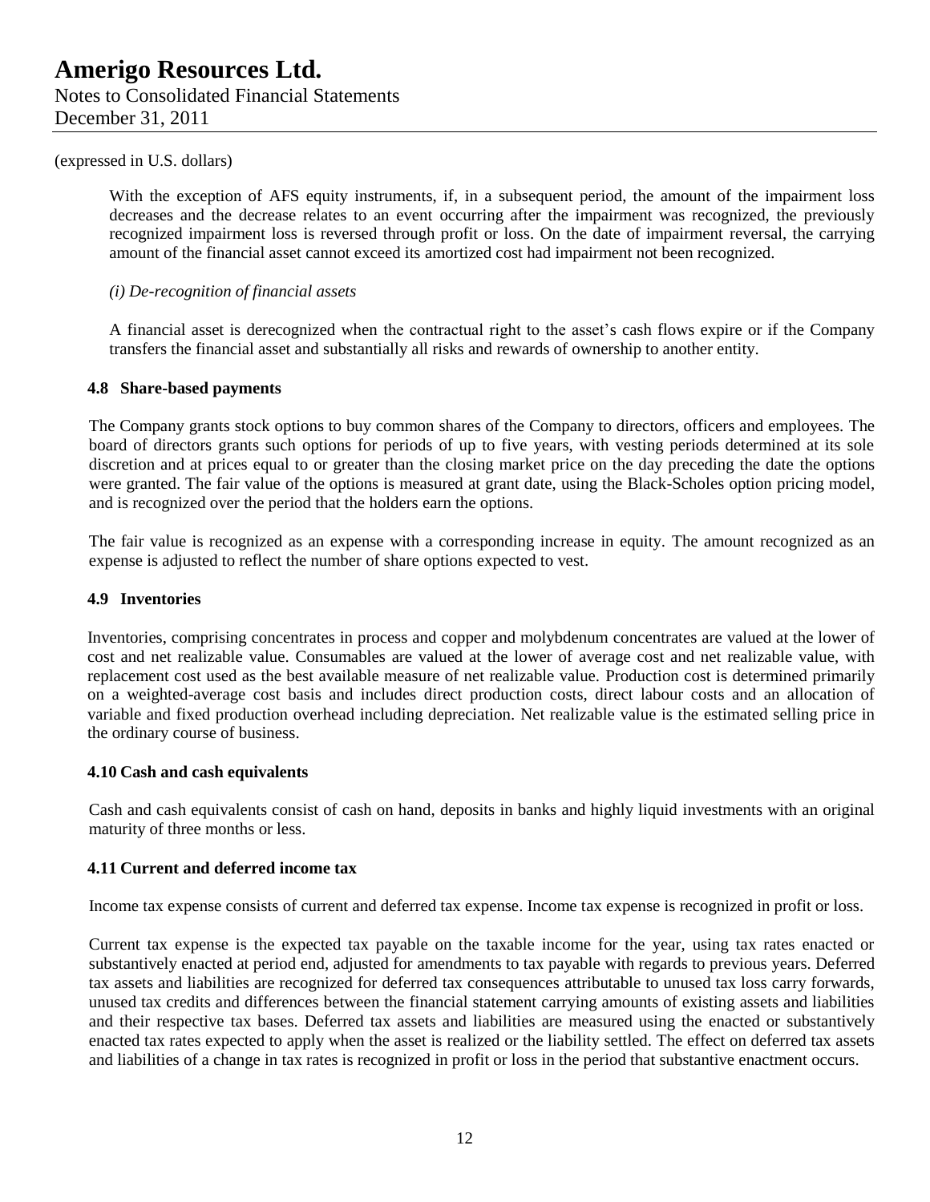(expressed in U.S. dollars)

With the exception of AFS equity instruments, if, in a subsequent period, the amount of the impairment loss decreases and the decrease relates to an event occurring after the impairment was recognized, the previously recognized impairment loss is reversed through profit or loss. On the date of impairment reversal, the carrying amount of the financial asset cannot exceed its amortized cost had impairment not been recognized.

*(i) De-recognition of financial assets*

A financial asset is derecognized when the contractual right to the asset's cash flows expire or if the Company transfers the financial asset and substantially all risks and rewards of ownership to another entity.

### 4.8 Share-based payments

The Company grants stock options to buy common shares of the Company to directors, officers and employees. The board of directors grants such options for periods of up to five years, with vesting periods determined at its sole discretion and at prices equal to or greater than the closing market price on the day preceding the date the options were granted. The fair value of the options is measured at grant date, using the Black-Scholes option pricing model, and is recognized over the period that the holders earn the options.

The fair value is recognized as an expense with a corresponding increase in equity. The amount recognized as an expense is adjusted to reflect the number of share options expected to vest.

### 4.9 Inventories

Inventories, comprising concentrates in process and copper and molybdenum concentrates are valued at the lower of cost and net realizable value. Consumables are valued at the lower of average cost and net realizable value, with replacement cost used as the best available measure of net realizable value. Production cost is determined primarily on a weighted-average cost basis and includes direct production costs, direct labour costs and an allocation of variable and fixed production overhead including depreciation. Net realizable value is the estimated selling price in the ordinary course of business.

### 4.10 Cash and cash equivalents

Cash and cash equivalents consist of cash on hand, deposits in banks and highly liquid investments with an original maturity of three months or less.

### 4.11 Current and deferred income tax

Income tax expense consists of current and deferred tax expense. Income tax expense is recognized in profit or loss.

Current tax expense is the expected tax payable on the taxable income for the year, using tax rates enacted or substantively enacted at period end, adjusted for amendments to tax payable with regards to previous years. Deferred tax assets and liabilities are recognized for deferred tax consequences attributable to unused tax loss carry forwards, unused tax credits and differences between the financial statement carrying amounts of existing assets and liabilities and their respective tax bases. Deferred tax assets and liabilities are measured using the enacted or substantively enacted tax rates expected to apply when the asset is realized or the liability settled. The effect on deferred tax assets and liabilities of a change in tax rates is recognized in profit or loss in the period that substantive enactment occurs.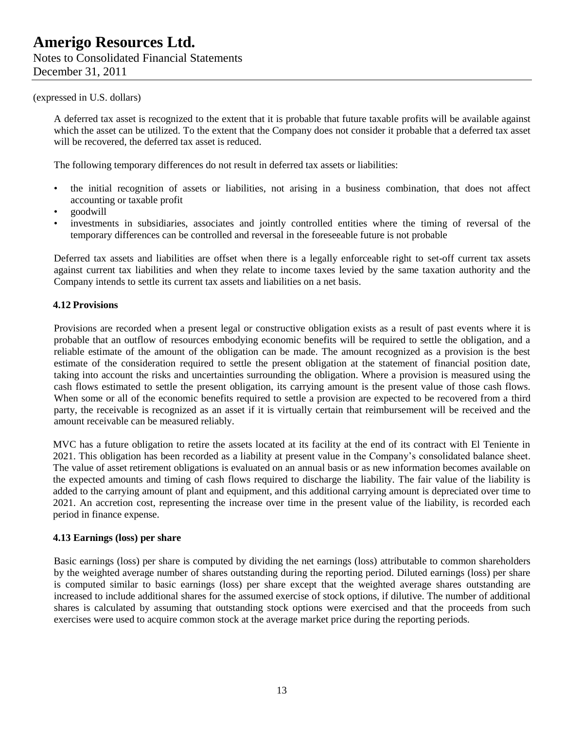(expressed in U.S. dollars)

A deferred tax asset is recognized to the extent that it is probable that future taxable profits will be available against which the asset can be utilized. To the extent that the Company does not consider it probable that a deferred tax asset will be recovered, the deferred tax asset is reduced.

The following temporary differences do not result in deferred tax assets or liabilities:

- the initial recognition of assets or liabilities, not arising in a business combination, that does not affect accounting or taxable profit
- goodwill
- investments in subsidiaries, associates and jointly controlled entities where the timing of reversal of the temporary differences can be controlled and reversal in the foreseeable future is not probable

Deferred tax assets and liabilities are offset when there is a legally enforceable right to set-off current tax assets against current tax liabilities and when they relate to income taxes levied by the same taxation authority and the Company intends to settle its current tax assets and liabilities on a net basis.

### 4.12 Provisions

Provisions are recorded when a present legal or constructive obligation exists as a result of past events where it is probable that an outflow of resources embodying economic benefits will be required to settle the obligation, and a reliable estimate of the amount of the obligation can be made. The amount recognized as a provision is the best estimate of the consideration required to settle the present obligation at the statement of financial position date, taking into account the risks and uncertainties surrounding the obligation. Where a provision is measured using the cash flows estimated to settle the present obligation, its carrying amount is the present value of those cash flows. When some or all of the economic benefits required to settle a provision are expected to be recovered from a third party, the receivable is recognized as an asset if it is virtually certain that reimbursement will be received and the amount receivable can be measured reliably.

MVC has a future obligation to retire the assets located at its facility at the end of its contract with El Teniente in 2021. This obligation has been recorded as a liability at present value in the Company's consolidated balance sheet. The value of asset retirement obligations is evaluated on an annual basis or as new information becomes available on the expected amounts and timing of cash flows required to discharge the liability. The fair value of the liability is added to the carrying amount of plant and equipment, and this additional carrying amount is depreciated over time to 2021. An accretion cost, representing the increase over time in the present value of the liability, is recorded each period in finance expense.

### 4.13 Earnings (loss) per share

Basic earnings (loss) per share is computed by dividing the net earnings (loss) attributable to common shareholders by the weighted average number of shares outstanding during the reporting period. Diluted earnings (loss) per share is computed similar to basic earnings (loss) per share except that the weighted average shares outstanding are increased to include additional shares for the assumed exercise of stock options, if dilutive. The number of additional shares is calculated by assuming that outstanding stock options were exercised and that the proceeds from such exercises were used to acquire common stock at the average market price during the reporting periods.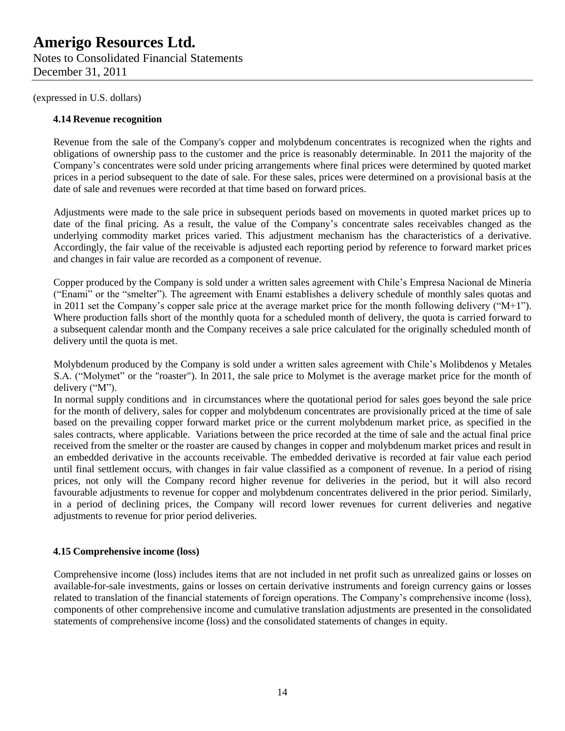(expressed in U.S. dollars)

### 4.14 Revenue recognition

Revenue from the sale of the Company's copper and molybdenum concentrates is recognized when the rights and obligations of ownership pass to the customer and the price is reasonably determinable. In 2011 the majority of the Company's concentrates were sold under pricing arrangements where final prices were determined by quoted market prices in a period subsequent to the date of sale. For these sales, prices were determined on a provisional basis at the date of sale and revenues were recorded at that time based on forward prices.

Adjustments were made to the sale price in subsequent periods based on movements in quoted market prices up to date of the final pricing. As a result, the value of the Company's concentrate sales receivables changed as the underlying commodity market prices varied. This adjustment mechanism has the characteristics of a derivative. Accordingly, the fair value of the receivable is adjusted each reporting period by reference to forward market prices and changes in fair value are recorded as a component of revenue.

Copper produced by the Company is sold under a written sales agreement with Chile's Empresa Nacional de Minería ("Enami" or the "smelter"). The agreement with Enami establishes a delivery schedule of monthly sales quotas and in 2011 set the Company's copper sale price at the average market price for the month following delivery ("M+1"). Where production falls short of the monthly quota for a scheduled month of delivery, the quota is carried forward to a subsequent calendar month and the Company receives a sale price calculated for the originally scheduled month of delivery until the quota is met.

Molybdenum produced by the Company is sold under a written sales agreement with Chile's Molibdenos y Metales S.A. ("Molymet" or the "roaster"). In 2011, the sale price to Molymet is the average market price for the month of delivery ("M").

In normal supply conditions and in circumstances where the quotational period for sales goes beyond the sale price for the month of delivery, sales for copper and molybdenum concentrates are provisionally priced at the time of sale based on the prevailing copper forward market price or the current molybdenum market price, as specified in the sales contracts, where applicable. Variations between the price recorded at the time of sale and the actual final price received from the smelter or the roaster are caused by changes in copper and molybdenum market prices and result in an embedded derivative in the accounts receivable. The embedded derivative is recorded at fair value each period until final settlement occurs, with changes in fair value classified as a component of revenue. In a period of rising prices, not only will the Company record higher revenue for deliveries in the period, but it will also record favourable adjustments to revenue for copper and molybdenum concentrates delivered in the prior period. Similarly, in a period of declining prices, the Company will record lower revenues for current deliveries and negative adjustments to revenue for prior period deliveries.

### 4.15 Comprehensive income (loss)

Comprehensive income (loss) includes items that are not included in net profit such as unrealized gains or losses on available-for-sale investments, gains or losses on certain derivative instruments and foreign currency gains or losses related to translation of the financial statements of foreign operations. The Company's comprehensive income (loss), components of other comprehensive income and cumulative translation adjustments are presented in the consolidated statements of comprehensive income (loss) and the consolidated statements of changes in equity.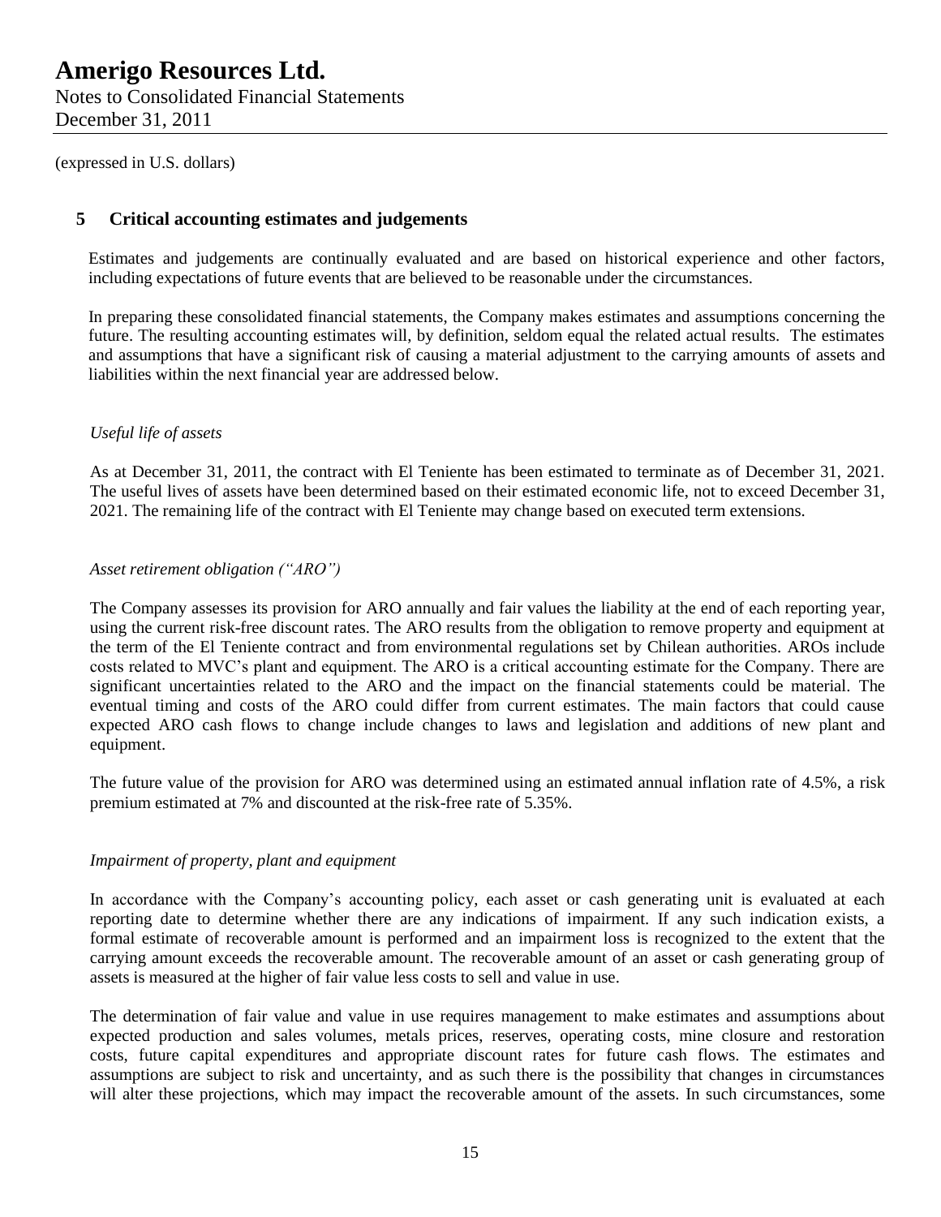(expressed in U.S. dollars)

## 5 Critical accounting estimates and judgements

Estimates and judgements are continually evaluated and are based on historical experience and other factors, including expectations of future events that are believed to be reasonable under the circumstances.

In preparing these consolidated financial statements, the Company makes estimates and assumptions concerning the future. The resulting accounting estimates will, by definition, seldom equal the related actual results. The estimates and assumptions that have a significant risk of causing a material adjustment to the carrying amounts of assets and liabilities within the next financial year are addressed below.

*Useful life of assets*

As at December 31, 2011, the contract with El Teniente has been estimated to terminate as of December 31, 2021. The useful lives of assets have been determined based on their estimated economic life, not to exceed December 31, 2021. The remaining life of the contract with El Teniente may change based on executed term extensions.

*Asset retirement obligation ("ARO")*

The Company assesses its provision for ARO annually and fair values the liability at the end of each reporting year, using the current risk-free discount rates. The ARO results from the obligation to remove property and equipment at the term of the El Teniente contract and from environmental regulations set by Chilean authorities. AROs include costs related to MVC's plant and equipment. The ARO is a critical accounting estimate for the Company. There are significant uncertainties related to the ARO and the impact on the financial statements could be material. The eventual timing and costs of the ARO could differ from current estimates. The main factors that could cause expected ARO cash flows to change include changes to laws and legislation and additions of new plant and equipment.

The future value of the provision for ARO was determined using an estimated annual inflation rate of 4.5%, a risk premium estimated at 7% and discounted at the risk-free rate of 5.35%.

*Impairment of property, plant and equipment*

In accordance with the Company's accounting policy, each asset or cash generating unit is evaluated at each reporting date to determine whether there are any indications of impairment. If any such indication exists, a formal estimate of recoverable amount is performed and an impairment loss is recognized to the extent that the carrying amount exceeds the recoverable amount. The recoverable amount of an asset or cash generating group of assets is measured at the higher of fair value less costs to sell and value in use.

The determination of fair value and value in use requires management to make estimates and assumptions about expected production and sales volumes, metals prices, reserves, operating costs, mine closure and restoration costs, future capital expenditures and appropriate discount rates for future cash flows. The estimates and assumptions are subject to risk and uncertainty, and as such there is the possibility that changes in circumstances will alter these projections, which may impact the recoverable amount of the assets. In such circumstances, some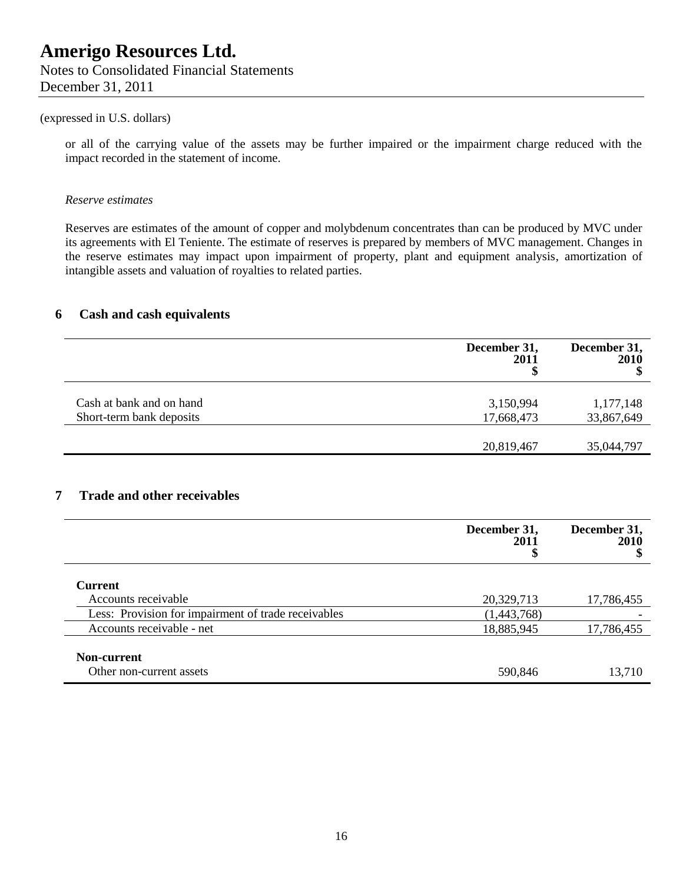(expressed in U.S. dollars)

or all of the carrying value of the assets may be further impaired or the impairment charge reduced with the impact recorded in the statement of income.

*Reserve estimates*

Reserves are estimates of the amount of copper and molybdenum concentrates than can be produced by MVC under its agreements with El Teniente. The estimate of reserves is prepared by members of MVC management. Changes in the reserve estimates may impact upon impairment of property, plant and equipment analysis, amortization of intangible assets and valuation of royalties to related parties.

## 6 Cash and cash equivalents

| | December 31, 2011 $ | December 31, 2010 $ |
|---|---|---|
| Cash at bank and on hand | 3,150,994 | 1,177,148 |
| Short-term bank deposits | 17,668,473 | 33,867,649 |
| | 20,819,467 | 35,044,797 |

## 7 Trade and other receivables

| | December 31, 2011 $ | December 31, 2010 $ |
|---|---|---|
| **Current** | | |
| Accounts receivable | 20,329,713 | 17,786,455 |
| Less: Provision for impairment of trade receivables | (1,443,768) | - |
| Accounts receivable - net | 18,885,945 | 17,786,455 |
| **Non-current** | | |
| Other non-current assets | 590,846 | 13,710 |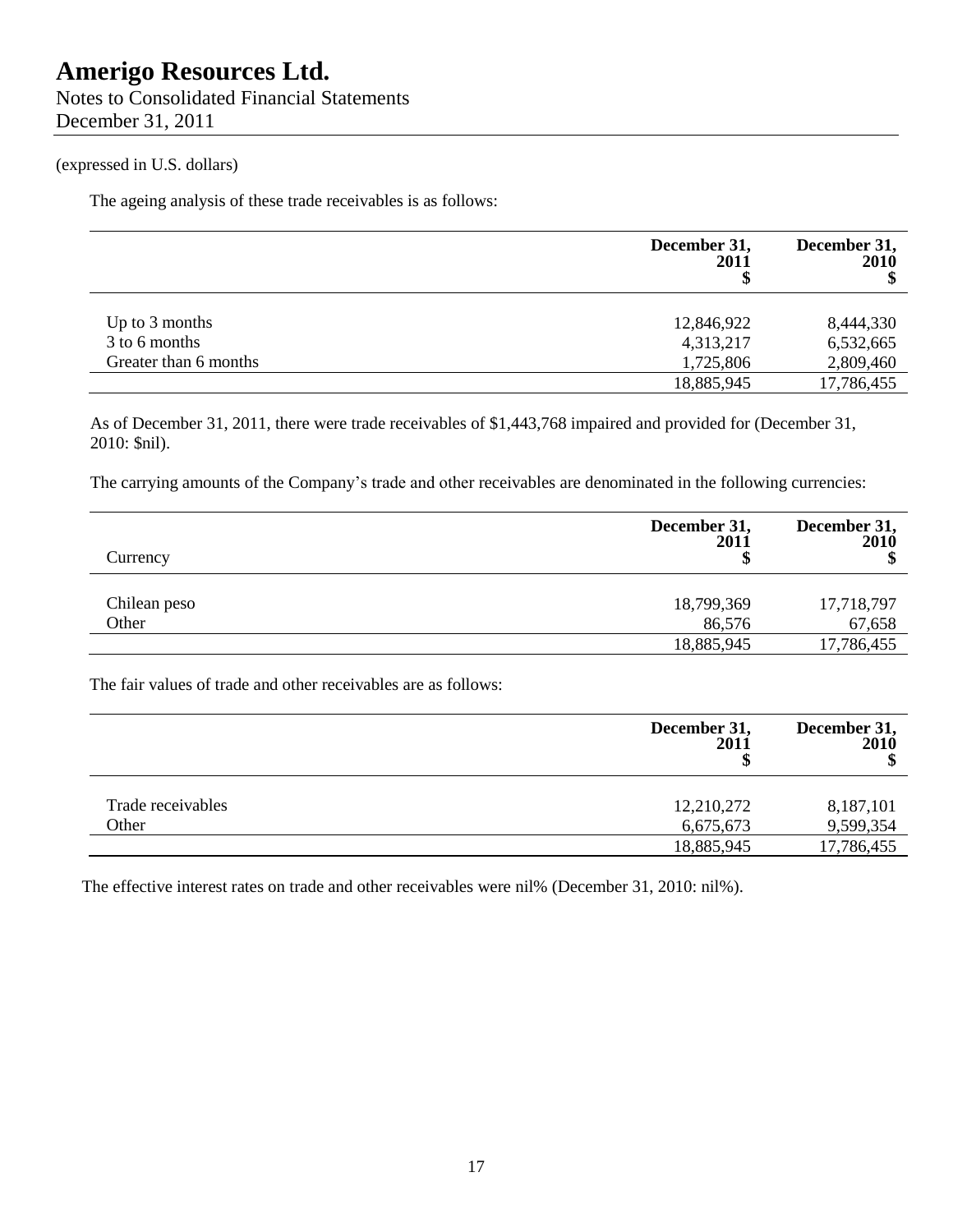(expressed in U.S. dollars)

The ageing analysis of these trade receivables is as follows:

| | December 31, 2011 $ | December 31, 2010 $ |
|---|---|---|
| Up to 3 months | 12,846,922 | 8,444,330 |
| 3 to 6 months | 4,313,217 | 6,532,665 |
| Greater than 6 months | 1,725,806 | 2,809,460 |
| | 18,885,945 | 17,786,455 |

As of December 31, 2011, there were trade receivables of $1,443,768 impaired and provided for (December 31, 2010: $nil).

The carrying amounts of the Company's trade and other receivables are denominated in the following currencies:

| Currency | December 31, 2011 $ | December 31, 2010 $ |
|---|---|---|
| Chilean peso | 18,799,369 | 17,718,797 |
| Other | 86,576 | 67,658 |
| | 18,885,945 | 17,786,455 |

The fair values of trade and other receivables are as follows:

| | December 31, 2011 $ | December 31, 2010 $ |
|---|---|---|
| Trade receivables | 12,210,272 | 8,187,101 |
| Other | 6,675,673 | 9,599,354 |
| | 18,885,945 | 17,786,455 |

The effective interest rates on trade and other receivables were nil% (December 31, 2010: nil%).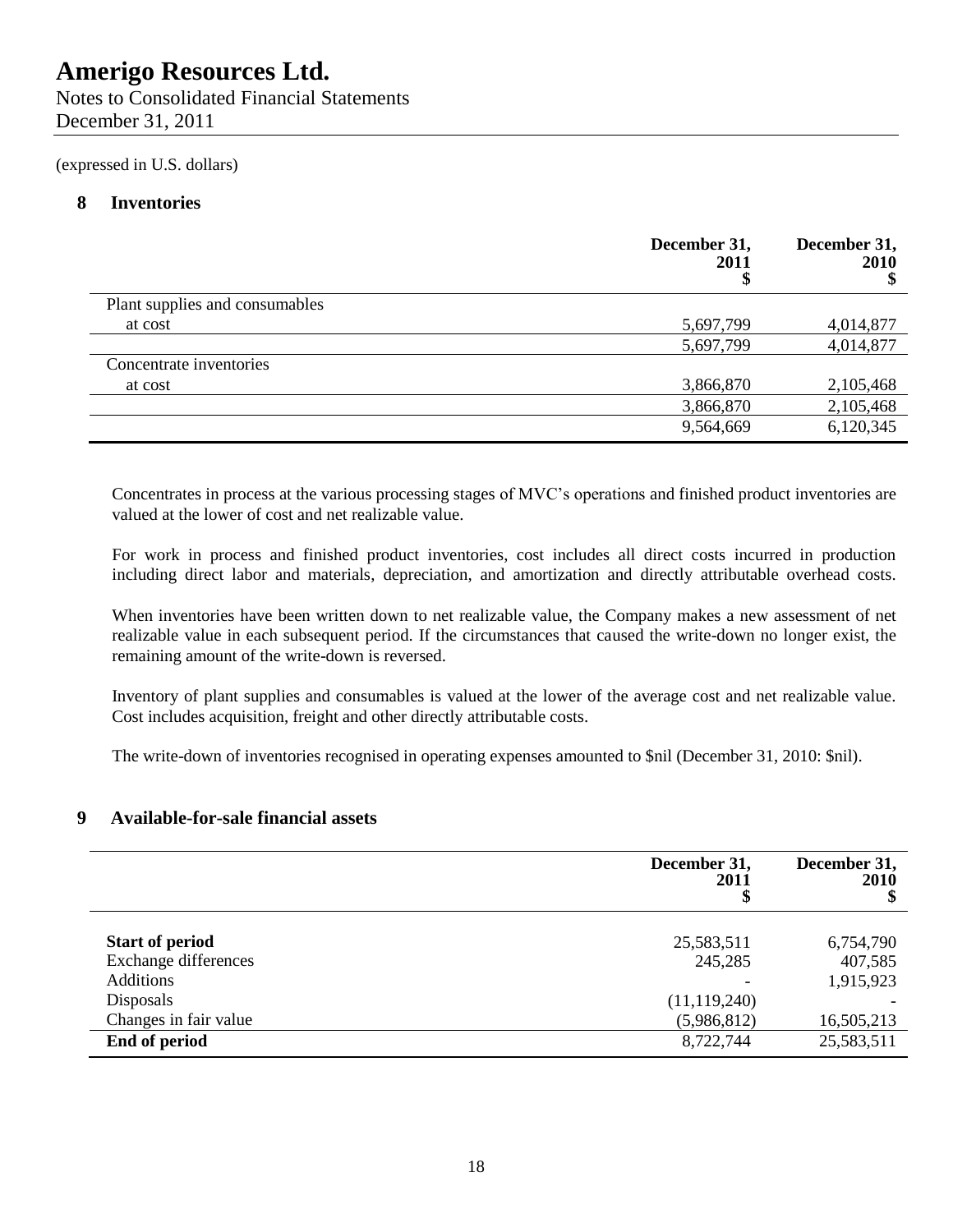# Amerigo Resources Ltd.

Notes to Consolidated Financial Statements
December 31, 2011

(expressed in U.S. dollars)

## 8 Inventories

| | December 31, 2011 $ | December 31, 2010 $ |
|---|---|---|
| Plant supplies and consumables | | |
| at cost | 5,697,799 | 4,014,877 |
| | 5,697,799 | 4,014,877 |
| Concentrate inventories | | |
| at cost | 3,866,870 | 2,105,468 |
| | 3,866,870 | 2,105,468 |
| | 9,564,669 | 6,120,345 |

Concentrates in process at the various processing stages of MVC's operations and finished product inventories are valued at the lower of cost and net realizable value.

For work in process and finished product inventories, cost includes all direct costs incurred in production including direct labor and materials, depreciation, and amortization and directly attributable overhead costs.

When inventories have been written down to net realizable value, the Company makes a new assessment of net realizable value in each subsequent period. If the circumstances that caused the write-down no longer exist, the remaining amount of the write-down is reversed.

Inventory of plant supplies and consumables is valued at the lower of the average cost and net realizable value. Cost includes acquisition, freight and other directly attributable costs.

The write-down of inventories recognised in operating expenses amounted to $nil (December 31, 2010: $nil).

## 9 Available-for-sale financial assets

| | December 31, 2011 $ | December 31, 2010 $ |
|---|---|---|
| **Start of period** | 25,583,511 | 6,754,790 |
| Exchange differences | 245,285 | 407,585 |
| Additions | - | 1,915,923 |
| Disposals | (11,119,240) | - |
| Changes in fair value | (5,986,812) | 16,505,213 |
| **End of period** | 8,722,744 | 25,583,511 |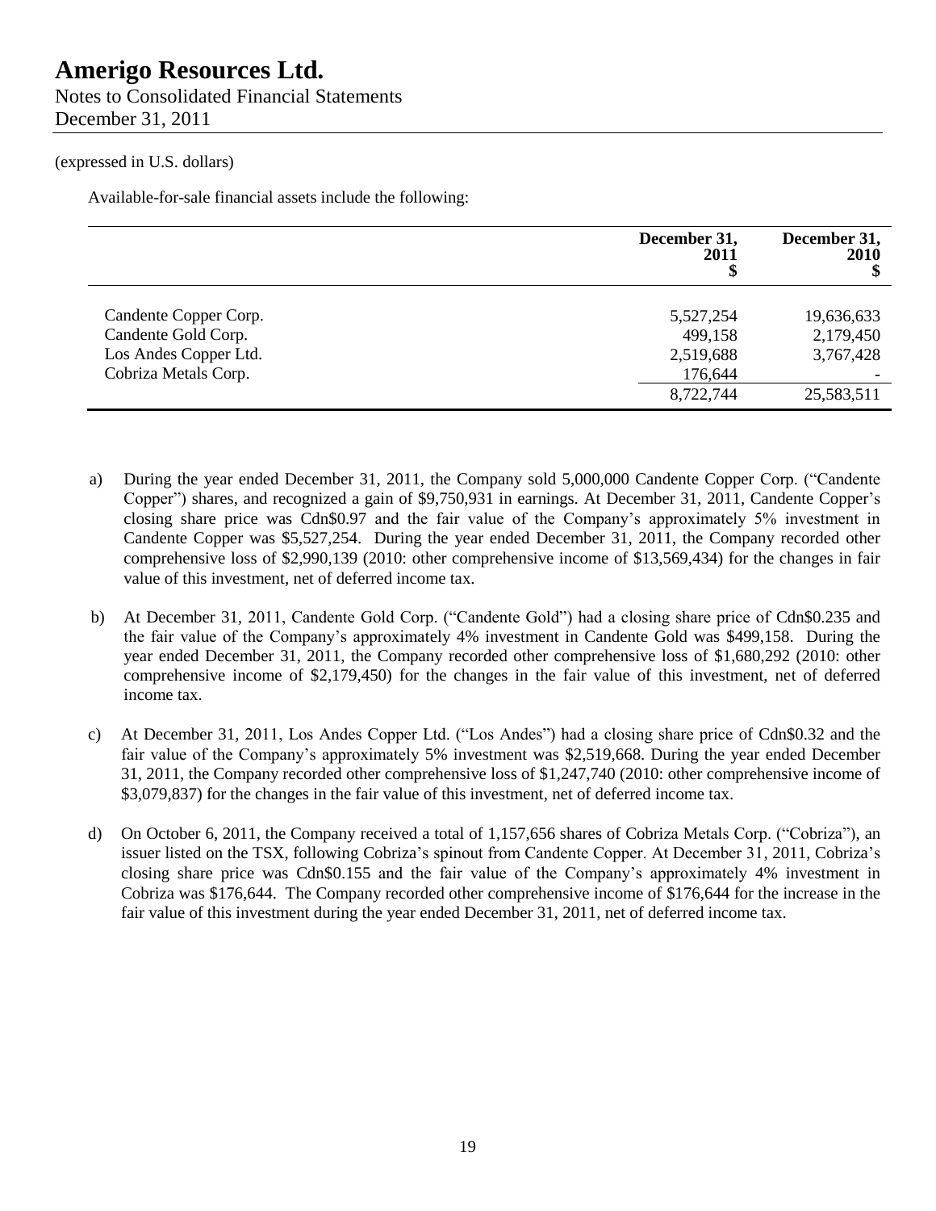(expressed in U.S. dollars)

Available-for-sale financial assets include the following:

| | December 31, 2011 $ | December 31, 2010 $ |
|---|---|---|
| Candente Copper Corp. | 5,527,254 | 19,636,633 |
| Candente Gold Corp. | 499,158 | 2,179,450 |
| Los Andes Copper Ltd. | 2,519,688 | 3,767,428 |
| Cobriza Metals Corp. | 176,644 | - |
| | 8,722,744 | 25,583,511 |

a) During the year ended December 31, 2011, the Company sold 5,000,000 Candente Copper Corp. ("Candente Copper") shares, and recognized a gain of $9,750,931 in earnings. At December 31, 2011, Candente Copper's closing share price was Cdn$0.97 and the fair value of the Company's approximately 5% investment in Candente Copper was $5,527,254. During the year ended December 31, 2011, the Company recorded other comprehensive loss of $2,990,139 (2010: other comprehensive income of $13,569,434) for the changes in fair value of this investment, net of deferred income tax.

b) At December 31, 2011, Candente Gold Corp. ("Candente Gold") had a closing share price of Cdn$0.235 and the fair value of the Company's approximately 4% investment in Candente Gold was $499,158. During the year ended December 31, 2011, the Company recorded other comprehensive loss of $1,680,292 (2010: other comprehensive income of $2,179,450) for the changes in the fair value of this investment, net of deferred income tax.

c) At December 31, 2011, Los Andes Copper Ltd. ("Los Andes") had a closing share price of Cdn$0.32 and the fair value of the Company's approximately 5% investment was $2,519,668. During the year ended December 31, 2011, the Company recorded other comprehensive loss of $1,247,740 (2010: other comprehensive income of $3,079,837) for the changes in the fair value of this investment, net of deferred income tax.

d) On October 6, 2011, the Company received a total of 1,157,656 shares of Cobriza Metals Corp. ("Cobriza"), an issuer listed on the TSX, following Cobriza's spinout from Candente Copper. At December 31, 2011, Cobriza's closing share price was Cdn$0.155 and the fair value of the Company's approximately 4% investment in Cobriza was $176,644. The Company recorded other comprehensive income of $176,644 for the increase in the fair value of this investment during the year ended December 31, 2011, net of deferred income tax.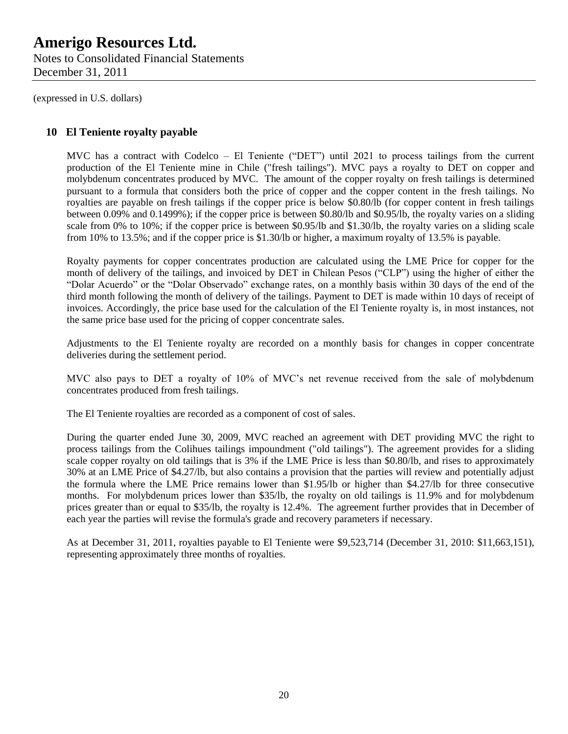(expressed in U.S. dollars)

## 10 El Teniente royalty payable

MVC has a contract with Codelco – El Teniente ("DET") until 2021 to process tailings from the current production of the El Teniente mine in Chile ("fresh tailings"). MVC pays a royalty to DET on copper and molybdenum concentrates produced by MVC. The amount of the copper royalty on fresh tailings is determined pursuant to a formula that considers both the price of copper and the copper content in the fresh tailings. No royalties are payable on fresh tailings if the copper price is below $0.80/lb (for copper content in fresh tailings between 0.09% and 0.1499%); if the copper price is between $0.80/lb and $0.95/lb, the royalty varies on a sliding scale from 0% to 10%; if the copper price is between $0.95/lb and $1.30/lb, the royalty varies on a sliding scale from 10% to 13.5%; and if the copper price is $1.30/lb or higher, a maximum royalty of 13.5% is payable.

Royalty payments for copper concentrates production are calculated using the LME Price for copper for the month of delivery of the tailings, and invoiced by DET in Chilean Pesos ("CLP") using the higher of either the "Dolar Acuerdo" or the "Dolar Observado" exchange rates, on a monthly basis within 30 days of the end of the third month following the month of delivery of the tailings. Payment to DET is made within 10 days of receipt of invoices. Accordingly, the price base used for the calculation of the El Teniente royalty is, in most instances, not the same price base used for the pricing of copper concentrate sales.

Adjustments to the El Teniente royalty are recorded on a monthly basis for changes in copper concentrate deliveries during the settlement period.

MVC also pays to DET a royalty of 10% of MVC's net revenue received from the sale of molybdenum concentrates produced from fresh tailings.

The El Teniente royalties are recorded as a component of cost of sales.

During the quarter ended June 30, 2009, MVC reached an agreement with DET providing MVC the right to process tailings from the Colihues tailings impoundment ("old tailings"). The agreement provides for a sliding scale copper royalty on old tailings that is 3% if the LME Price is less than $0.80/lb, and rises to approximately 30% at an LME Price of $4.27/lb, but also contains a provision that the parties will review and potentially adjust the formula where the LME Price remains lower than $1.95/lb or higher than $4.27/lb for three consecutive months. For molybdenum prices lower than $35/lb, the royalty on old tailings is 11.9% and for molybdenum prices greater than or equal to $35/lb, the royalty is 12.4%. The agreement further provides that in December of each year the parties will revise the formula's grade and recovery parameters if necessary.

As at December 31, 2011, royalties payable to El Teniente were $9,523,714 (December 31, 2010: $11,663,151), representing approximately three months of royalties.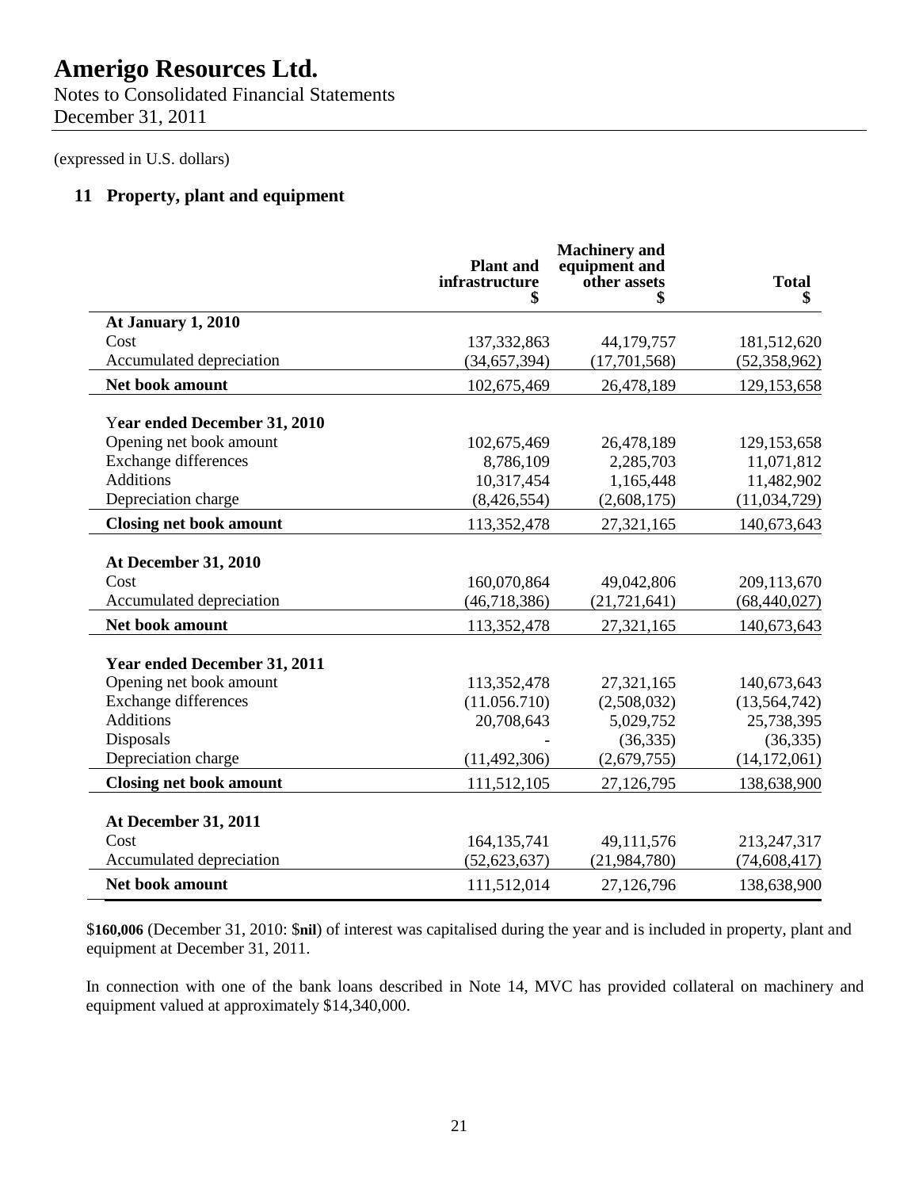# Amerigo Resources Ltd.

Notes to Consolidated Financial Statements
December 31, 2011

(expressed in U.S. dollars)

## 11 Property, plant and equipment

| | Plant and infrastructure $ | Machinery and equipment and other assets $ | Total $ |
|---|---|---|---|
| **At January 1, 2010** | | | |
| Cost | 137,332,863 | 44,179,757 | 181,512,620 |
| Accumulated depreciation | (34,657,394) | (17,701,568) | (52,358,962) |
| **Net book amount** | 102,675,469 | 26,478,189 | 129,153,658 |
| **Year ended December 31, 2010** | | | |
| Opening net book amount | 102,675,469 | 26,478,189 | 129,153,658 |
| Exchange differences | 8,786,109 | 2,285,703 | 11,071,812 |
| Additions | 10,317,454 | 1,165,448 | 11,482,902 |
| Depreciation charge | (8,426,554) | (2,608,175) | (11,034,729) |
| **Closing net book amount** | 113,352,478 | 27,321,165 | 140,673,643 |
| **At December 31, 2010** | | | |
| Cost | 160,070,864 | 49,042,806 | 209,113,670 |
| Accumulated depreciation | (46,718,386) | (21,721,641) | (68,440,027) |
| **Net book amount** | 113,352,478 | 27,321,165 | 140,673,643 |
| **Year ended December 31, 2011** | | | |
| Opening net book amount | 113,352,478 | 27,321,165 | 140,673,643 |
| Exchange differences | (11.056.710) | (2,508,032) | (13,564,742) |
| Additions | 20,708,643 | 5,029,752 | 25,738,395 |
| Disposals | - | (36,335) | (36,335) |
| Depreciation charge | (11,492,306) | (2,679,755) | (14,172,061) |
| **Closing net book amount** | 111,512,105 | 27,126,795 | 138,638,900 |
| **At December 31, 2011** | | | |
| Cost | 164,135,741 | 49,111,576 | 213,247,317 |
| Accumulated depreciation | (52,623,637) | (21,984,780) | (74,608,417) |
| **Net book amount** | 111,512,014 | 27,126,796 | 138,638,900 |

$**160,006** (December 31, 2010: $**nil**) of interest was capitalised during the year and is included in property, plant and equipment at December 31, 2011.

In connection with one of the bank loans described in Note 14, MVC has provided collateral on machinery and equipment valued at approximately $14,340,000.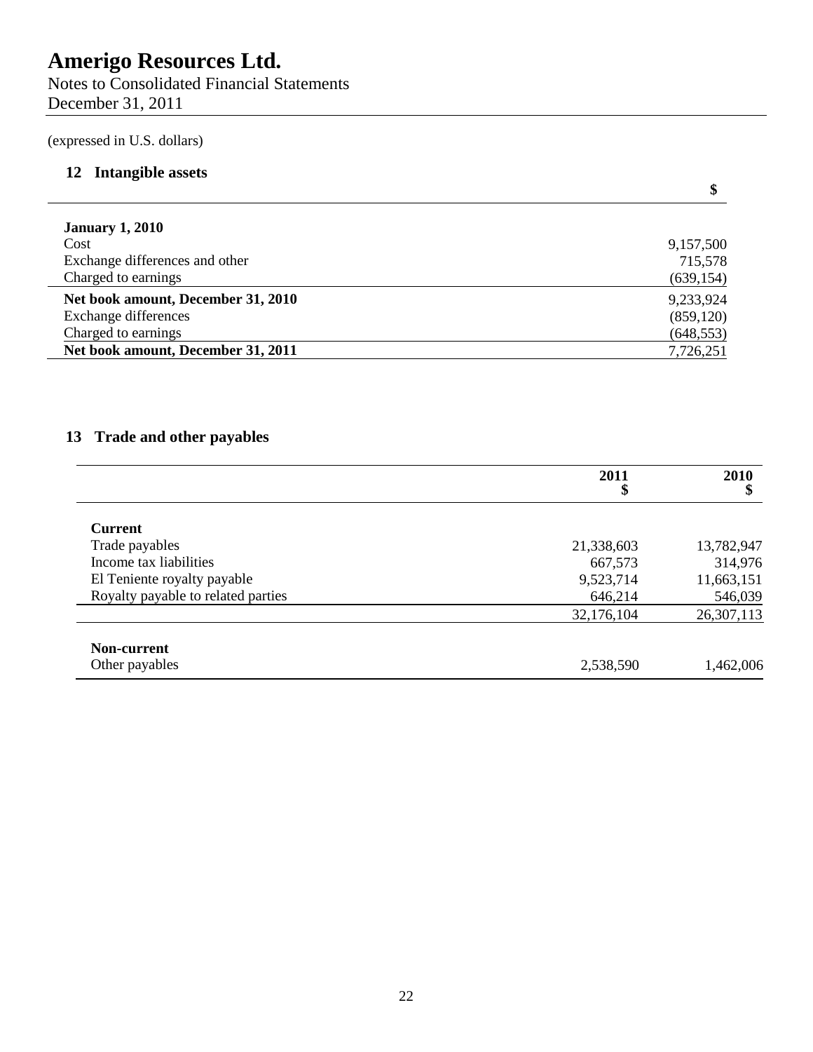# Amerigo Resources Ltd.

Notes to Consolidated Financial Statements
December 31, 2011

(expressed in U.S. dollars)

## 12 Intangible assets

| | $ |
|---|---|
| **January 1, 2010** | |
| Cost | 9,157,500 |
| Exchange differences and other | 715,578 |
| Charged to earnings | (639,154) |
| **Net book amount, December 31, 2010** | 9,233,924 |
| Exchange differences | (859,120) |
| Charged to earnings | (648,553) |
| **Net book amount, December 31, 2011** | 7,726,251 |

## 13 Trade and other payables

| | 2011<br>$ | 2010<br>$ |
|---|---|---|
| **Current** | | |
| Trade payables | 21,338,603 | 13,782,947 |
| Income tax liabilities | 667,573 | 314,976 |
| El Teniente royalty payable | 9,523,714 | 11,663,151 |
| Royalty payable to related parties | 646,214 | 546,039 |
| | 32,176,104 | 26,307,113 |
| **Non-current** | | |
| Other payables | 2,538,590 | 1,462,006 |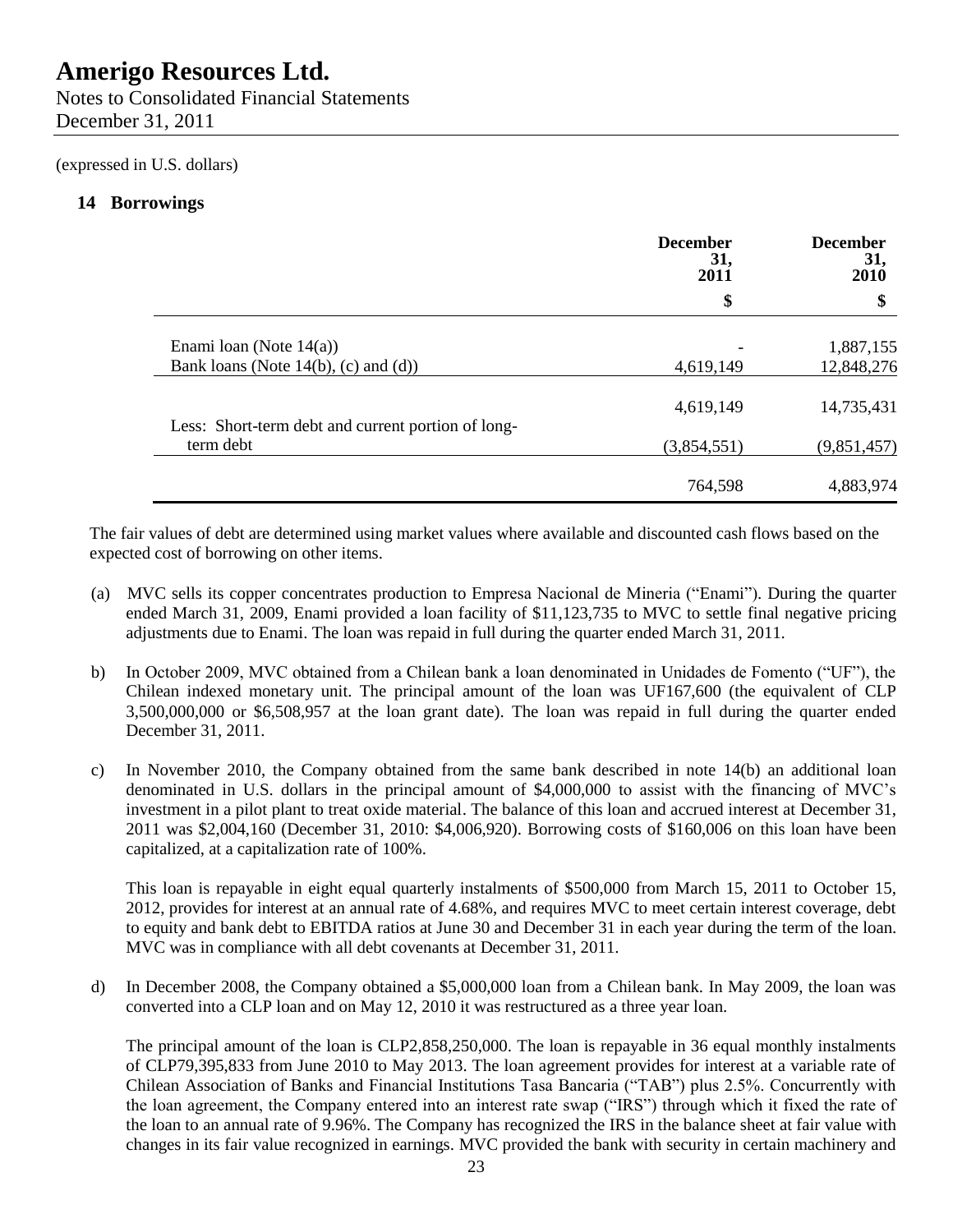# Amerigo Resources Ltd.

Notes to Consolidated Financial Statements
December 31, 2011

(expressed in U.S. dollars)

## 14 Borrowings

| | December 31, 2011 | December 31, 2010 |
|---|---|---|
| | $ | $ |
| Enami loan (Note 14(a)) | - | 1,887,155 |
| Bank loans (Note 14(b), (c) and (d)) | 4,619,149 | 12,848,276 |
| | 4,619,149 | 14,735,431 |
| Less: Short-term debt and current portion of long-term debt | (3,854,551) | (9,851,457) |
| | 764,598 | 4,883,974 |

The fair values of debt are determined using market values where available and discounted cash flows based on the expected cost of borrowing on other items.

(a) MVC sells its copper concentrates production to Empresa Nacional de Mineria ("Enami"). During the quarter ended March 31, 2009, Enami provided a loan facility of $11,123,735 to MVC to settle final negative pricing adjustments due to Enami. The loan was repaid in full during the quarter ended March 31, 2011.

b) In October 2009, MVC obtained from a Chilean bank a loan denominated in Unidades de Fomento ("UF"), the Chilean indexed monetary unit. The principal amount of the loan was UF167,600 (the equivalent of CLP 3,500,000,000 or $6,508,957 at the loan grant date). The loan was repaid in full during the quarter ended December 31, 2011.

c) In November 2010, the Company obtained from the same bank described in note 14(b) an additional loan denominated in U.S. dollars in the principal amount of $4,000,000 to assist with the financing of MVC's investment in a pilot plant to treat oxide material. The balance of this loan and accrued interest at December 31, 2011 was $2,004,160 (December 31, 2010: $4,006,920). Borrowing costs of $160,006 on this loan have been capitalized, at a capitalization rate of 100%.

   This loan is repayable in eight equal quarterly instalments of $500,000 from March 15, 2011 to October 15, 2012, provides for interest at an annual rate of 4.68%, and requires MVC to meet certain interest coverage, debt to equity and bank debt to EBITDA ratios at June 30 and December 31 in each year during the term of the loan. MVC was in compliance with all debt covenants at December 31, 2011.

d) In December 2008, the Company obtained a $5,000,000 loan from a Chilean bank. In May 2009, the loan was converted into a CLP loan and on May 12, 2010 it was restructured as a three year loan.

   The principal amount of the loan is CLP2,858,250,000. The loan is repayable in 36 equal monthly instalments of CLP79,395,833 from June 2010 to May 2013. The loan agreement provides for interest at a variable rate of Chilean Association of Banks and Financial Institutions Tasa Bancaria ("TAB") plus 2.5%. Concurrently with the loan agreement, the Company entered into an interest rate swap ("IRS") through which it fixed the rate of the loan to an annual rate of 9.96%. The Company has recognized the IRS in the balance sheet at fair value with changes in its fair value recognized in earnings. MVC provided the bank with security in certain machinery and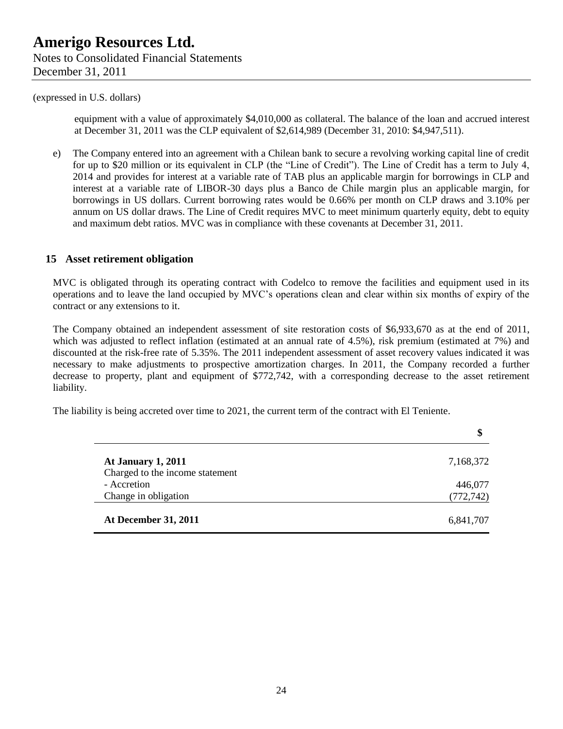(expressed in U.S. dollars)

equipment with a value of approximately $4,010,000 as collateral. The balance of the loan and accrued interest at December 31, 2011 was the CLP equivalent of $2,614,989 (December 31, 2010: $4,947,511).

e) The Company entered into an agreement with a Chilean bank to secure a revolving working capital line of credit for up to $20 million or its equivalent in CLP (the "Line of Credit"). The Line of Credit has a term to July 4, 2014 and provides for interest at a variable rate of TAB plus an applicable margin for borrowings in CLP and interest at a variable rate of LIBOR-30 days plus a Banco de Chile margin plus an applicable margin, for borrowings in US dollars. Current borrowing rates would be 0.66% per month on CLP draws and 3.10% per annum on US dollar draws. The Line of Credit requires MVC to meet minimum quarterly equity, debt to equity and maximum debt ratios. MVC was in compliance with these covenants at December 31, 2011.

## 15 Asset retirement obligation

MVC is obligated through its operating contract with Codelco to remove the facilities and equipment used in its operations and to leave the land occupied by MVC's operations clean and clear within six months of expiry of the contract or any extensions to it.

The Company obtained an independent assessment of site restoration costs of $6,933,670 as at the end of 2011, which was adjusted to reflect inflation (estimated at an annual rate of 4.5%), risk premium (estimated at 7%) and discounted at the risk-free rate of 5.35%. The 2011 independent assessment of asset recovery values indicated it was necessary to make adjustments to prospective amortization charges. In 2011, the Company recorded a further decrease to property, plant and equipment of $772,742, with a corresponding decrease to the asset retirement liability.

The liability is being accreted over time to 2021, the current term of the contract with El Teniente.

| | $ |
|---|---|
| **At January 1, 2011** | 7,168,372 |
| Charged to the income statement | |
| - Accretion | 446,077 |
| Change in obligation | (772,742) |
| **At December 31, 2011** | 6,841,707 |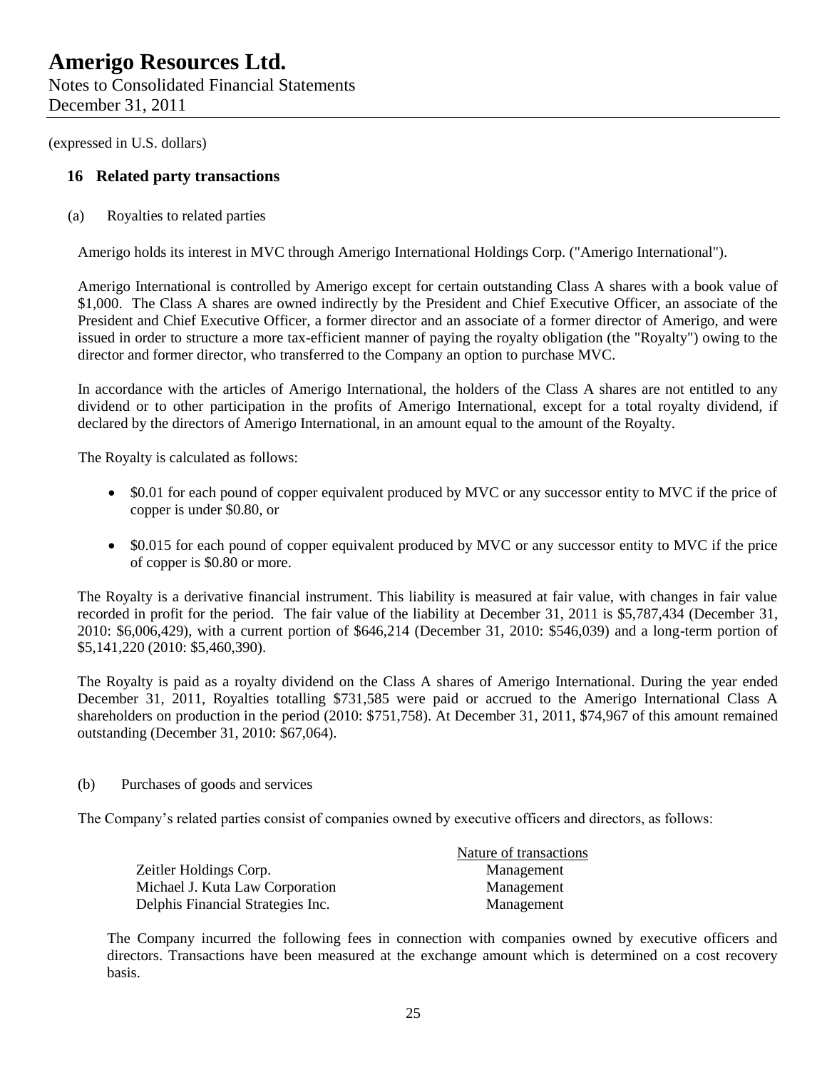# Amerigo Resources Ltd.

Notes to Consolidated Financial Statements
December 31, 2011

(expressed in U.S. dollars)

## 16 Related party transactions

(a) Royalties to related parties

Amerigo holds its interest in MVC through Amerigo International Holdings Corp. ("Amerigo International").

Amerigo International is controlled by Amerigo except for certain outstanding Class A shares with a book value of $1,000. The Class A shares are owned indirectly by the President and Chief Executive Officer, an associate of the President and Chief Executive Officer, a former director and an associate of a former director of Amerigo, and were issued in order to structure a more tax-efficient manner of paying the royalty obligation (the "Royalty") owing to the director and former director, who transferred to the Company an option to purchase MVC.

In accordance with the articles of Amerigo International, the holders of the Class A shares are not entitled to any dividend or to other participation in the profits of Amerigo International, except for a total royalty dividend, if declared by the directors of Amerigo International, in an amount equal to the amount of the Royalty.

The Royalty is calculated as follows:

- $0.01 for each pound of copper equivalent produced by MVC or any successor entity to MVC if the price of copper is under $0.80, or
- $0.015 for each pound of copper equivalent produced by MVC or any successor entity to MVC if the price of copper is $0.80 or more.

The Royalty is a derivative financial instrument. This liability is measured at fair value, with changes in fair value recorded in profit for the period. The fair value of the liability at December 31, 2011 is $5,787,434 (December 31, 2010: $6,006,429), with a current portion of $646,214 (December 31, 2010: $546,039) and a long-term portion of $5,141,220 (2010: $5,460,390).

The Royalty is paid as a royalty dividend on the Class A shares of Amerigo International. During the year ended December 31, 2011, Royalties totalling $731,585 were paid or accrued to the Amerigo International Class A shareholders on production in the period (2010: $751,758). At December 31, 2011, $74,967 of this amount remained outstanding (December 31, 2010: $67,064).

(b) Purchases of goods and services

The Company's related parties consist of companies owned by executive officers and directors, as follows:

| | Nature of transactions |
|---|---|
| Zeitler Holdings Corp. | Management |
| Michael J. Kuta Law Corporation | Management |
| Delphis Financial Strategies Inc. | Management |

The Company incurred the following fees in connection with companies owned by executive officers and directors. Transactions have been measured at the exchange amount which is determined on a cost recovery basis.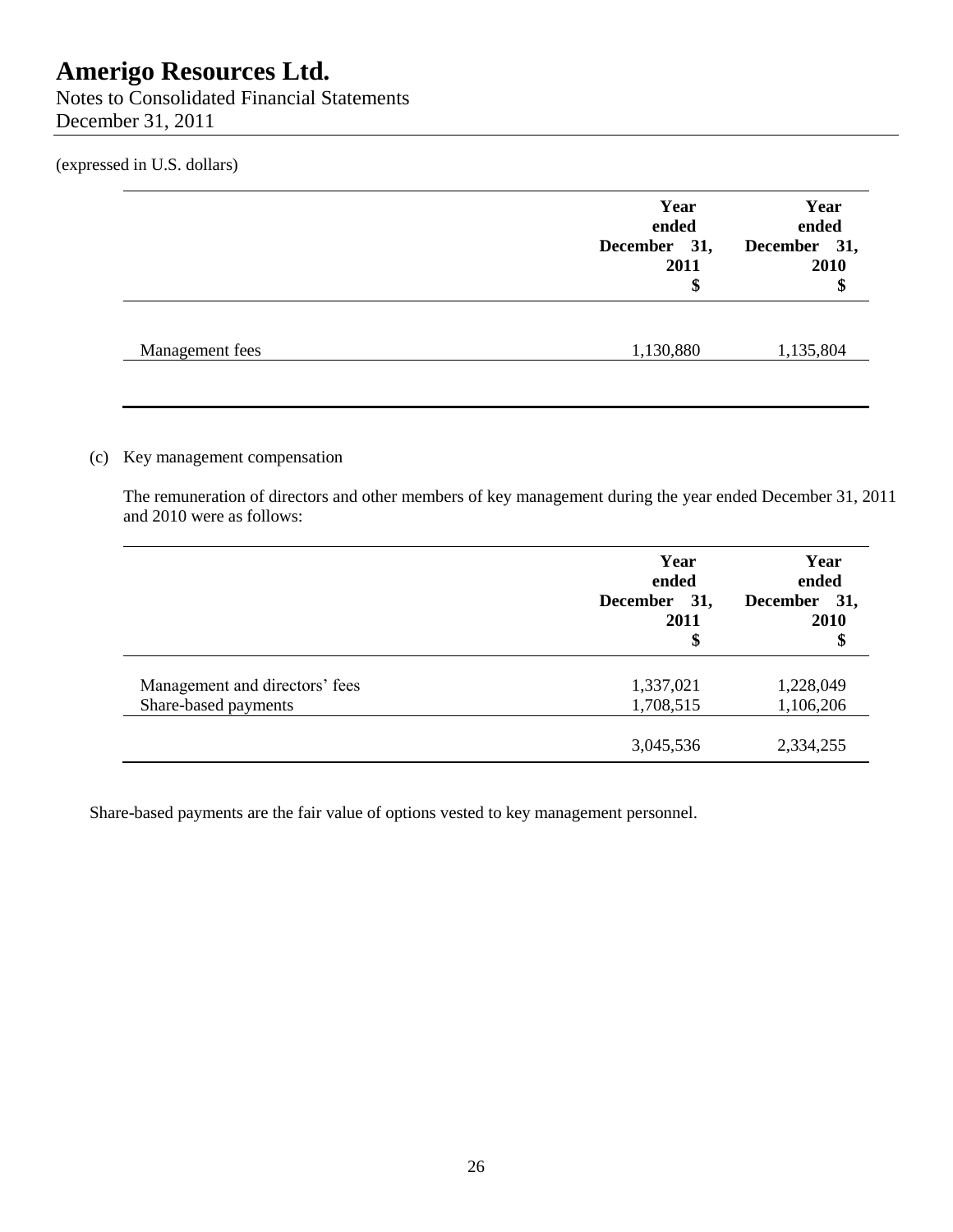(expressed in U.S. dollars)

| | Year ended December 31, 2011 $ | Year ended December 31, 2010 $ |
|---|---|---|
| Management fees | 1,130,880 | 1,135,804 |

(c) Key management compensation

The remuneration of directors and other members of key management during the year ended December 31, 2011 and 2010 were as follows:

| | Year ended December 31, 2011 $ | Year ended December 31, 2010 $ |
|---|---|---|
| Management and directors' fees | 1,337,021 | 1,228,049 |
| Share-based payments | 1,708,515 | 1,106,206 |
| | 3,045,536 | 2,334,255 |

Share-based payments are the fair value of options vested to key management personnel.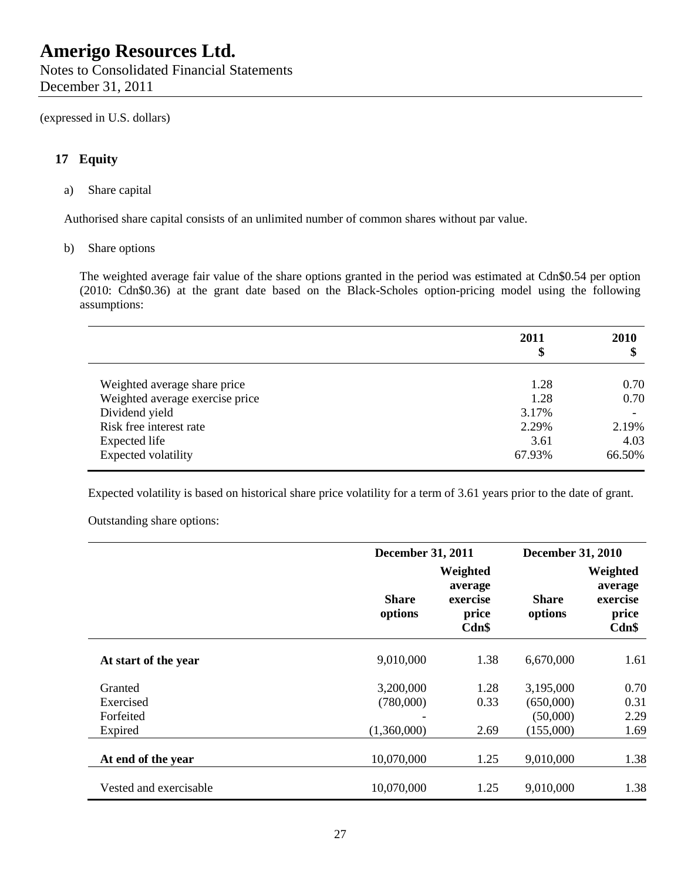# Amerigo Resources Ltd.

Notes to Consolidated Financial Statements
December 31, 2011

(expressed in U.S. dollars)

## 17 Equity

a) Share capital

Authorised share capital consists of an unlimited number of common shares without par value.

b) Share options

The weighted average fair value of the share options granted in the period was estimated at Cdn$0.54 per option (2010: Cdn$0.36) at the grant date based on the Black-Scholes option-pricing model using the following assumptions:

| | 2011 $ | 2010 $ |
|---|---|---|
| Weighted average share price | 1.28 | 0.70 |
| Weighted average exercise price | 1.28 | 0.70 |
| Dividend yield | 3.17% | - |
| Risk free interest rate | 2.29% | 2.19% |
| Expected life | 3.61 | 4.03 |
| Expected volatility | 67.93% | 66.50% |

Expected volatility is based on historical share price volatility for a term of 3.61 years prior to the date of grant.

Outstanding share options:

| | December 31, 2011 | | December 31, 2010 | |
|---|---|---|---|---|
| | **Share options** | **Weighted average exercise price Cdn$** | **Share options** | **Weighted average exercise price Cdn$** |
| **At start of the year** | 9,010,000 | 1.38 | 6,670,000 | 1.61 |
| Granted | 3,200,000 | 1.28 | 3,195,000 | 0.70 |
| Exercised | (780,000) | 0.33 | (650,000) | 0.31 |
| Forfeited | - | | (50,000) | 2.29 |
| Expired | (1,360,000) | 2.69 | (155,000) | 1.69 |
| **At end of the year** | 10,070,000 | 1.25 | 9,010,000 | 1.38 |
| Vested and exercisable | 10,070,000 | 1.25 | 9,010,000 | 1.38 |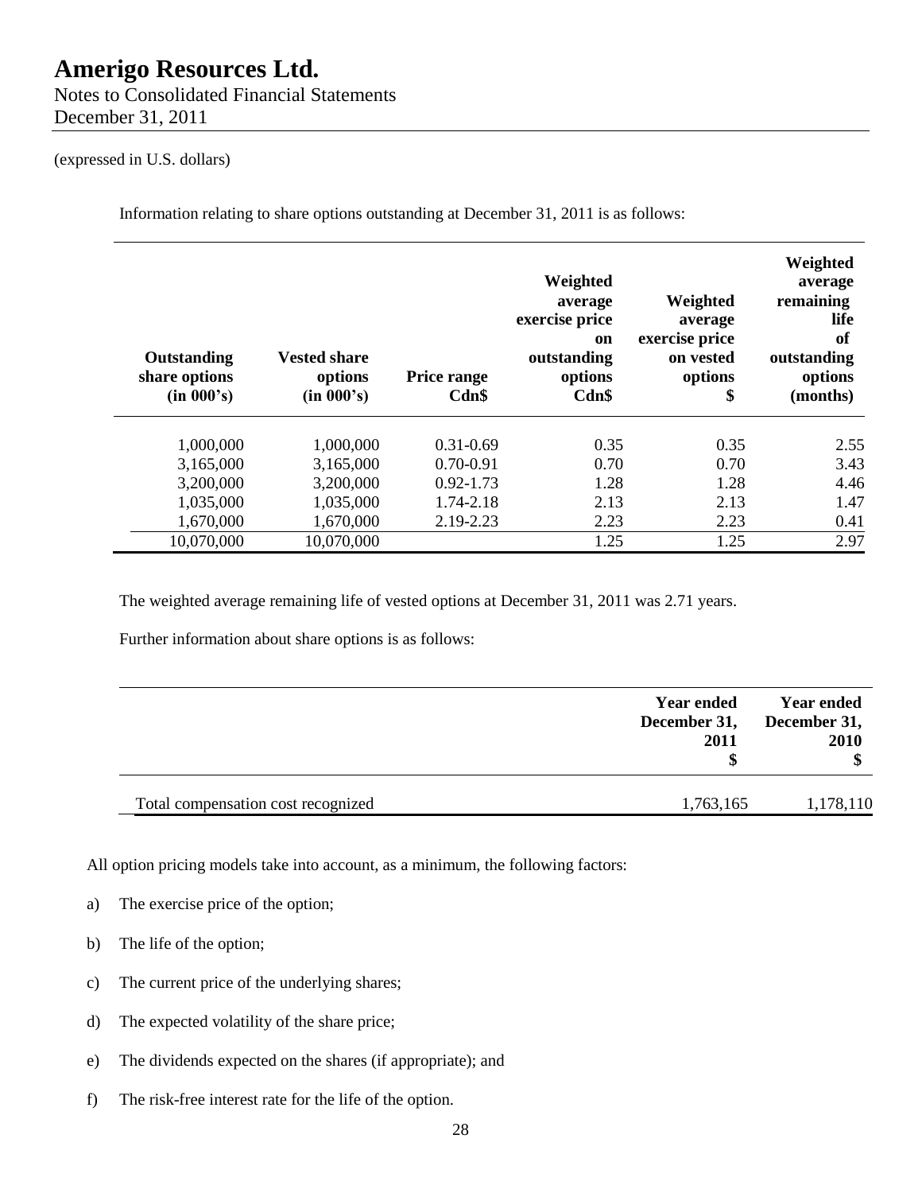(expressed in U.S. dollars)

Information relating to share options outstanding at December 31, 2011 is as follows:

| Outstanding share options (in 000's) | Vested share options (in 000's) | Price range Cdn$ | Weighted average exercise price on outstanding options Cdn$ | Weighted average exercise price on vested options $ | Weighted average remaining life of outstanding options (months) |
|---|---|---|---|---|---|
| 1,000,000 | 1,000,000 | 0.31-0.69 | 0.35 | 0.35 | 2.55 |
| 3,165,000 | 3,165,000 | 0.70-0.91 | 0.70 | 0.70 | 3.43 |
| 3,200,000 | 3,200,000 | 0.92-1.73 | 1.28 | 1.28 | 4.46 |
| 1,035,000 | 1,035,000 | 1.74-2.18 | 2.13 | 2.13 | 1.47 |
| 1,670,000 | 1,670,000 | 2.19-2.23 | 2.23 | 2.23 | 0.41 |
| 10,070,000 | 10,070,000 | | 1.25 | 1.25 | 2.97 |

The weighted average remaining life of vested options at December 31, 2011 was 2.71 years.

Further information about share options is as follows:

| | Year ended December 31, 2011 $ | Year ended December 31, 2010 $ |
|---|---|---|
| Total compensation cost recognized | 1,763,165 | 1,178,110 |

All option pricing models take into account, as a minimum, the following factors:

a) The exercise price of the option;

b) The life of the option;

c) The current price of the underlying shares;

d) The expected volatility of the share price;

e) The dividends expected on the shares (if appropriate); and

f) The risk-free interest rate for the life of the option.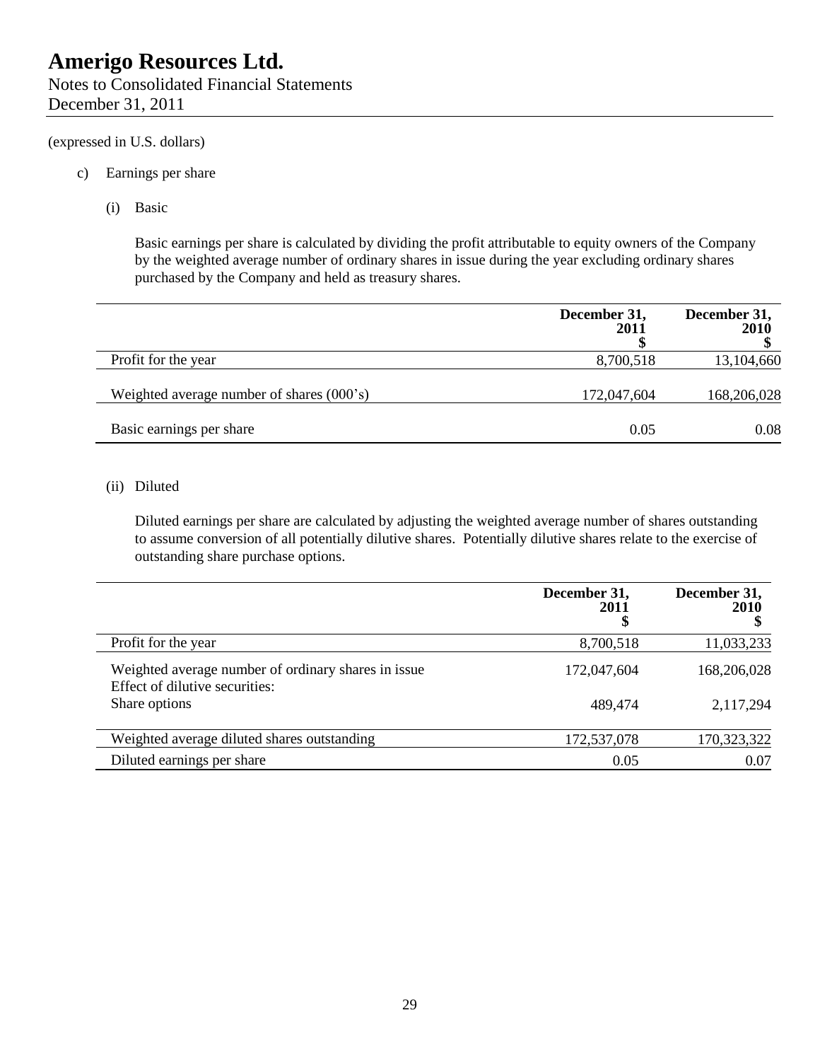(expressed in U.S. dollars)

c) Earnings per share

(i) Basic

Basic earnings per share is calculated by dividing the profit attributable to equity owners of the Company by the weighted average number of ordinary shares in issue during the year excluding ordinary shares purchased by the Company and held as treasury shares.

| | December 31, 2011 $ | December 31, 2010 $ |
|---|---|---|
| Profit for the year | 8,700,518 | 13,104,660 |
| Weighted average number of shares (000's) | 172,047,604 | 168,206,028 |
| Basic earnings per share | 0.05 | 0.08 |

(ii) Diluted

Diluted earnings per share are calculated by adjusting the weighted average number of shares outstanding to assume conversion of all potentially dilutive shares. Potentially dilutive shares relate to the exercise of outstanding share purchase options.

| | December 31, 2011 $ | December 31, 2010 $ |
|---|---|---|
| Profit for the year | 8,700,518 | 11,033,233 |
| Weighted average number of ordinary shares in issue | 172,047,604 | 168,206,028 |
| Effect of dilutive securities: | | |
| Share options | 489,474 | 2,117,294 |
| Weighted average diluted shares outstanding | 172,537,078 | 170,323,322 |
| Diluted earnings per share | 0.05 | 0.07 |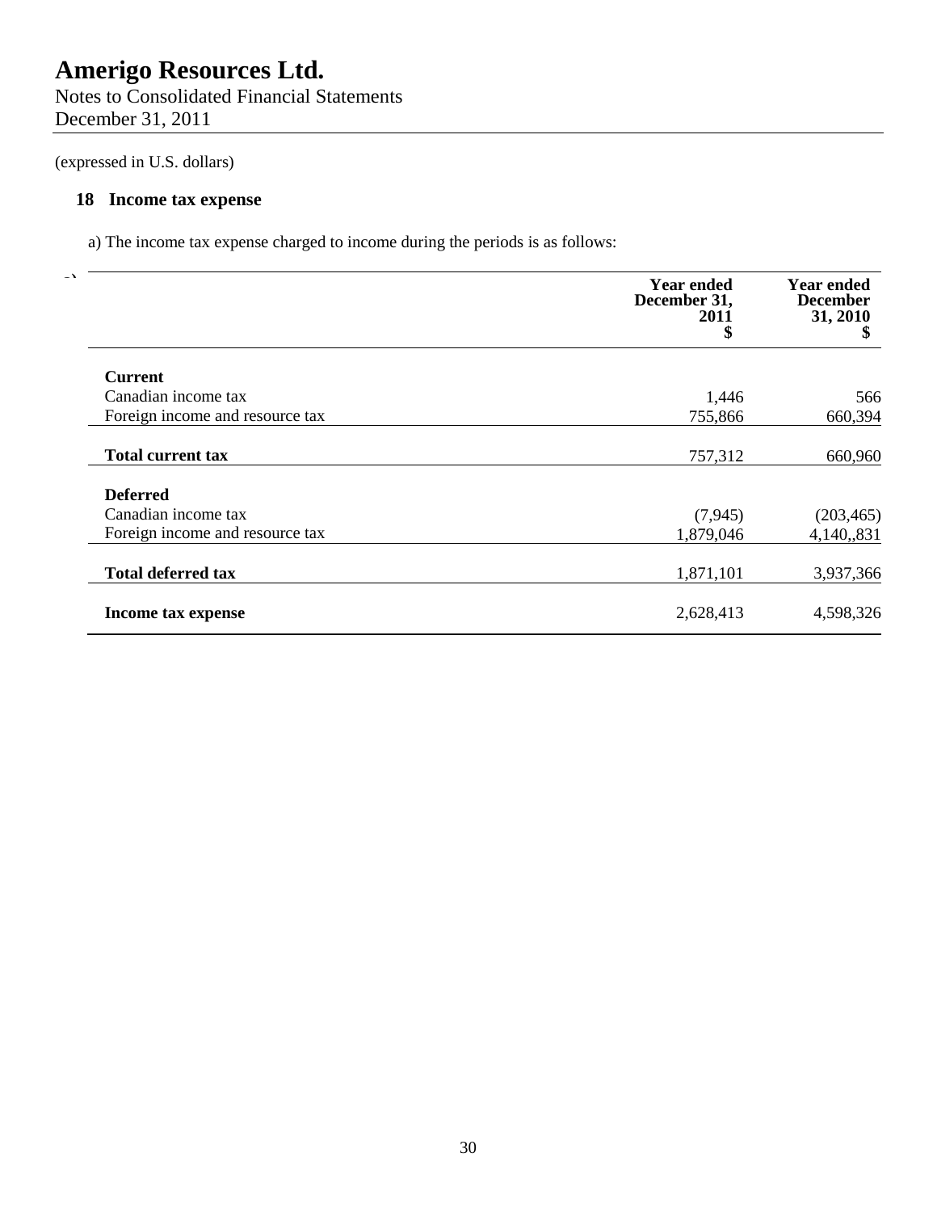# Amerigo Resources Ltd.

Notes to Consolidated Financial Statements
December 31, 2011

(expressed in U.S. dollars)

## 18 Income tax expense

a) The income tax expense charged to income during the periods is as follows:

| | Year ended December 31, 2011 $ | Year ended December 31, 2010 $ |
|---|---|---|
| **Current** | | |
| Canadian income tax | 1,446 | 566 |
| Foreign income and resource tax | 755,866 | 660,394 |
| **Total current tax** | 757,312 | 660,960 |
| **Deferred** | | |
| Canadian income tax | (7,945) | (203,465) |
| Foreign income and resource tax | 1,879,046 | 4,140,,831 |
| **Total deferred tax** | 1,871,101 | 3,937,366 |
| **Income tax expense** | 2,628,413 | 4,598,326 |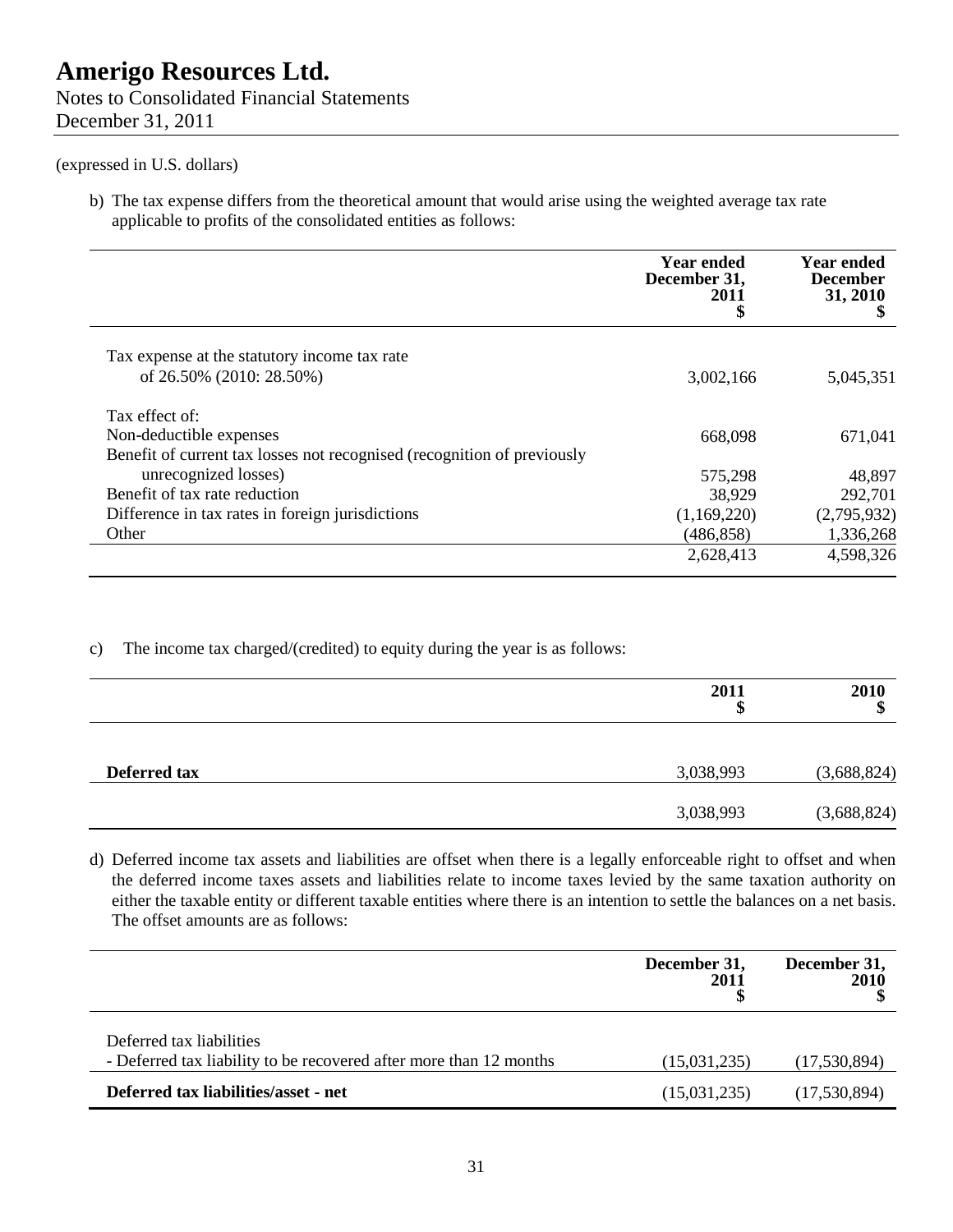(expressed in U.S. dollars)

b) The tax expense differs from the theoretical amount that would arise using the weighted average tax rate applicable to profits of the consolidated entities as follows:

| | Year ended December 31, 2011 $ | Year ended December 31, 2010 $ |
|---|---|---|
| Tax expense at the statutory income tax rate of 26.50% (2010: 28.50%) | 3,002,166 | 5,045,351 |
| Tax effect of: | | |
| Non-deductible expenses | 668,098 | 671,041 |
| Benefit of current tax losses not recognised (recognition of previously unrecognized losses) | 575,298 | 48,897 |
| Benefit of tax rate reduction | 38,929 | 292,701 |
| Difference in tax rates in foreign jurisdictions | (1,169,220) | (2,795,932) |
| Other | (486,858) | 1,336,268 |
| | 2,628,413 | 4,598,326 |

c) The income tax charged/(credited) to equity during the year is as follows:

| | 2011 $ | 2010 $ |
|---|---|---|
| **Deferred tax** | 3,038,993 | (3,688,824) |
| | 3,038,993 | (3,688,824) |

d) Deferred income tax assets and liabilities are offset when there is a legally enforceable right to offset and when the deferred income taxes assets and liabilities relate to income taxes levied by the same taxation authority on either the taxable entity or different taxable entities where there is an intention to settle the balances on a net basis. The offset amounts are as follows:

| | December 31, 2011 $ | December 31, 2010 $ |
|---|---|---|
| Deferred tax liabilities | | |
| - Deferred tax liability to be recovered after more than 12 months | (15,031,235) | (17,530,894) |
| **Deferred tax liabilities/asset - net** | (15,031,235) | (17,530,894) |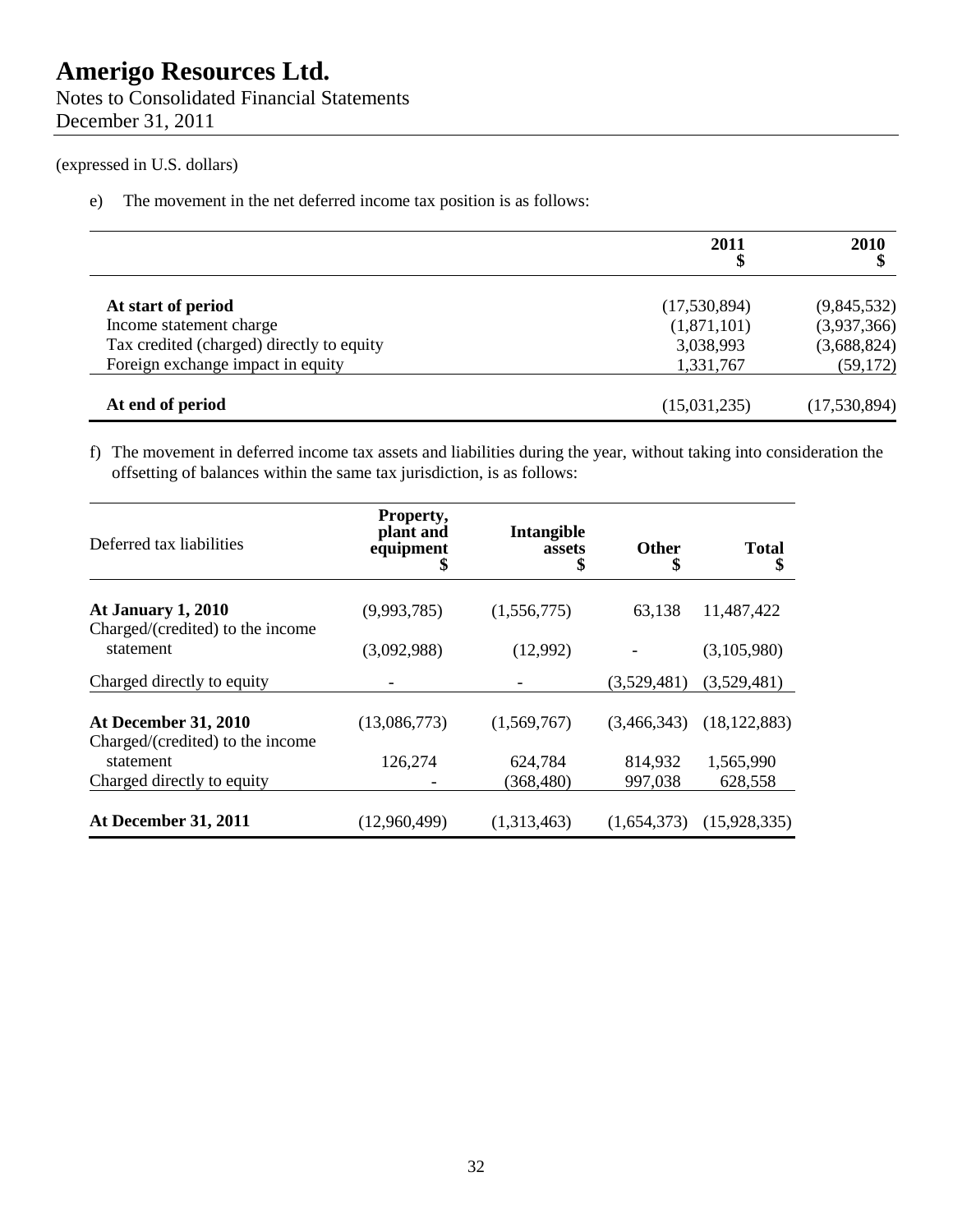# Amerigo Resources Ltd.

Notes to Consolidated Financial Statements
December 31, 2011

(expressed in U.S. dollars)

e) The movement in the net deferred income tax position is as follows:

| | 2011 $ | 2010 $ |
|---|---|---|
| **At start of period** | (17,530,894) | (9,845,532) |
| Income statement charge | (1,871,101) | (3,937,366) |
| Tax credited (charged) directly to equity | 3,038,993 | (3,688,824) |
| Foreign exchange impact in equity | 1,331,767 | (59,172) |
| **At end of period** | (15,031,235) | (17,530,894) |

f) The movement in deferred income tax assets and liabilities during the year, without taking into consideration the offsetting of balances within the same tax jurisdiction, is as follows:

| Deferred tax liabilities | Property, plant and equipment $ | Intangible assets $ | Other $ | Total $ |
|---|---|---|---|---|
| **At January 1, 2010** | (9,993,785) | (1,556,775) | 63,138 | 11,487,422 |
| Charged/(credited) to the income statement | (3,092,988) | (12,992) | - | (3,105,980) |
| Charged directly to equity | - | - | (3,529,481) | (3,529,481) |
| **At December 31, 2010** | (13,086,773) | (1,569,767) | (3,466,343) | (18,122,883) |
| Charged/(credited) to the income statement | 126,274 | 624,784 | 814,932 | 1,565,990 |
| Charged directly to equity | - | (368,480) | 997,038 | 628,558 |
| **At December 31, 2011** | (12,960,499) | (1,313,463) | (1,654,373) | (15,928,335) |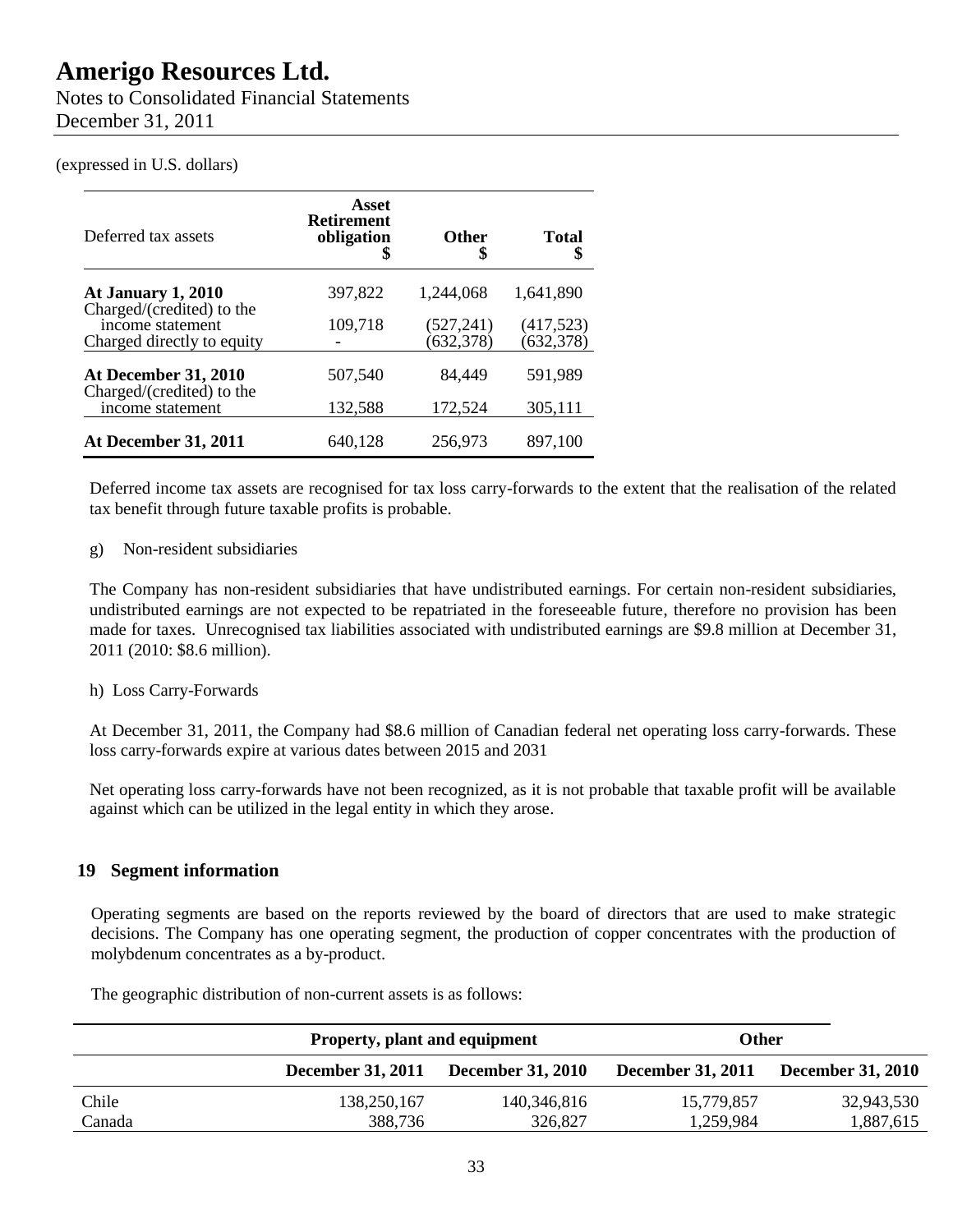(expressed in U.S. dollars)

| Deferred tax assets | Asset Retirement obligation $ | Other $ | Total $ |
|---|---|---|---|
| **At January 1, 2010** | 397,822 | 1,244,068 | 1,641,890 |
| Charged/(credited) to the income statement | 109,718 | (527,241) | (417,523) |
| Charged directly to equity | - | (632,378) | (632,378) |
| **At December 31, 2010** | 507,540 | 84,449 | 591,989 |
| Charged/(credited) to the income statement | 132,588 | 172,524 | 305,111 |
| **At December 31, 2011** | 640,128 | 256,973 | 897,100 |

Deferred income tax assets are recognised for tax loss carry-forwards to the extent that the realisation of the related tax benefit through future taxable profits is probable.

g) Non-resident subsidiaries

The Company has non-resident subsidiaries that have undistributed earnings. For certain non-resident subsidiaries, undistributed earnings are not expected to be repatriated in the foreseeable future, therefore no provision has been made for taxes. Unrecognised tax liabilities associated with undistributed earnings are $9.8 million at December 31, 2011 (2010: $8.6 million).

h) Loss Carry-Forwards

At December 31, 2011, the Company had $8.6 million of Canadian federal net operating loss carry-forwards. These loss carry-forwards expire at various dates between 2015 and 2031

Net operating loss carry-forwards have not been recognized, as it is not probable that taxable profit will be available against which can be utilized in the legal entity in which they arose.

## 19 Segment information

Operating segments are based on the reports reviewed by the board of directors that are used to make strategic decisions. The Company has one operating segment, the production of copper concentrates with the production of molybdenum concentrates as a by-product.

The geographic distribution of non-current assets is as follows:

| | Property, plant and equipment | | Other | |
|---|---|---|---|---|
| | **December 31, 2011** | **December 31, 2010** | **December 31, 2011** | **December 31, 2010** |
| Chile | 138,250,167 | 140,346,816 | 15,779,857 | 32,943,530 |
| Canada | 388,736 | 326,827 | 1,259,984 | 1,887,615 |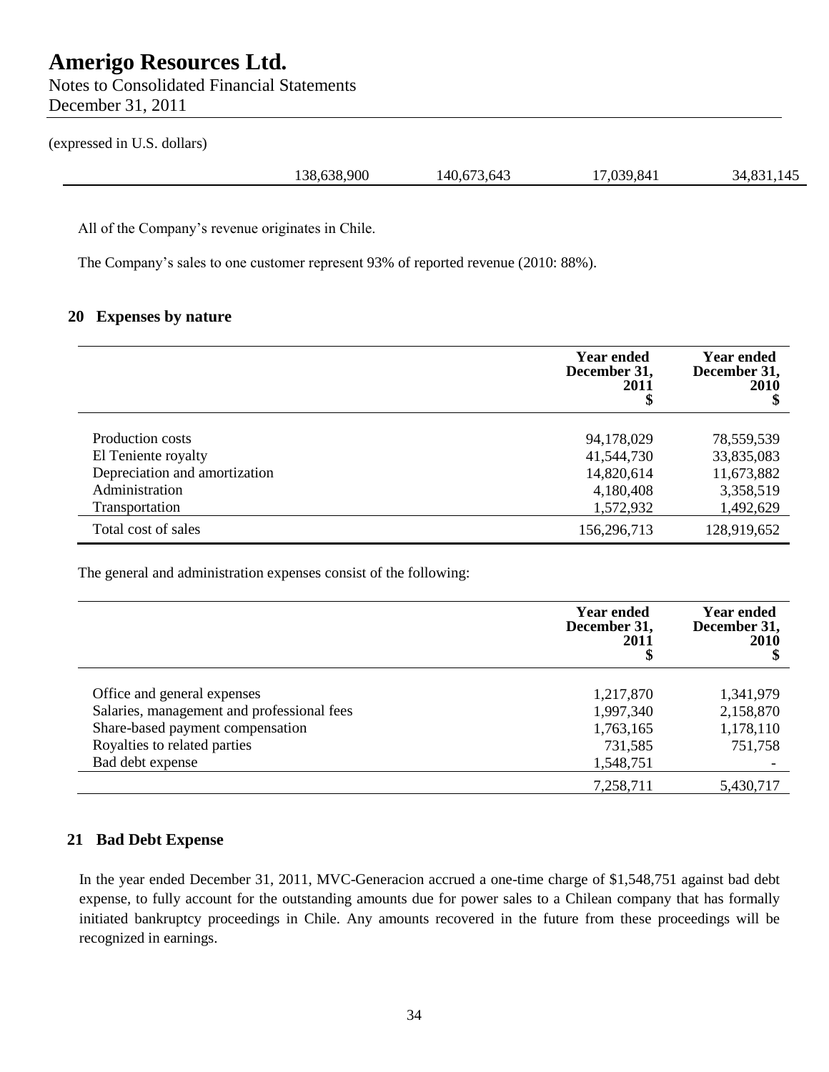(expressed in U.S. dollars)

| | | | |
|---|---|---|---|
| 138,638,900 | 140,673,643 | 17,039,841 | 34,831,145 |

All of the Company's revenue originates in Chile.

The Company's sales to one customer represent 93% of reported revenue (2010: 88%).

## 20 Expenses by nature

| | Year ended December 31, 2011 $ | Year ended December 31, 2010 $ |
|---|---|---|
| Production costs | 94,178,029 | 78,559,539 |
| El Teniente royalty | 41,544,730 | 33,835,083 |
| Depreciation and amortization | 14,820,614 | 11,673,882 |
| Administration | 4,180,408 | 3,358,519 |
| Transportation | 1,572,932 | 1,492,629 |
| Total cost of sales | 156,296,713 | 128,919,652 |

The general and administration expenses consist of the following:

| | Year ended December 31, 2011 $ | Year ended December 31, 2010 $ |
|---|---|---|
| Office and general expenses | 1,217,870 | 1,341,979 |
| Salaries, management and professional fees | 1,997,340 | 2,158,870 |
| Share-based payment compensation | 1,763,165 | 1,178,110 |
| Royalties to related parties | 731,585 | 751,758 |
| Bad debt expense | 1,548,751 | - |
| | 7,258,711 | 5,430,717 |

## 21 Bad Debt Expense

In the year ended December 31, 2011, MVC-Generacion accrued a one-time charge of $1,548,751 against bad debt expense, to fully account for the outstanding amounts due for power sales to a Chilean company that has formally initiated bankruptcy proceedings in Chile. Any amounts recovered in the future from these proceedings will be recognized in earnings.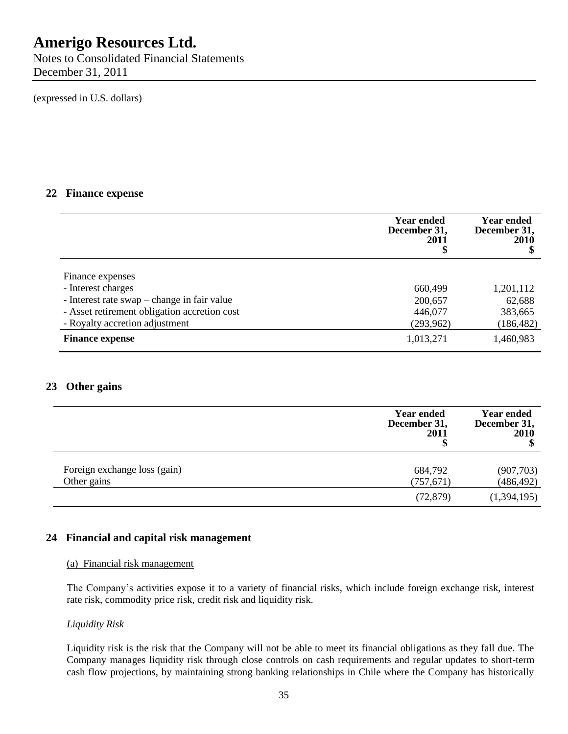# Amerigo Resources Ltd.

Notes to Consolidated Financial Statements
December 31, 2011

(expressed in U.S. dollars)

## 22 Finance expense

| | Year ended December 31, 2011 $ | Year ended December 31, 2010 $ |
|---|---|---|
| Finance expenses | | |
| - Interest charges | 660,499 | 1,201,112 |
| - Interest rate swap – change in fair value | 200,657 | 62,688 |
| - Asset retirement obligation accretion cost | 446,077 | 383,665 |
| - Royalty accretion adjustment | (293,962) | (186,482) |
| **Finance expense** | 1,013,271 | 1,460,983 |

## 23 Other gains

| | Year ended December 31, 2011 $ | Year ended December 31, 2010 $ |
|---|---|---|
| Foreign exchange loss (gain) | 684,792 | (907,703) |
| Other gains | (757,671) | (486,492) |
| | (72,879) | (1,394,195) |

## 24 Financial and capital risk management

(a) Financial risk management

The Company's activities expose it to a variety of financial risks, which include foreign exchange risk, interest rate risk, commodity price risk, credit risk and liquidity risk.

*Liquidity Risk*

Liquidity risk is the risk that the Company will not be able to meet its financial obligations as they fall due. The Company manages liquidity risk through close controls on cash requirements and regular updates to short-term cash flow projections, by maintaining strong banking relationships in Chile where the Company has historically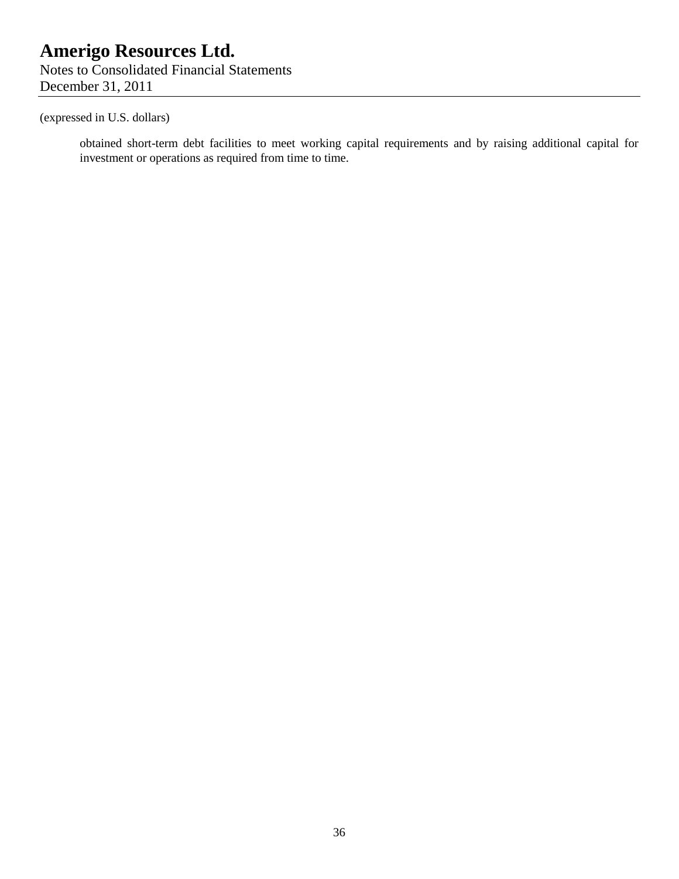obtained short-term debt facilities to meet working capital requirements and by raising additional capital for investment or operations as required from time to time.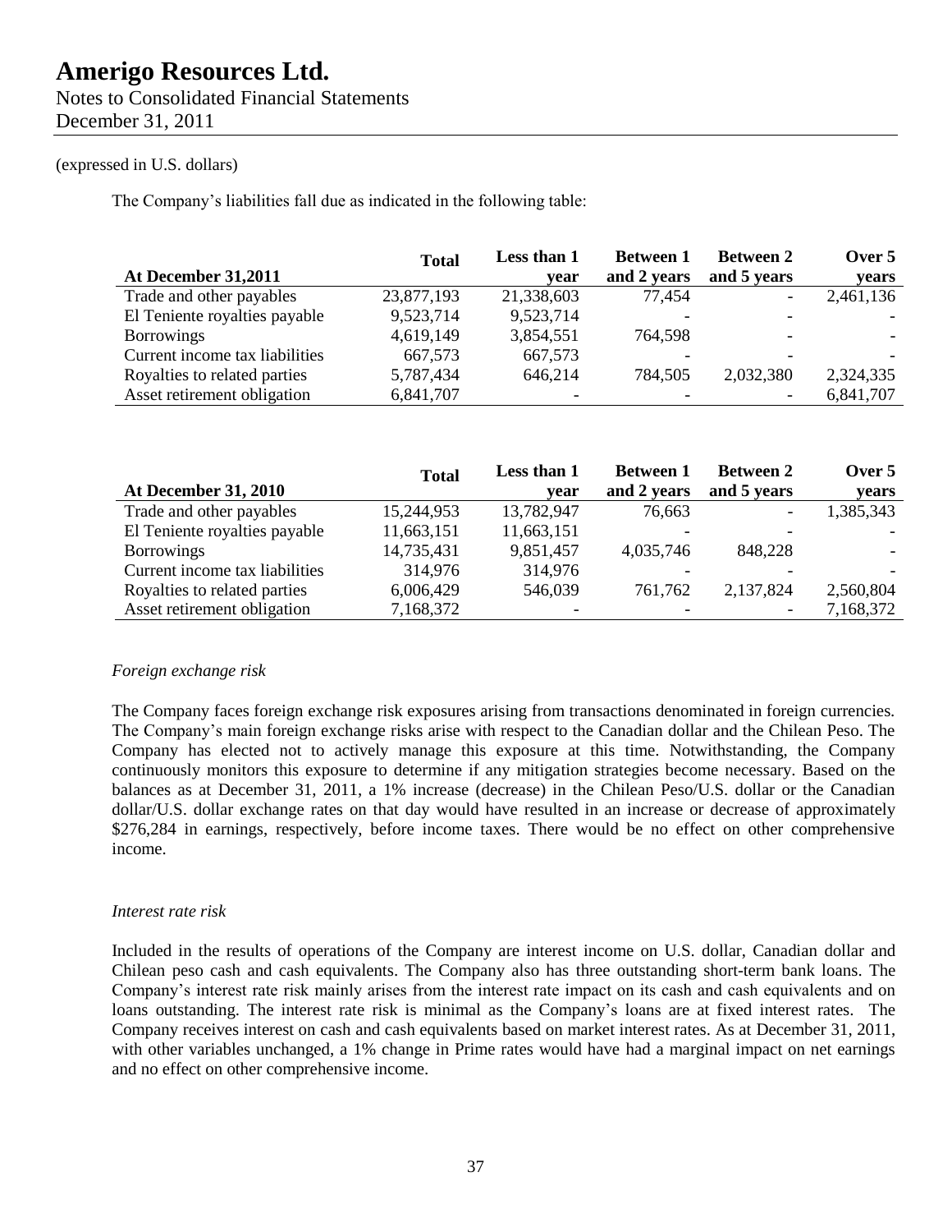(expressed in U.S. dollars)

The Company's liabilities fall due as indicated in the following table:

| At December 31,2011 | Total | Less than 1 year | Between 1 and 2 years | Between 2 and 5 years | Over 5 years |
|---|---|---|---|---|---|
| Trade and other payables | 23,877,193 | 21,338,603 | 77,454 | - | 2,461,136 |
| El Teniente royalties payable | 9,523,714 | 9,523,714 | - | - | - |
| Borrowings | 4,619,149 | 3,854,551 | 764,598 | - | - |
| Current income tax liabilities | 667,573 | 667,573 | - | - | - |
| Royalties to related parties | 5,787,434 | 646,214 | 784,505 | 2,032,380 | 2,324,335 |
| Asset retirement obligation | 6,841,707 | - | - | - | 6,841,707 |

| At December 31, 2010 | Total | Less than 1 year | Between 1 and 2 years | Between 2 and 5 years | Over 5 years |
|---|---|---|---|---|---|
| Trade and other payables | 15,244,953 | 13,782,947 | 76,663 | - | 1,385,343 |
| El Teniente royalties payable | 11,663,151 | 11,663,151 | - | - | - |
| Borrowings | 14,735,431 | 9,851,457 | 4,035,746 | 848,228 | - |
| Current income tax liabilities | 314,976 | 314,976 | - | - | - |
| Royalties to related parties | 6,006,429 | 546,039 | 761,762 | 2,137,824 | 2,560,804 |
| Asset retirement obligation | 7,168,372 | - | - | - | 7,168,372 |

*Foreign exchange risk*

The Company faces foreign exchange risk exposures arising from transactions denominated in foreign currencies. The Company's main foreign exchange risks arise with respect to the Canadian dollar and the Chilean Peso. The Company has elected not to actively manage this exposure at this time. Notwithstanding, the Company continuously monitors this exposure to determine if any mitigation strategies become necessary. Based on the balances as at December 31, 2011, a 1% increase (decrease) in the Chilean Peso/U.S. dollar or the Canadian dollar/U.S. dollar exchange rates on that day would have resulted in an increase or decrease of approximately $276,284 in earnings, respectively, before income taxes. There would be no effect on other comprehensive income.

*Interest rate risk*

Included in the results of operations of the Company are interest income on U.S. dollar, Canadian dollar and Chilean peso cash and cash equivalents. The Company also has three outstanding short-term bank loans. The Company's interest rate risk mainly arises from the interest rate impact on its cash and cash equivalents and on loans outstanding. The interest rate risk is minimal as the Company's loans are at fixed interest rates. The Company receives interest on cash and cash equivalents based on market interest rates. As at December 31, 2011, with other variables unchanged, a 1% change in Prime rates would have had a marginal impact on net earnings and no effect on other comprehensive income.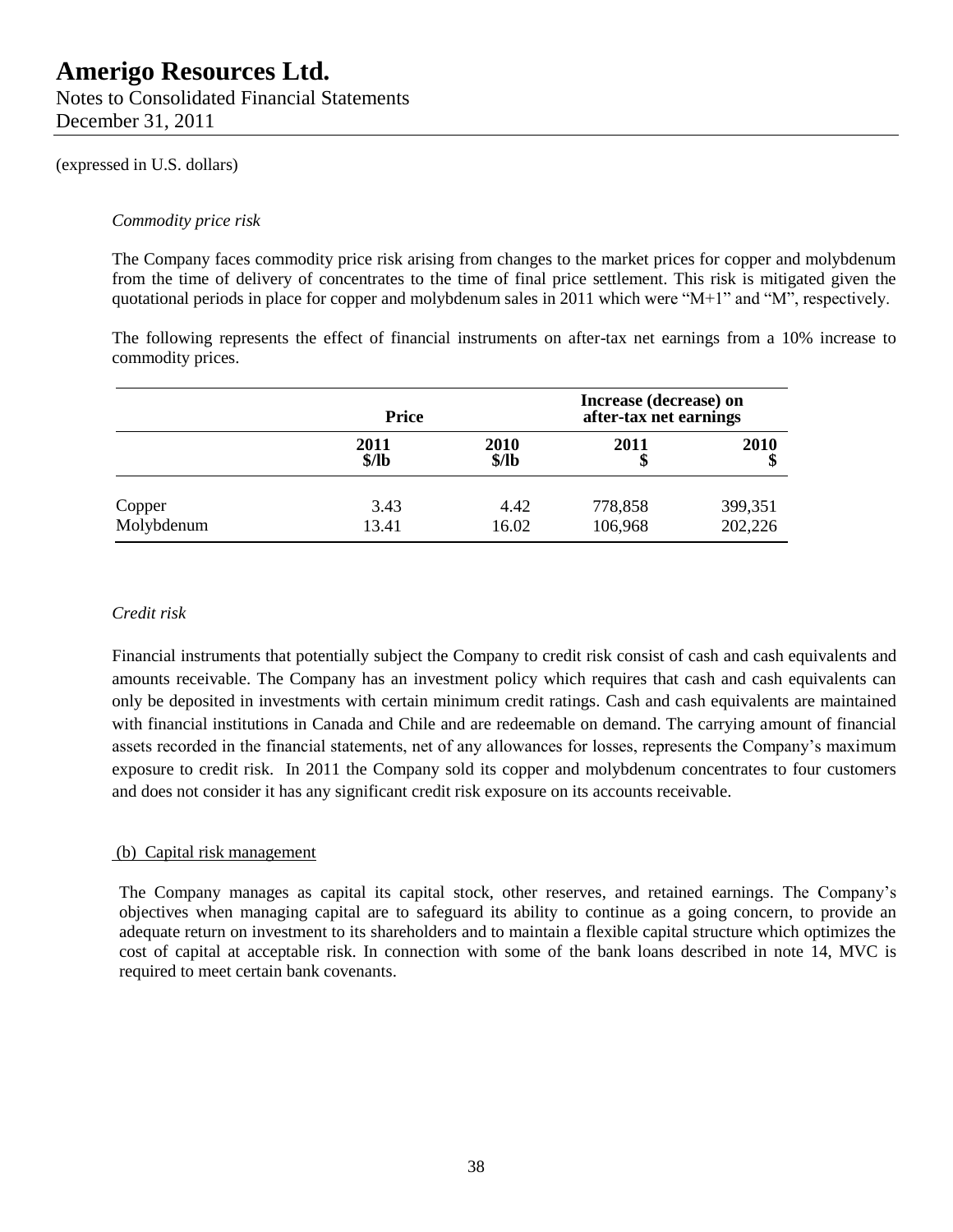(expressed in U.S. dollars)

*Commodity price risk*

The Company faces commodity price risk arising from changes to the market prices for copper and molybdenum from the time of delivery of concentrates to the time of final price settlement. This risk is mitigated given the quotational periods in place for copper and molybdenum sales in 2011 which were "M+1" and "M", respectively.

The following represents the effect of financial instruments on after-tax net earnings from a 10% increase to commodity prices.

| | **Price** | | **Increase (decrease) on after-tax net earnings** | |
|---|---|---|---|---|
| | **2011 $/lb** | **2010 $/lb** | **2011 $** | **2010 $** |
| Copper | 3.43 | 4.42 | 778,858 | 399,351 |
| Molybdenum | 13.41 | 16.02 | 106,968 | 202,226 |

*Credit risk*

Financial instruments that potentially subject the Company to credit risk consist of cash and cash equivalents and amounts receivable. The Company has an investment policy which requires that cash and cash equivalents can only be deposited in investments with certain minimum credit ratings. Cash and cash equivalents are maintained with financial institutions in Canada and Chile and are redeemable on demand. The carrying amount of financial assets recorded in the financial statements, net of any allowances for losses, represents the Company's maximum exposure to credit risk. In 2011 the Company sold its copper and molybdenum concentrates to four customers and does not consider it has any significant credit risk exposure on its accounts receivable.

(b) Capital risk management

The Company manages as capital its capital stock, other reserves, and retained earnings. The Company's objectives when managing capital are to safeguard its ability to continue as a going concern, to provide an adequate return on investment to its shareholders and to maintain a flexible capital structure which optimizes the cost of capital at acceptable risk. In connection with some of the bank loans described in note 14, MVC is required to meet certain bank covenants.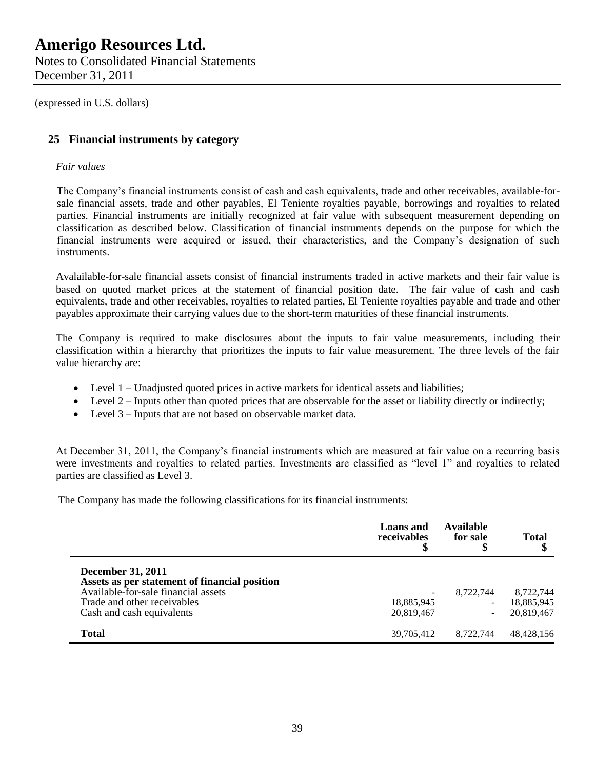# Amerigo Resources Ltd.

Notes to Consolidated Financial Statements
December 31, 2011

(expressed in U.S. dollars)

## 25 Financial instruments by category

*Fair values*

The Company's financial instruments consist of cash and cash equivalents, trade and other receivables, available-for-sale financial assets, trade and other payables, El Teniente royalties payable, borrowings and royalties to related parties. Financial instruments are initially recognized at fair value with subsequent measurement depending on classification as described below. Classification of financial instruments depends on the purpose for which the financial instruments were acquired or issued, their characteristics, and the Company's designation of such instruments.

Avalailable-for-sale financial assets consist of financial instruments traded in active markets and their fair value is based on quoted market prices at the statement of financial position date. The fair value of cash and cash equivalents, trade and other receivables, royalties to related parties, El Teniente royalties payable and trade and other payables approximate their carrying values due to the short-term maturities of these financial instruments.

The Company is required to make disclosures about the inputs to fair value measurements, including their classification within a hierarchy that prioritizes the inputs to fair value measurement. The three levels of the fair value hierarchy are:

- Level 1 – Unadjusted quoted prices in active markets for identical assets and liabilities;
- Level 2 – Inputs other than quoted prices that are observable for the asset or liability directly or indirectly;
- Level 3 – Inputs that are not based on observable market data.

At December 31, 2011, the Company's financial instruments which are measured at fair value on a recurring basis were investments and royalties to related parties. Investments are classified as "level 1" and royalties to related parties are classified as Level 3.

The Company has made the following classifications for its financial instruments:

| | Loans and receivables $ | Available for sale $ | Total $ |
|---|---|---|---|
| **December 31, 2011** | | | |
| **Assets as per statement of financial position** | | | |
| Available-for-sale financial assets | - | 8,722,744 | 8,722,744 |
| Trade and other receivables | 18,885,945 | - | 18,885,945 |
| Cash and cash equivalents | 20,819,467 | - | 20,819,467 |
| **Total** | 39,705,412 | 8,722,744 | 48,428,156 |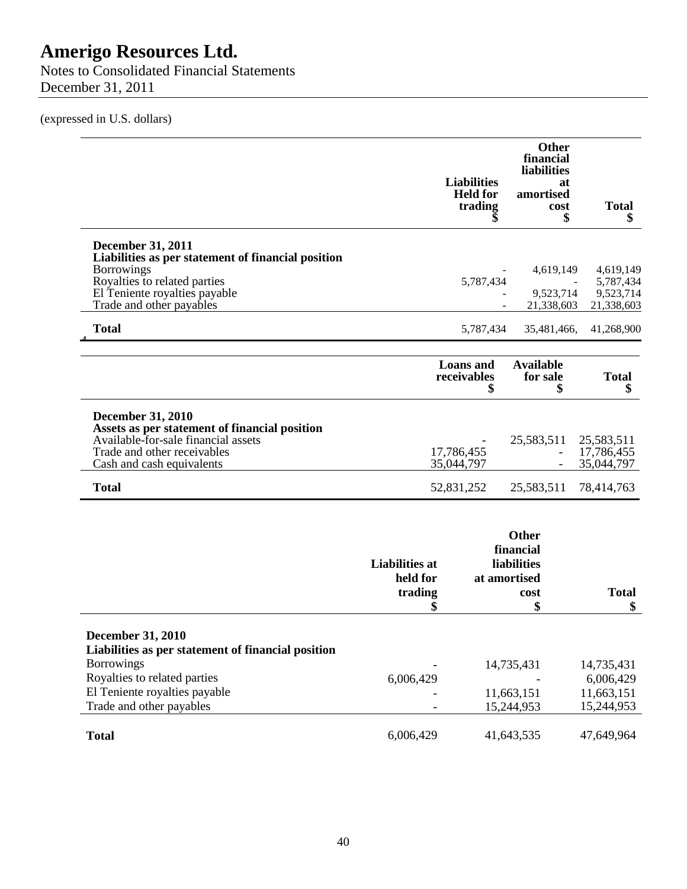# Amerigo Resources Ltd.

Notes to Consolidated Financial Statements
December 31, 2011

(expressed in U.S. dollars)

| | Liabilities Held for trading $ | Other financial liabilities at amortised cost $ | Total $ |
|---|---|---|---|
| **December 31, 2011** | | | |
| **Liabilities as per statement of financial position** | | | |
| Borrowings | - | 4,619,149 | 4,619,149 |
| Royalties to related parties | 5,787,434 | - | 5,787,434 |
| El Teniente royalties payable | - | 9,523,714 | 9,523,714 |
| Trade and other payables | - | 21,338,603 | 21,338,603 |
| **Total** | 5,787,434 | 35,481,466, | 41,268,900 |

| | Loans and receivables $ | Available for sale $ | Total $ |
|---|---|---|---|
| **December 31, 2010** | | | |
| **Assets as per statement of financial position** | | | |
| Available-for-sale financial assets | - | 25,583,511 | 25,583,511 |
| Trade and other receivables | 17,786,455 | - | 17,786,455 |
| Cash and cash equivalents | 35,044,797 | - | 35,044,797 |
| **Total** | 52,831,252 | 25,583,511 | 78,414,763 |

| | Liabilities at held for trading $ | Other financial liabilities at amortised cost $ | Total $ |
|---|---|---|---|
| **December 31, 2010** | | | |
| **Liabilities as per statement of financial position** | | | |
| Borrowings | - | 14,735,431 | 14,735,431 |
| Royalties to related parties | 6,006,429 | - | 6,006,429 |
| El Teniente royalties payable | - | 11,663,151 | 11,663,151 |
| Trade and other payables | - | 15,244,953 | 15,244,953 |
| **Total** | 6,006,429 | 41,643,535 | 47,649,964 |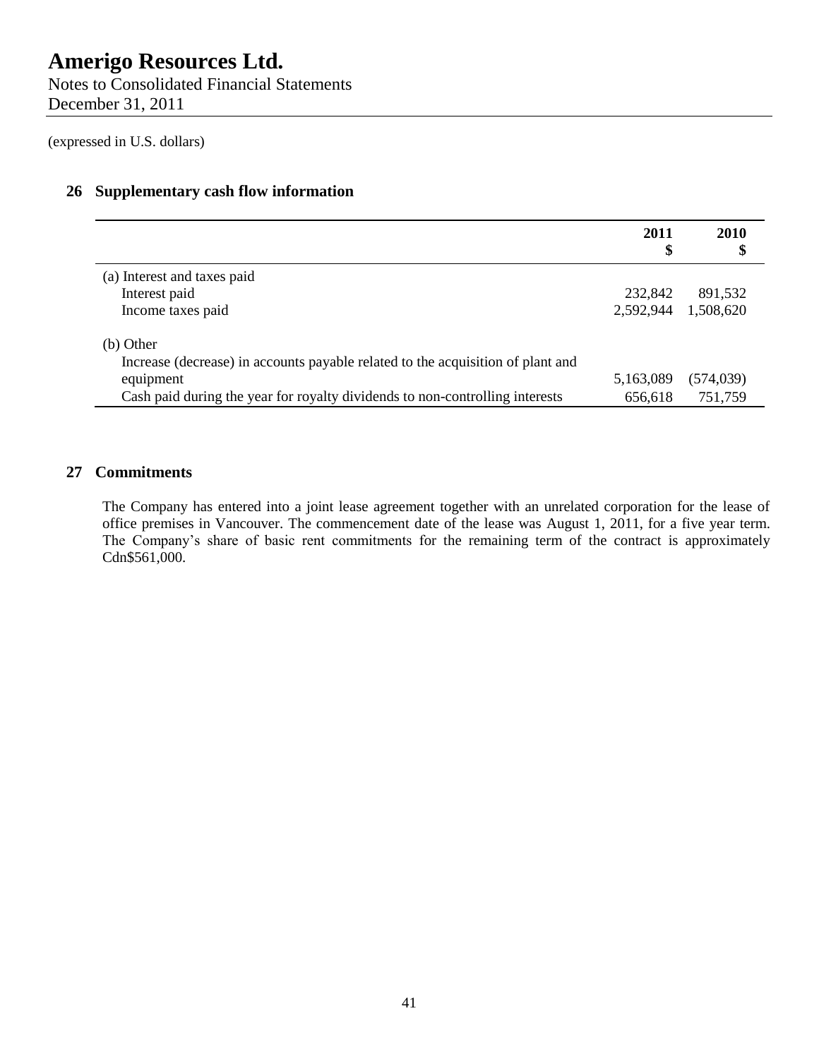# Amerigo Resources Ltd.

Notes to Consolidated Financial Statements
December 31, 2011

(expressed in U.S. dollars)

## 26 Supplementary cash flow information

| | 2011 $ | 2010 $ |
|---|---|---|
| (a) Interest and taxes paid | | |
| Interest paid | 232,842 | 891,532 |
| Income taxes paid | 2,592,944 | 1,508,620 |
| (b) Other | | |
| Increase (decrease) in accounts payable related to the acquisition of plant and equipment | 5,163,089 | (574,039) |
| Cash paid during the year for royalty dividends to non-controlling interests | 656,618 | 751,759 |

## 27 Commitments

The Company has entered into a joint lease agreement together with an unrelated corporation for the lease of office premises in Vancouver. The commencement date of the lease was August 1, 2011, for a five year term. The Company's share of basic rent commitments for the remaining term of the contract is approximately Cdn$561,000.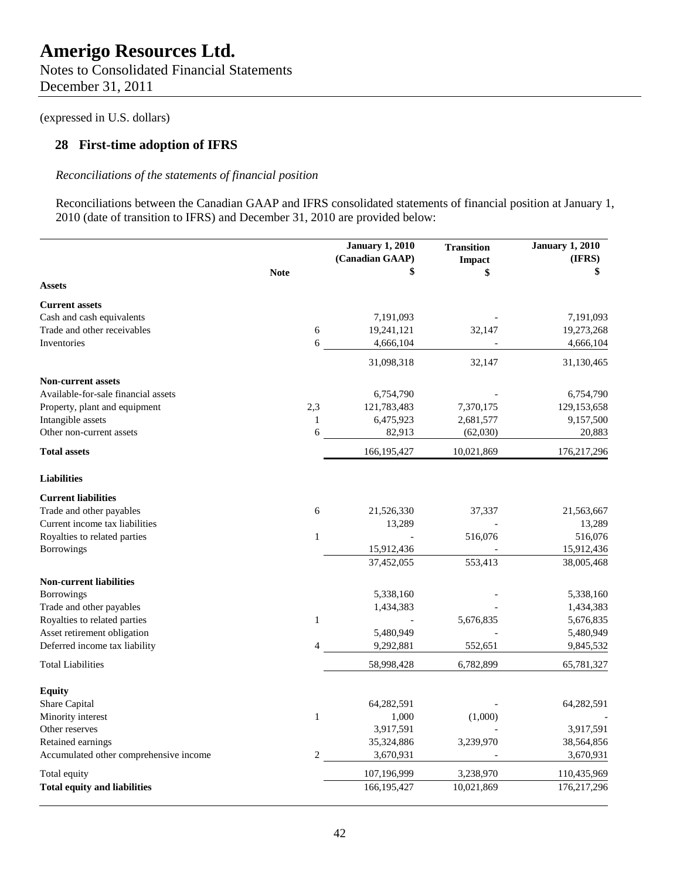# Amerigo Resources Ltd.

Notes to Consolidated Financial Statements
December 31, 2011

(expressed in U.S. dollars)

## 28 First-time adoption of IFRS

*Reconciliations of the statements of financial position*

Reconciliations between the Canadian GAAP and IFRS consolidated statements of financial position at January 1, 2010 (date of transition to IFRS) and December 31, 2010 are provided below:

| | Note | January 1, 2010 (Canadian GAAP) $ | Transition Impact $ | January 1, 2010 (IFRS) $ |
|---|---|---|---|---|
| **Assets** | | | | |
| **Current assets** | | | | |
| Cash and cash equivalents | | 7,191,093 | - | 7,191,093 |
| Trade and other receivables | 6 | 19,241,121 | 32,147 | 19,273,268 |
| Inventories | 6 | 4,666,104 | - | 4,666,104 |
| | | 31,098,318 | 32,147 | 31,130,465 |
| **Non-current assets** | | | | |
| Available-for-sale financial assets | | 6,754,790 | - | 6,754,790 |
| Property, plant and equipment | 2,3 | 121,783,483 | 7,370,175 | 129,153,658 |
| Intangible assets | 1 | 6,475,923 | 2,681,577 | 9,157,500 |
| Other non-current assets | 6 | 82,913 | (62,030) | 20,883 |
| **Total assets** | | 166,195,427 | 10,021,869 | 176,217,296 |
| **Liabilities** | | | | |
| **Current liabilities** | | | | |
| Trade and other payables | 6 | 21,526,330 | 37,337 | 21,563,667 |
| Current income tax liabilities | | 13,289 | - | 13,289 |
| Royalties to related parties | 1 | - | 516,076 | 516,076 |
| Borrowings | | 15,912,436 | - | 15,912,436 |
| | | 37,452,055 | 553,413 | 38,005,468 |
| **Non-current liabilities** | | | | |
| Borrowings | | 5,338,160 | - | 5,338,160 |
| Trade and other payables | | 1,434,383 | - | 1,434,383 |
| Royalties to related parties | 1 | - | 5,676,835 | 5,676,835 |
| Asset retirement obligation | | 5,480,949 | - | 5,480,949 |
| Deferred income tax liability | 4 | 9,292,881 | 552,651 | 9,845,532 |
| Total Liabilities | | 58,998,428 | 6,782,899 | 65,781,327 |
| **Equity** | | | | |
| Share Capital | | 64,282,591 | - | 64,282,591 |
| Minority interest | 1 | 1,000 | (1,000) | - |
| Other reserves | | 3,917,591 | - | 3,917,591 |
| Retained earnings | | 35,324,886 | 3,239,970 | 38,564,856 |
| Accumulated other comprehensive income | 2 | 3,670,931 | - | 3,670,931 |
| Total equity | | 107,196,999 | 3,238,970 | 110,435,969 |
| **Total equity and liabilities** | | 166,195,427 | 10,021,869 | 176,217,296 |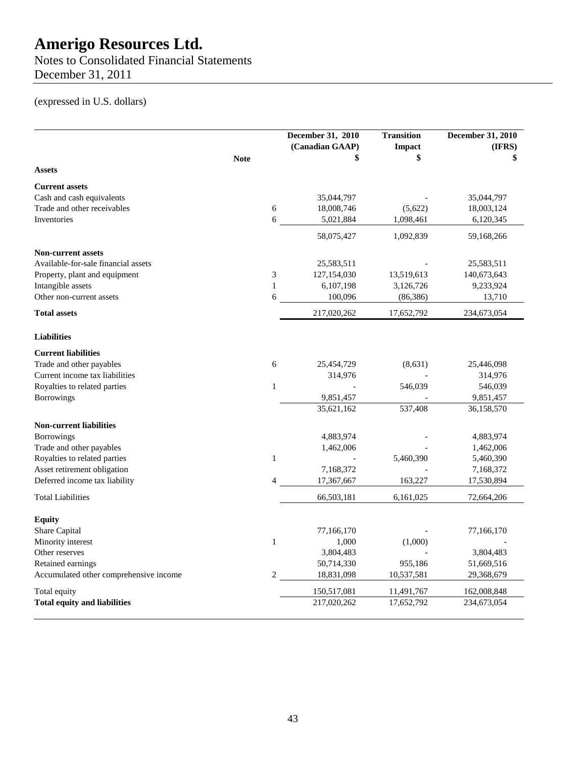# Amerigo Resources Ltd.

Notes to Consolidated Financial Statements
December 31, 2011

(expressed in U.S. dollars)

| | Note | December 31, 2010 (Canadian GAAP) $ | Transition Impact $ | December 31, 2010 (IFRS) $ |
|---|---|---|---|---|
| **Assets** | | | | |
| **Current assets** | | | | |
| Cash and cash equivalents | | 35,044,797 | - | 35,044,797 |
| Trade and other receivables | 6 | 18,008,746 | (5,622) | 18,003,124 |
| Inventories | 6 | 5,021,884 | 1,098,461 | 6,120,345 |
| | | 58,075,427 | 1,092,839 | 59,168,266 |
| **Non-current assets** | | | | |
| Available-for-sale financial assets | | 25,583,511 | - | 25,583,511 |
| Property, plant and equipment | 3 | 127,154,030 | 13,519,613 | 140,673,643 |
| Intangible assets | 1 | 6,107,198 | 3,126,726 | 9,233,924 |
| Other non-current assets | 6 | 100,096 | (86,386) | 13,710 |
| **Total assets** | | 217,020,262 | 17,652,792 | 234,673,054 |
| **Liabilities** | | | | |
| **Current liabilities** | | | | |
| Trade and other payables | 6 | 25,454,729 | (8,631) | 25,446,098 |
| Current income tax liabilities | | 314,976 | - | 314,976 |
| Royalties to related parties | 1 | - | 546,039 | 546,039 |
| Borrowings | | 9,851,457 | - | 9,851,457 |
| | | 35,621,162 | 537,408 | 36,158,570 |
| **Non-current liabilities** | | | | |
| Borrowings | | 4,883,974 | - | 4,883,974 |
| Trade and other payables | | 1,462,006 | - | 1,462,006 |
| Royalties to related parties | 1 | - | 5,460,390 | 5,460,390 |
| Asset retirement obligation | | 7,168,372 | - | 7,168,372 |
| Deferred income tax liability | 4 | 17,367,667 | 163,227 | 17,530,894 |
| Total Liabilities | | 66,503,181 | 6,161,025 | 72,664,206 |
| **Equity** | | | | |
| Share Capital | | 77,166,170 | - | 77,166,170 |
| Minority interest | 1 | 1,000 | (1,000) | - |
| Other reserves | | 3,804,483 | - | 3,804,483 |
| Retained earnings | | 50,714,330 | 955,186 | 51,669,516 |
| Accumulated other comprehensive income | 2 | 18,831,098 | 10,537,581 | 29,368,679 |
| Total equity | | 150,517,081 | 11,491,767 | 162,008,848 |
| **Total equity and liabilities** | | 217,020,262 | 17,652,792 | 234,673,054 |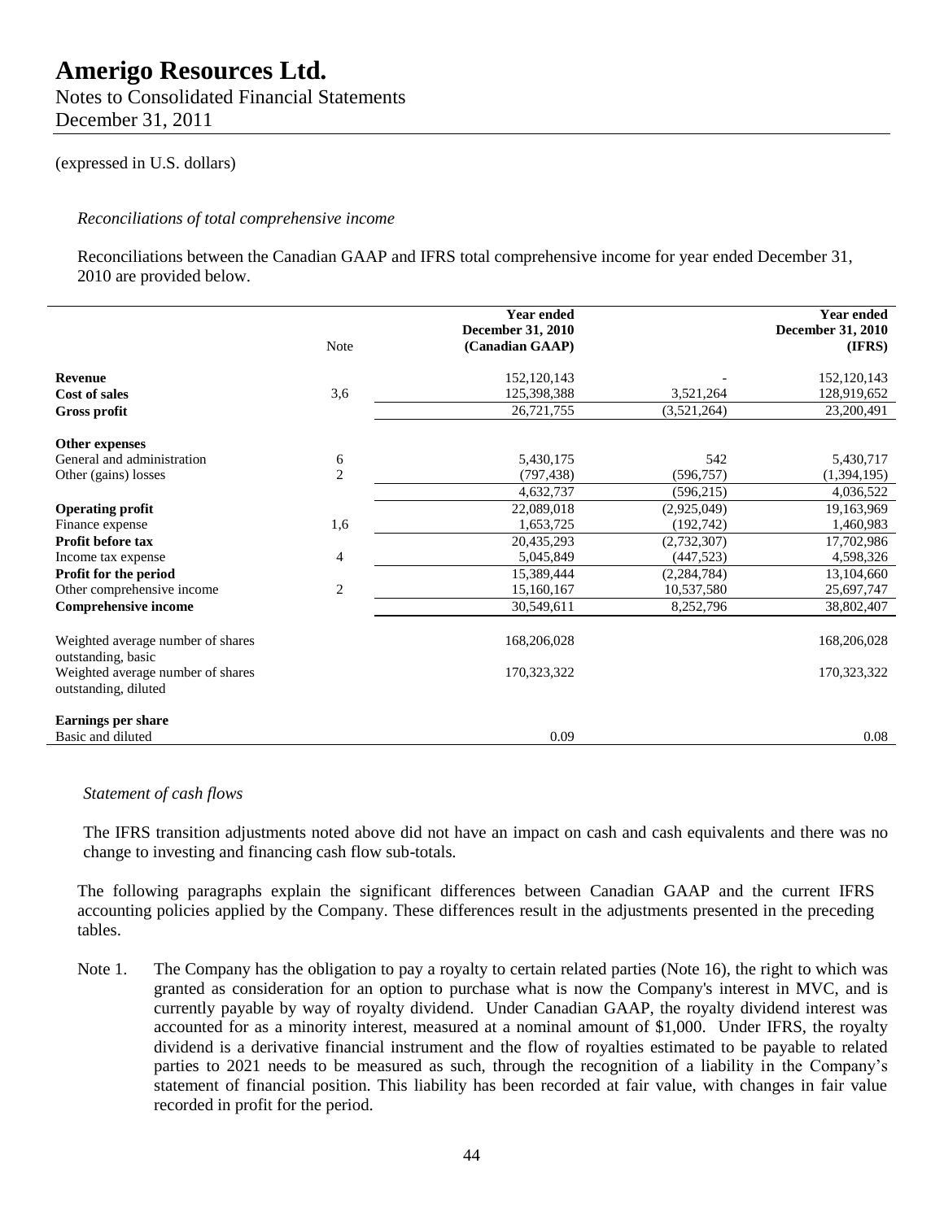# Amerigo Resources Ltd.

Notes to Consolidated Financial Statements
December 31, 2011

(expressed in U.S. dollars)

*Reconciliations of total comprehensive income*

Reconciliations between the Canadian GAAP and IFRS total comprehensive income for year ended December 31, 2010 are provided below.

| | Note | Year ended December 31, 2010 (Canadian GAAP) | | Year ended December 31, 2010 (IFRS) |
|---|---|---|---|---|
| **Revenue** | | 152,120,143 | - | 152,120,143 |
| **Cost of sales** | 3,6 | 125,398,388 | 3,521,264 | 128,919,652 |
| **Gross profit** | | 26,721,755 | (3,521,264) | 23,200,491 |
| **Other expenses** | | | | |
| General and administration | 6 | 5,430,175 | 542 | 5,430,717 |
| Other (gains) losses | 2 | (797,438) | (596,757) | (1,394,195) |
| | | 4,632,737 | (596,215) | 4,036,522 |
| **Operating profit** | | 22,089,018 | (2,925,049) | 19,163,969 |
| Finance expense | 1,6 | 1,653,725 | (192,742) | 1,460,983 |
| **Profit before tax** | | 20,435,293 | (2,732,307) | 17,702,986 |
| Income tax expense | 4 | 5,045,849 | (447,523) | 4,598,326 |
| **Profit for the period** | | 15,389,444 | (2,284,784) | 13,104,660 |
| Other comprehensive income | 2 | 15,160,167 | 10,537,580 | 25,697,747 |
| **Comprehensive income** | | 30,549,611 | 8,252,796 | 38,802,407 |
| Weighted average number of shares outstanding, basic | | 168,206,028 | | 168,206,028 |
| Weighted average number of shares outstanding, diluted | | 170,323,322 | | 170,323,322 |
| **Earnings per share** | | | | |
| Basic and diluted | | 0.09 | | 0.08 |

*Statement of cash flows*

The IFRS transition adjustments noted above did not have an impact on cash and cash equivalents and there was no change to investing and financing cash flow sub-totals.

The following paragraphs explain the significant differences between Canadian GAAP and the current IFRS accounting policies applied by the Company. These differences result in the adjustments presented in the preceding tables.

Note 1. The Company has the obligation to pay a royalty to certain related parties (Note 16), the right to which was granted as consideration for an option to purchase what is now the Company's interest in MVC, and is currently payable by way of royalty dividend. Under Canadian GAAP, the royalty dividend interest was accounted for as a minority interest, measured at a nominal amount of $1,000. Under IFRS, the royalty dividend is a derivative financial instrument and the flow of royalties estimated to be payable to related parties to 2021 needs to be measured as such, through the recognition of a liability in the Company's statement of financial position. This liability has been recorded at fair value, with changes in fair value recorded in profit for the period.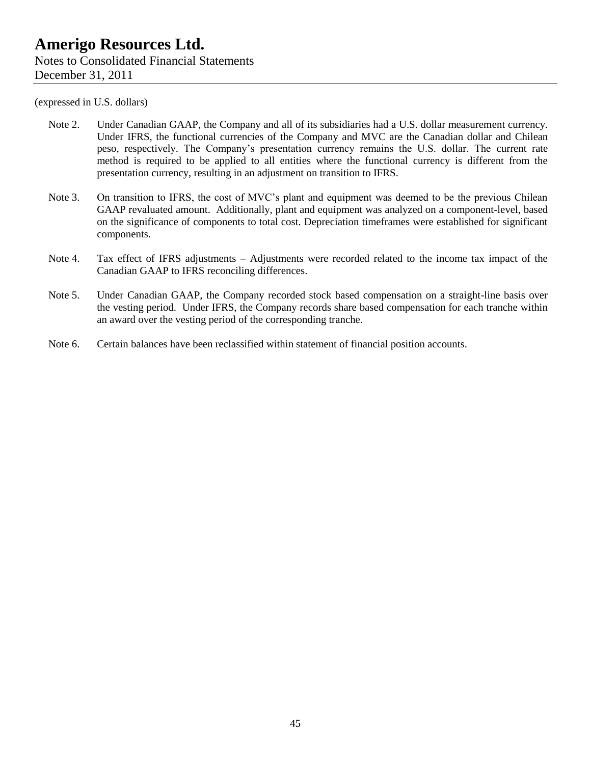(expressed in U.S. dollars)

Note 2. Under Canadian GAAP, the Company and all of its subsidiaries had a U.S. dollar measurement currency. Under IFRS, the functional currencies of the Company and MVC are the Canadian dollar and Chilean peso, respectively. The Company's presentation currency remains the U.S. dollar. The current rate method is required to be applied to all entities where the functional currency is different from the presentation currency, resulting in an adjustment on transition to IFRS.

Note 3. On transition to IFRS, the cost of MVC's plant and equipment was deemed to be the previous Chilean GAAP revaluated amount. Additionally, plant and equipment was analyzed on a component-level, based on the significance of components to total cost. Depreciation timeframes were established for significant components.

Note 4. Tax effect of IFRS adjustments – Adjustments were recorded related to the income tax impact of the Canadian GAAP to IFRS reconciling differences.

Note 5. Under Canadian GAAP, the Company recorded stock based compensation on a straight-line basis over the vesting period. Under IFRS, the Company records share based compensation for each tranche within an award over the vesting period of the corresponding tranche.

Note 6. Certain balances have been reclassified within statement of financial position accounts.